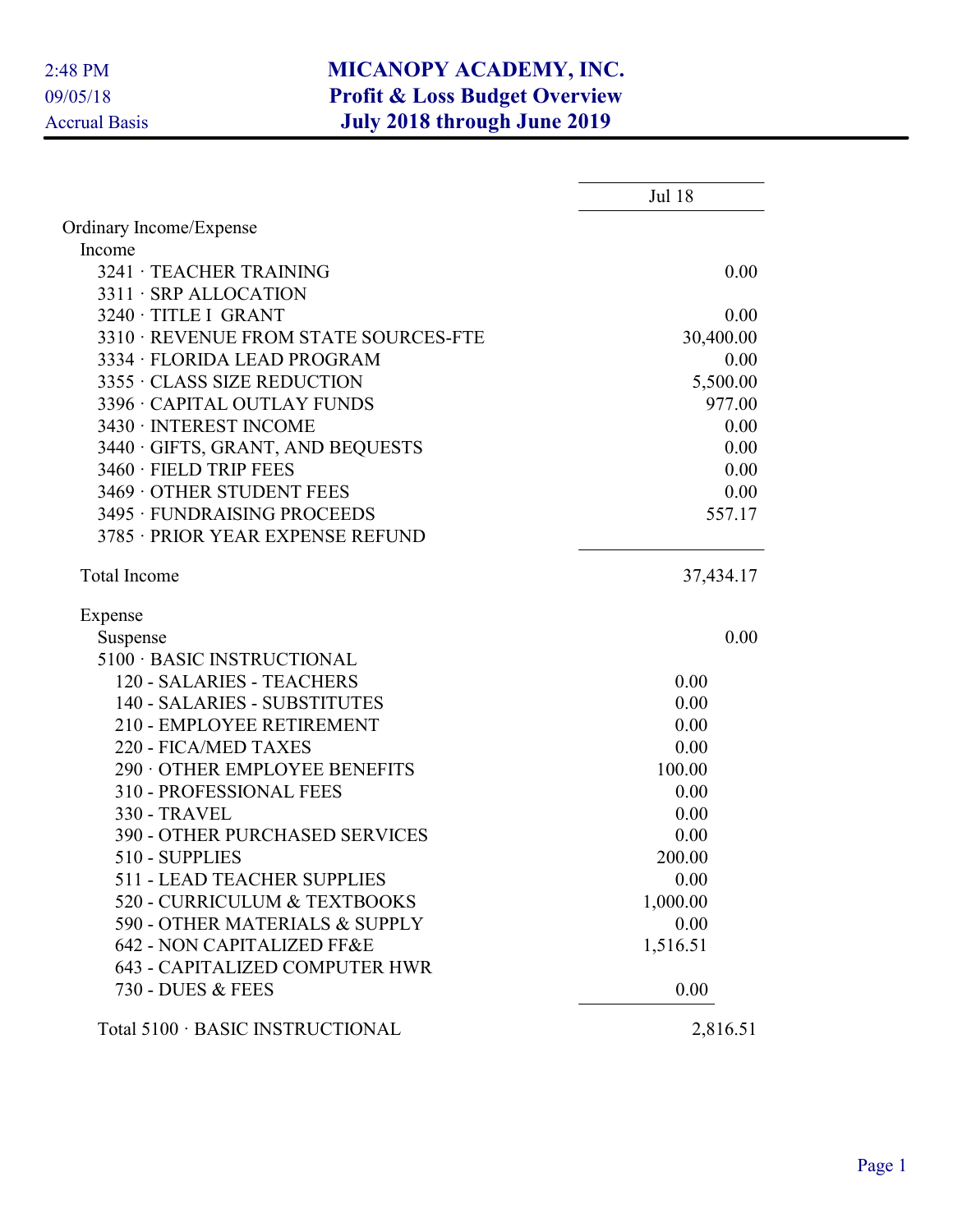# MICANOPY ACADEMY, INC.
## Profit & Loss Budget Overview
## July 2018 through June 2019

2:48 PM
09/05/18
Accrual Basis

| | | Jul 18 |
|---|---|---|
| Ordinary Income/Expense | | |
| Income | | |
| 3241 · TEACHER TRAINING | | 0.00 |
| 3311 · SRP ALLOCATION | | |
| 3240 · TITLE I GRANT | | 0.00 |
| 3310 · REVENUE FROM STATE SOURCES-FTE | | 30,400.00 |
| 3334 · FLORIDA LEAD PROGRAM | | 0.00 |
| 3355 · CLASS SIZE REDUCTION | | 5,500.00 |
| 3396 · CAPITAL OUTLAY FUNDS | | 977.00 |
| 3430 · INTEREST INCOME | | 0.00 |
| 3440 · GIFTS, GRANT, AND BEQUESTS | | 0.00 |
| 3460 · FIELD TRIP FEES | | 0.00 |
| 3469 · OTHER STUDENT FEES | | 0.00 |
| 3495 · FUNDRAISING PROCEEDS | | 557.17 |
| 3785 · PRIOR YEAR EXPENSE REFUND | | |
| Total Income | | 37,434.17 |
| Expense | | |
| Suspense | | 0.00 |
| 5100 · BASIC INSTRUCTIONAL | | |
| 120 - SALARIES - TEACHERS | 0.00 | |
| 140 - SALARIES - SUBSTITUTES | 0.00 | |
| 210 - EMPLOYEE RETIREMENT | 0.00 | |
| 220 - FICA/MED TAXES | 0.00 | |
| 290 · OTHER EMPLOYEE BENEFITS | 100.00 | |
| 310 - PROFESSIONAL FEES | 0.00 | |
| 330 - TRAVEL | 0.00 | |
| 390 - OTHER PURCHASED SERVICES | 0.00 | |
| 510 - SUPPLIES | 200.00 | |
| 511 - LEAD TEACHER SUPPLIES | 0.00 | |
| 520 - CURRICULUM & TEXTBOOKS | 1,000.00 | |
| 590 - OTHER MATERIALS & SUPPLY | 0.00 | |
| 642 - NON CAPITALIZED FF&E | 1,516.51 | |
| 643 - CAPITALIZED COMPUTER HWR | | |
| 730 - DUES & FEES | 0.00 | |
| Total 5100 · BASIC INSTRUCTIONAL | | 2,816.51 |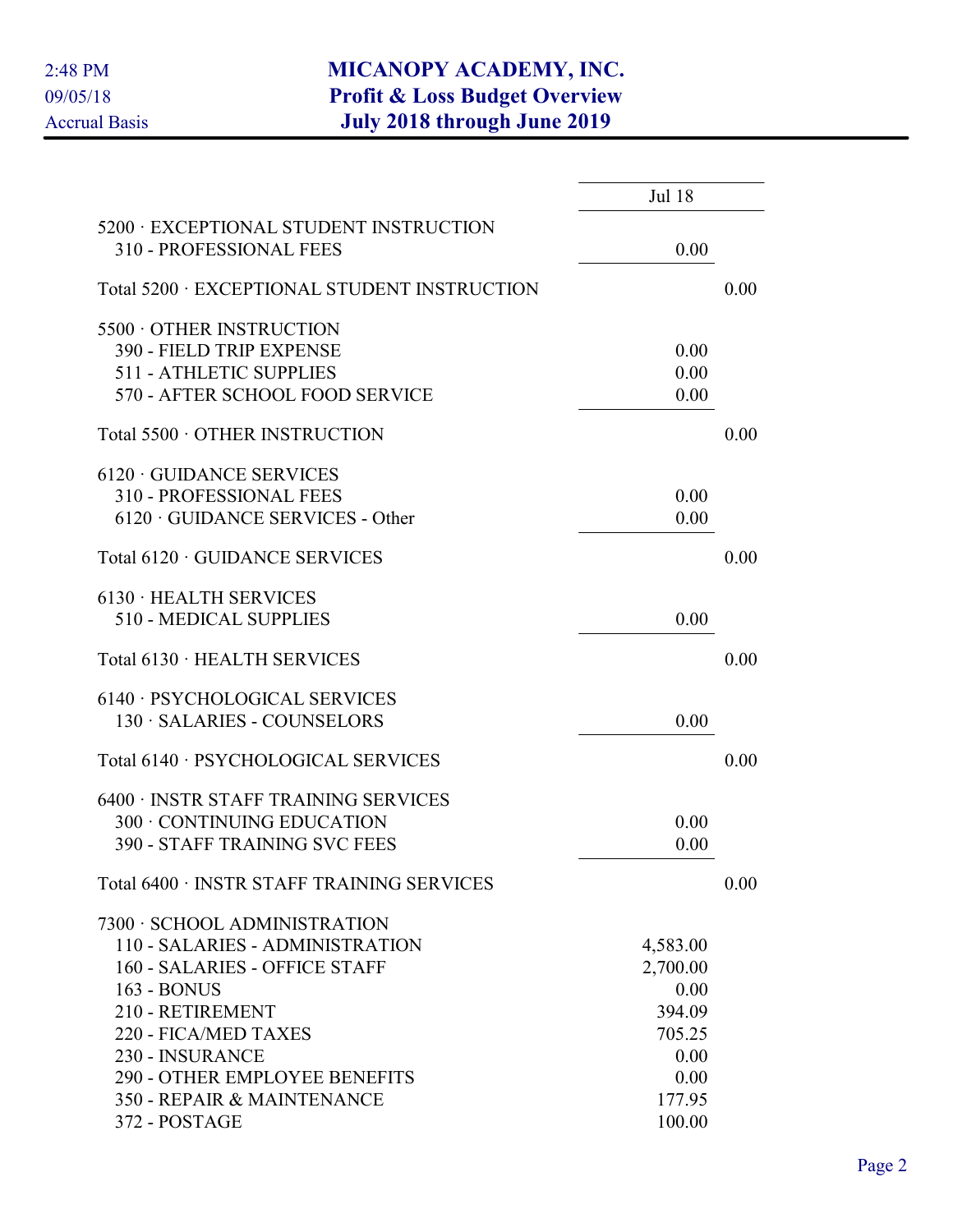# MICANOPY ACADEMY, INC.
## Profit & Loss Budget Overview
### July 2018 through June 2019

2:48 PM
09/05/18
Accrual Basis

| | Jul 18 | |
|---|---|---|
| 5200 · EXCEPTIONAL STUDENT INSTRUCTION | | |
| 310 - PROFESSIONAL FEES | 0.00 | |
| Total 5200 · EXCEPTIONAL STUDENT INSTRUCTION | | 0.00 |
| 5500 · OTHER INSTRUCTION | | |
| 390 - FIELD TRIP EXPENSE | 0.00 | |
| 511 - ATHLETIC SUPPLIES | 0.00 | |
| 570 - AFTER SCHOOL FOOD SERVICE | 0.00 | |
| Total 5500 · OTHER INSTRUCTION | | 0.00 |
| 6120 · GUIDANCE SERVICES | | |
| 310 - PROFESSIONAL FEES | 0.00 | |
| 6120 · GUIDANCE SERVICES - Other | 0.00 | |
| Total 6120 · GUIDANCE SERVICES | | 0.00 |
| 6130 · HEALTH SERVICES | | |
| 510 - MEDICAL SUPPLIES | 0.00 | |
| Total 6130 · HEALTH SERVICES | | 0.00 |
| 6140 · PSYCHOLOGICAL SERVICES | | |
| 130 · SALARIES - COUNSELORS | 0.00 | |
| Total 6140 · PSYCHOLOGICAL SERVICES | | 0.00 |
| 6400 · INSTR STAFF TRAINING SERVICES | | |
| 300 · CONTINUING EDUCATION | 0.00 | |
| 390 - STAFF TRAINING SVC FEES | 0.00 | |
| Total 6400 · INSTR STAFF TRAINING SERVICES | | 0.00 |
| 7300 · SCHOOL ADMINISTRATION | | |
| 110 - SALARIES - ADMINISTRATION | 4,583.00 | |
| 160 - SALARIES - OFFICE STAFF | 2,700.00 | |
| 163 - BONUS | 0.00 | |
| 210 - RETIREMENT | 394.09 | |
| 220 - FICA/MED TAXES | 705.25 | |
| 230 - INSURANCE | 0.00 | |
| 290 - OTHER EMPLOYEE BENEFITS | 0.00 | |
| 350 - REPAIR & MAINTENANCE | 177.95 | |
| 372 - POSTAGE | 100.00 | |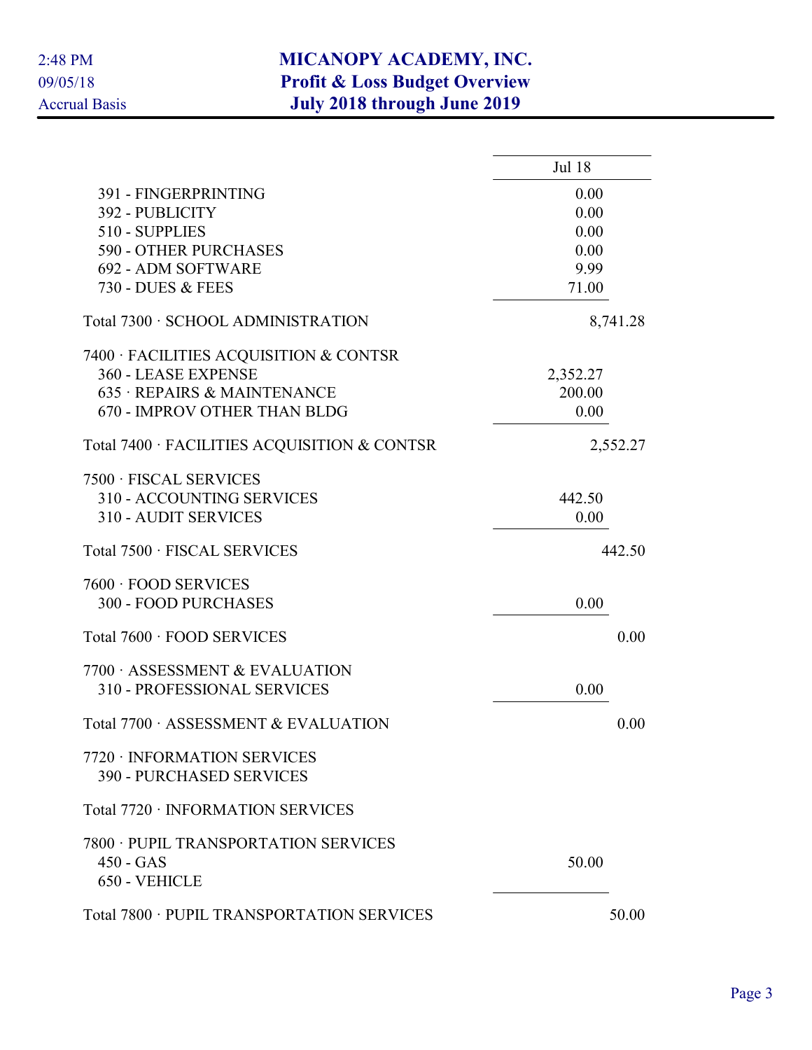# MICANOPY ACADEMY, INC.
## Profit & Loss Budget Overview
## July 2018 through June 2019

2:48 PM
09/05/18
Accrual Basis

| | Jul 18 |
|---|---|
| 391 - FINGERPRINTING | 0.00 |
| 392 - PUBLICITY | 0.00 |
| 510 - SUPPLIES | 0.00 |
| 590 - OTHER PURCHASES | 0.00 |
| 692 - ADM SOFTWARE | 9.99 |
| 730 - DUES & FEES | 71.00 |
| Total 7300 · SCHOOL ADMINISTRATION | 8,741.28 |
| 7400 · FACILITIES ACQUISITION & CONTSR | |
| 360 - LEASE EXPENSE | 2,352.27 |
| 635 · REPAIRS & MAINTENANCE | 200.00 |
| 670 - IMPROV OTHER THAN BLDG | 0.00 |
| Total 7400 · FACILITIES ACQUISITION & CONTSR | 2,552.27 |
| 7500 · FISCAL SERVICES | |
| 310 - ACCOUNTING SERVICES | 442.50 |
| 310 - AUDIT SERVICES | 0.00 |
| Total 7500 · FISCAL SERVICES | 442.50 |
| 7600 · FOOD SERVICES | |
| 300 - FOOD PURCHASES | 0.00 |
| Total 7600 · FOOD SERVICES | 0.00 |
| 7700 · ASSESSMENT & EVALUATION | |
| 310 - PROFESSIONAL SERVICES | 0.00 |
| Total 7700 · ASSESSMENT & EVALUATION | 0.00 |
| 7720 · INFORMATION SERVICES | |
| 390 - PURCHASED SERVICES | |
| Total 7720 · INFORMATION SERVICES | |
| 7800 · PUPIL TRANSPORTATION SERVICES | |
| 450 - GAS | 50.00 |
| 650 - VEHICLE | |
| Total 7800 · PUPIL TRANSPORTATION SERVICES | 50.00 |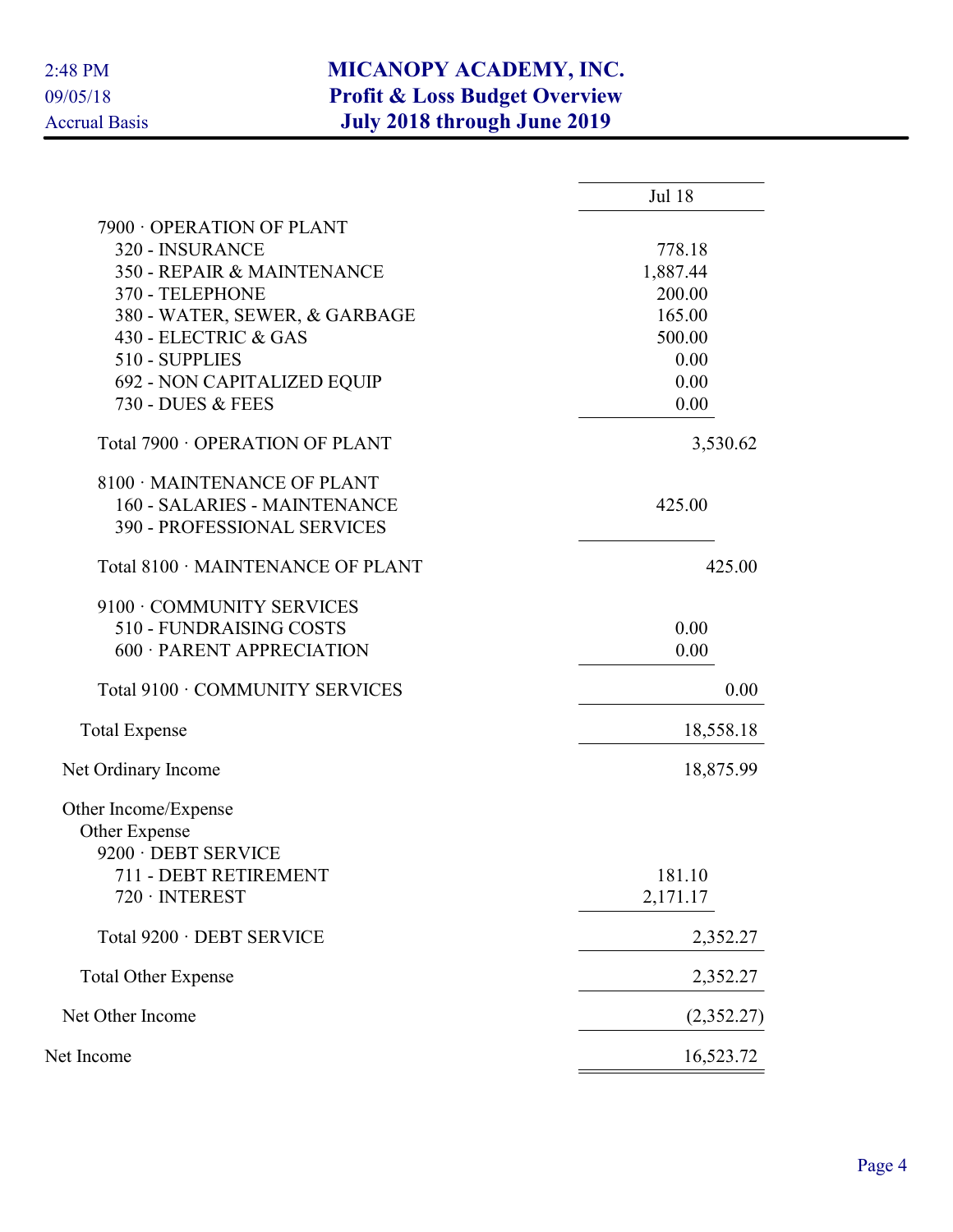# MICANOPY ACADEMY, INC.
## Profit & Loss Budget Overview
### July 2018 through June 2019

2:48 PM
09/05/18
Accrual Basis

| | Jul 18 |
|---|---|
| 7900 · OPERATION OF PLANT | |
| 320 - INSURANCE | 778.18 |
| 350 - REPAIR & MAINTENANCE | 1,887.44 |
| 370 - TELEPHONE | 200.00 |
| 380 - WATER, SEWER, & GARBAGE | 165.00 |
| 430 - ELECTRIC & GAS | 500.00 |
| 510 - SUPPLIES | 0.00 |
| 692 - NON CAPITALIZED EQUIP | 0.00 |
| 730 - DUES & FEES | 0.00 |
| Total 7900 · OPERATION OF PLANT | 3,530.62 |
| 8100 · MAINTENANCE OF PLANT | |
| 160 - SALARIES - MAINTENANCE | 425.00 |
| 390 - PROFESSIONAL SERVICES | |
| Total 8100 · MAINTENANCE OF PLANT | 425.00 |
| 9100 · COMMUNITY SERVICES | |
| 510 - FUNDRAISING COSTS | 0.00 |
| 600 · PARENT APPRECIATION | 0.00 |
| Total 9100 · COMMUNITY SERVICES | 0.00 |
| Total Expense | 18,558.18 |
| Net Ordinary Income | 18,875.99 |
| Other Income/Expense | |
| Other Expense | |
| 9200 · DEBT SERVICE | |
| 711 - DEBT RETIREMENT | 181.10 |
| 720 · INTEREST | 2,171.17 |
| Total 9200 · DEBT SERVICE | 2,352.27 |
| Total Other Expense | 2,352.27 |
| Net Other Income | (2,352.27) |
| Net Income | 16,523.72 |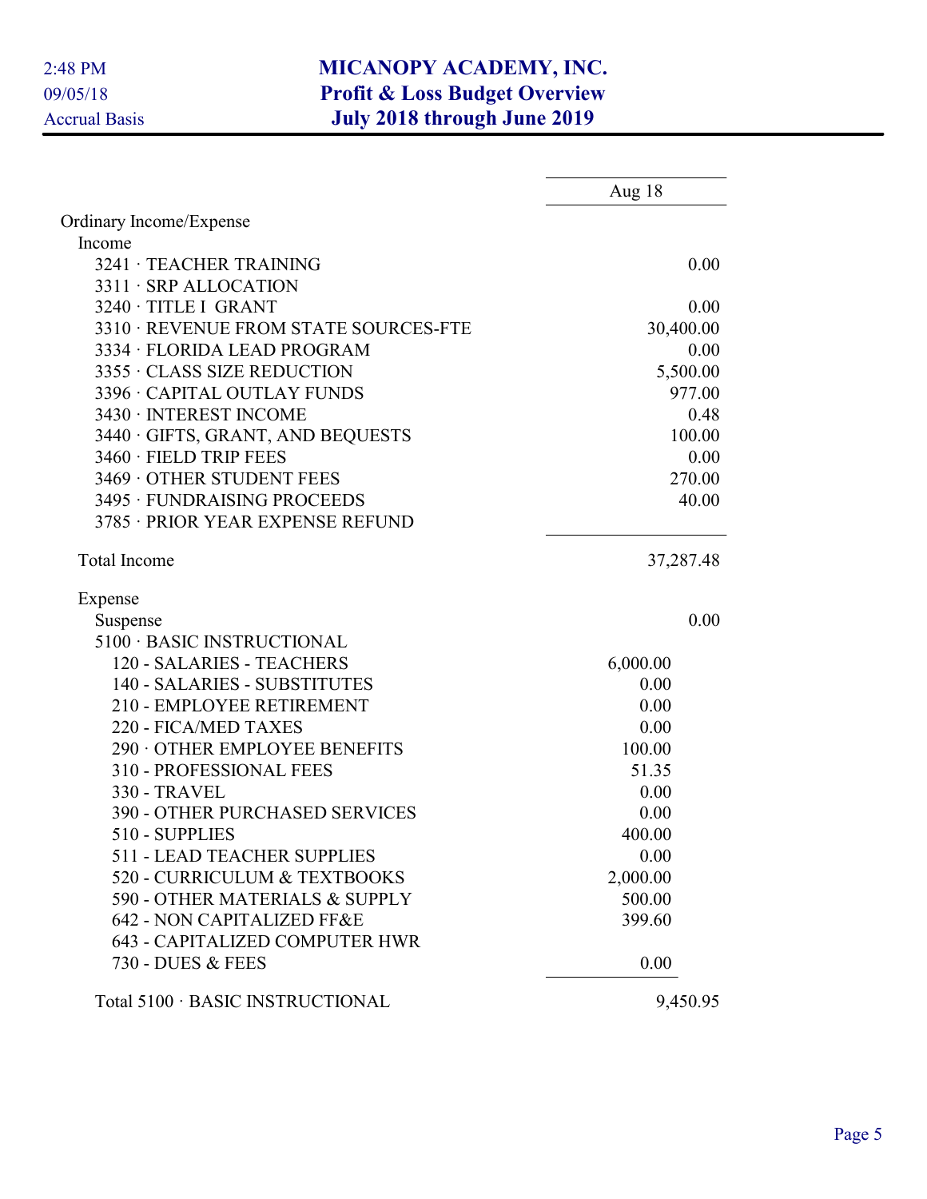# MICANOPY ACADEMY, INC.
## Profit & Loss Budget Overview
## July 2018 through June 2019

2:48 PM
09/05/18
Accrual Basis

| | Aug 18 |
|---|---|
| Ordinary Income/Expense | |
| Income | |
| 3241 · TEACHER TRAINING | 0.00 |
| 3311 · SRP ALLOCATION | |
| 3240 · TITLE I GRANT | 0.00 |
| 3310 · REVENUE FROM STATE SOURCES-FTE | 30,400.00 |
| 3334 · FLORIDA LEAD PROGRAM | 0.00 |
| 3355 · CLASS SIZE REDUCTION | 5,500.00 |
| 3396 · CAPITAL OUTLAY FUNDS | 977.00 |
| 3430 · INTEREST INCOME | 0.48 |
| 3440 · GIFTS, GRANT, AND BEQUESTS | 100.00 |
| 3460 · FIELD TRIP FEES | 0.00 |
| 3469 · OTHER STUDENT FEES | 270.00 |
| 3495 · FUNDRAISING PROCEEDS | 40.00 |
| 3785 · PRIOR YEAR EXPENSE REFUND | |
| Total Income | 37,287.48 |
| Expense | |
| Suspense | 0.00 |
| 5100 · BASIC INSTRUCTIONAL | |
| 120 - SALARIES - TEACHERS | 6,000.00 |
| 140 - SALARIES - SUBSTITUTES | 0.00 |
| 210 - EMPLOYEE RETIREMENT | 0.00 |
| 220 - FICA/MED TAXES | 0.00 |
| 290 · OTHER EMPLOYEE BENEFITS | 100.00 |
| 310 - PROFESSIONAL FEES | 51.35 |
| 330 - TRAVEL | 0.00 |
| 390 - OTHER PURCHASED SERVICES | 0.00 |
| 510 - SUPPLIES | 400.00 |
| 511 - LEAD TEACHER SUPPLIES | 0.00 |
| 520 - CURRICULUM & TEXTBOOKS | 2,000.00 |
| 590 - OTHER MATERIALS & SUPPLY | 500.00 |
| 642 - NON CAPITALIZED FF&E | 399.60 |
| 643 - CAPITALIZED COMPUTER HWR | |
| 730 - DUES & FEES | 0.00 |
| Total 5100 · BASIC INSTRUCTIONAL | 9,450.95 |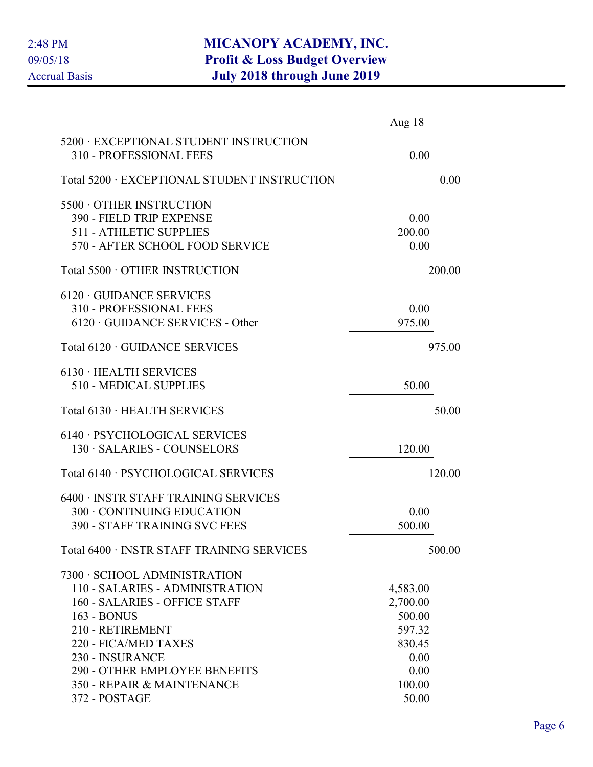# MICANOPY ACADEMY, INC.
## Profit & Loss Budget Overview
### July 2018 through June 2019

2:48 PM
09/05/18
Accrual Basis

| | Aug 18 | |
|---|---|---|
| 5200 · EXCEPTIONAL STUDENT INSTRUCTION | | |
| 310 - PROFESSIONAL FEES | 0.00 | |
| Total 5200 · EXCEPTIONAL STUDENT INSTRUCTION | | 0.00 |
| 5500 · OTHER INSTRUCTION | | |
| 390 - FIELD TRIP EXPENSE | 0.00 | |
| 511 - ATHLETIC SUPPLIES | 200.00 | |
| 570 - AFTER SCHOOL FOOD SERVICE | 0.00 | |
| Total 5500 · OTHER INSTRUCTION | | 200.00 |
| 6120 · GUIDANCE SERVICES | | |
| 310 - PROFESSIONAL FEES | 0.00 | |
| 6120 · GUIDANCE SERVICES - Other | 975.00 | |
| Total 6120 · GUIDANCE SERVICES | | 975.00 |
| 6130 · HEALTH SERVICES | | |
| 510 - MEDICAL SUPPLIES | 50.00 | |
| Total 6130 · HEALTH SERVICES | | 50.00 |
| 6140 · PSYCHOLOGICAL SERVICES | | |
| 130 · SALARIES - COUNSELORS | 120.00 | |
| Total 6140 · PSYCHOLOGICAL SERVICES | | 120.00 |
| 6400 · INSTR STAFF TRAINING SERVICES | | |
| 300 · CONTINUING EDUCATION | 0.00 | |
| 390 - STAFF TRAINING SVC FEES | 500.00 | |
| Total 6400 · INSTR STAFF TRAINING SERVICES | | 500.00 |
| 7300 · SCHOOL ADMINISTRATION | | |
| 110 - SALARIES - ADMINISTRATION | 4,583.00 | |
| 160 - SALARIES - OFFICE STAFF | 2,700.00 | |
| 163 - BONUS | 500.00 | |
| 210 - RETIREMENT | 597.32 | |
| 220 - FICA/MED TAXES | 830.45 | |
| 230 - INSURANCE | 0.00 | |
| 290 - OTHER EMPLOYEE BENEFITS | 0.00 | |
| 350 - REPAIR & MAINTENANCE | 100.00 | |
| 372 - POSTAGE | 50.00 | |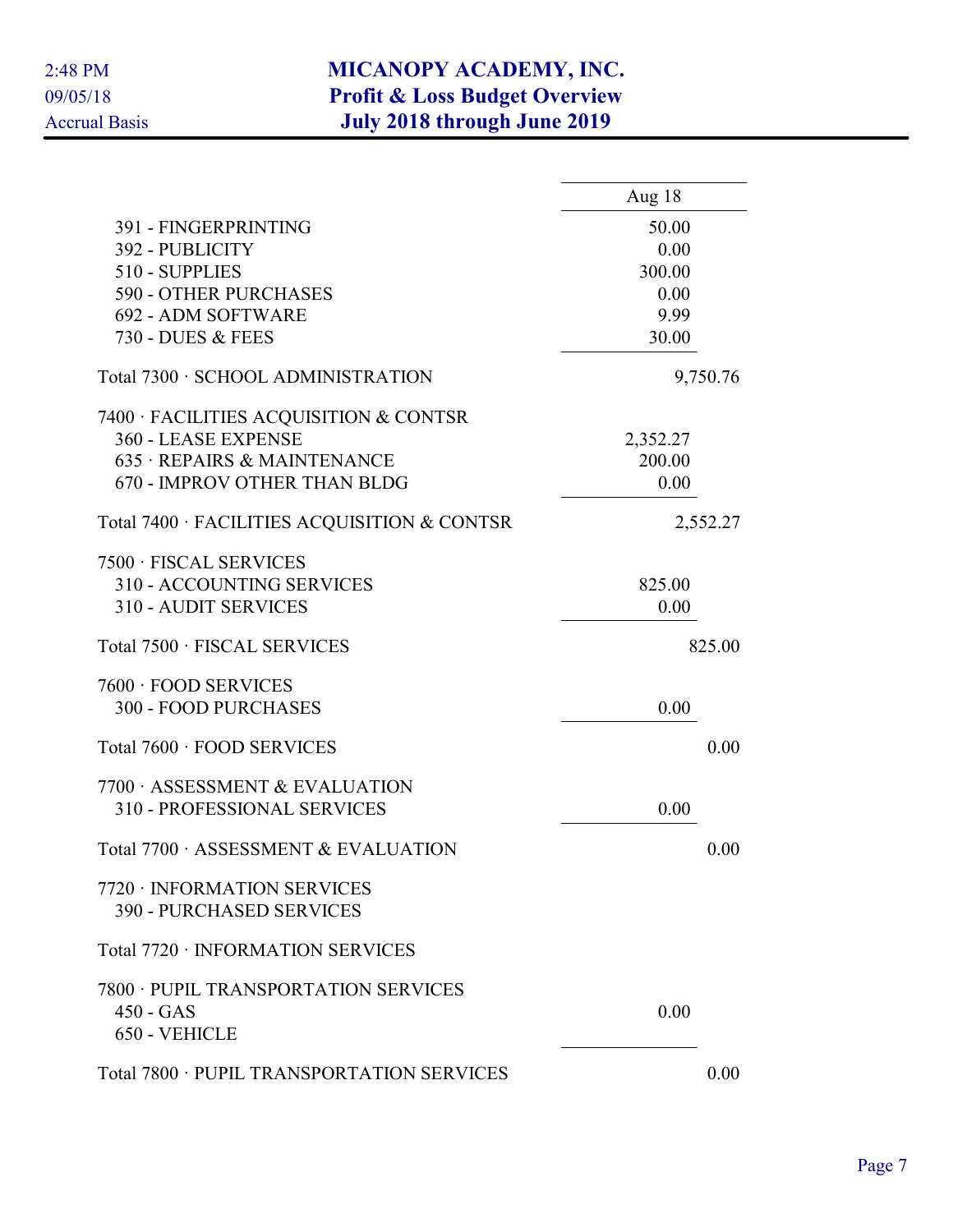# MICANOPY ACADEMY, INC.
## Profit & Loss Budget Overview
### July 2018 through June 2019

2:48 PM
09/05/18
Accrual Basis

| | Aug 18 | |
|---|---|---|
| 391 - FINGERPRINTING | 50.00 | |
| 392 - PUBLICITY | 0.00 | |
| 510 - SUPPLIES | 300.00 | |
| 590 - OTHER PURCHASES | 0.00 | |
| 692 - ADM SOFTWARE | 9.99 | |
| 730 - DUES & FEES | 30.00 | |
| Total 7300 · SCHOOL ADMINISTRATION | | 9,750.76 |
| 7400 · FACILITIES ACQUISITION & CONTSR | | |
| 360 - LEASE EXPENSE | 2,352.27 | |
| 635 · REPAIRS & MAINTENANCE | 200.00 | |
| 670 - IMPROV OTHER THAN BLDG | 0.00 | |
| Total 7400 · FACILITIES ACQUISITION & CONTSR | | 2,552.27 |
| 7500 · FISCAL SERVICES | | |
| 310 - ACCOUNTING SERVICES | 825.00 | |
| 310 - AUDIT SERVICES | 0.00 | |
| Total 7500 · FISCAL SERVICES | | 825.00 |
| 7600 · FOOD SERVICES | | |
| 300 - FOOD PURCHASES | 0.00 | |
| Total 7600 · FOOD SERVICES | | 0.00 |
| 7700 · ASSESSMENT & EVALUATION | | |
| 310 - PROFESSIONAL SERVICES | 0.00 | |
| Total 7700 · ASSESSMENT & EVALUATION | | 0.00 |
| 7720 · INFORMATION SERVICES | | |
| 390 - PURCHASED SERVICES | | |
| Total 7720 · INFORMATION SERVICES | | |
| 7800 · PUPIL TRANSPORTATION SERVICES | | |
| 450 - GAS | 0.00 | |
| 650 - VEHICLE | | |
| Total 7800 · PUPIL TRANSPORTATION SERVICES | | 0.00 |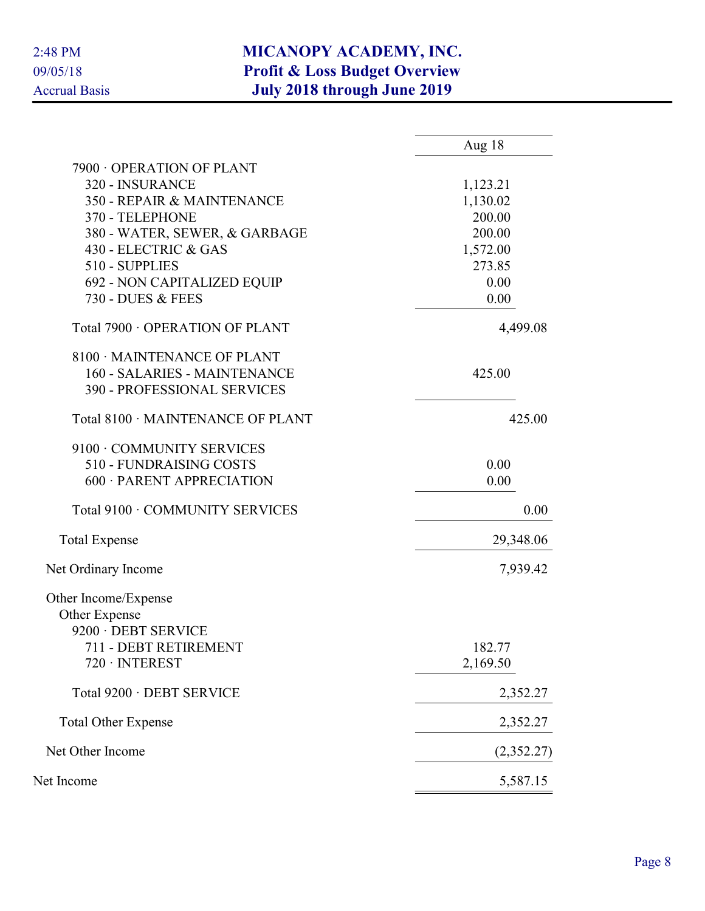# MICANOPY ACADEMY, INC.
## Profit & Loss Budget Overview
## July 2018 through June 2019

2:48 PM
09/05/18
Accrual Basis

| | Aug 18 |
|---|---|
| 7900 · OPERATION OF PLANT | |
| 320 - INSURANCE | 1,123.21 |
| 350 - REPAIR & MAINTENANCE | 1,130.02 |
| 370 - TELEPHONE | 200.00 |
| 380 - WATER, SEWER, & GARBAGE | 200.00 |
| 430 - ELECTRIC & GAS | 1,572.00 |
| 510 - SUPPLIES | 273.85 |
| 692 - NON CAPITALIZED EQUIP | 0.00 |
| 730 - DUES & FEES | 0.00 |
| Total 7900 · OPERATION OF PLANT | 4,499.08 |
| 8100 · MAINTENANCE OF PLANT | |
| 160 - SALARIES - MAINTENANCE | 425.00 |
| 390 - PROFESSIONAL SERVICES | |
| Total 8100 · MAINTENANCE OF PLANT | 425.00 |
| 9100 · COMMUNITY SERVICES | |
| 510 - FUNDRAISING COSTS | 0.00 |
| 600 · PARENT APPRECIATION | 0.00 |
| Total 9100 · COMMUNITY SERVICES | 0.00 |
| Total Expense | 29,348.06 |
| Net Ordinary Income | 7,939.42 |
| Other Income/Expense | |
| Other Expense | |
| 9200 · DEBT SERVICE | |
| 711 - DEBT RETIREMENT | 182.77 |
| 720 · INTEREST | 2,169.50 |
| Total 9200 · DEBT SERVICE | 2,352.27 |
| Total Other Expense | 2,352.27 |
| Net Other Income | (2,352.27) |
| Net Income | 5,587.15 |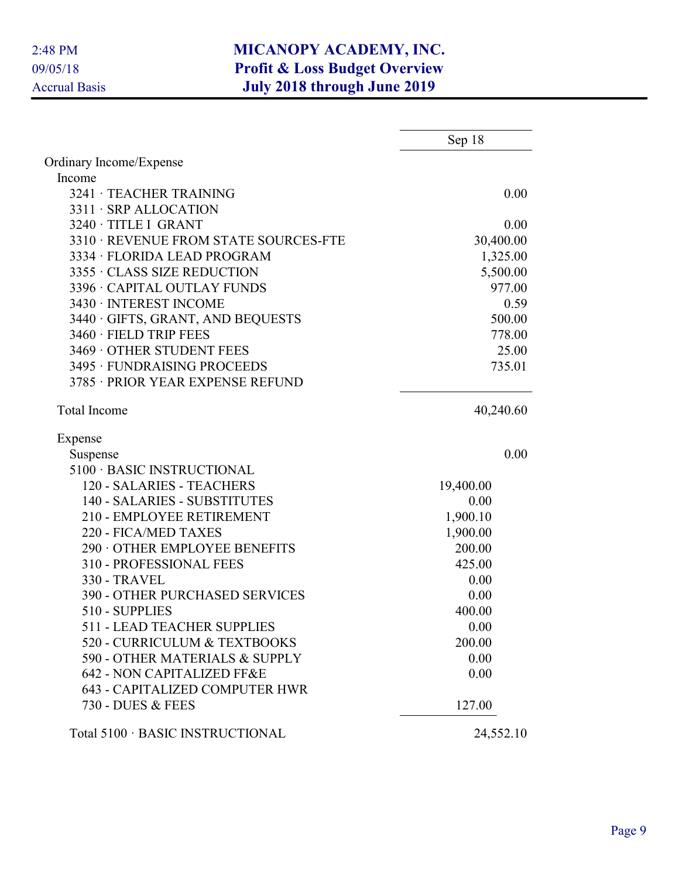# MICANOPY ACADEMY, INC.
## Profit & Loss Budget Overview
## July 2018 through June 2019

2:48 PM
09/05/18
Accrual Basis

| | Sep 18 | |
|---|---|---|
| Ordinary Income/Expense | | |
| Income | | |
| 3241 · TEACHER TRAINING | | 0.00 |
| 3311 · SRP ALLOCATION | | |
| 3240 · TITLE I GRANT | | 0.00 |
| 3310 · REVENUE FROM STATE SOURCES-FTE | | 30,400.00 |
| 3334 · FLORIDA LEAD PROGRAM | | 1,325.00 |
| 3355 · CLASS SIZE REDUCTION | | 5,500.00 |
| 3396 · CAPITAL OUTLAY FUNDS | | 977.00 |
| 3430 · INTEREST INCOME | | 0.59 |
| 3440 · GIFTS, GRANT, AND BEQUESTS | | 500.00 |
| 3460 · FIELD TRIP FEES | | 778.00 |
| 3469 · OTHER STUDENT FEES | | 25.00 |
| 3495 · FUNDRAISING PROCEEDS | | 735.01 |
| 3785 · PRIOR YEAR EXPENSE REFUND | | |
| Total Income | | 40,240.60 |
| Expense | | |
| Suspense | | 0.00 |
| 5100 · BASIC INSTRUCTIONAL | | |
| 120 - SALARIES - TEACHERS | 19,400.00 | |
| 140 - SALARIES - SUBSTITUTES | 0.00 | |
| 210 - EMPLOYEE RETIREMENT | 1,900.10 | |
| 220 - FICA/MED TAXES | 1,900.00 | |
| 290 · OTHER EMPLOYEE BENEFITS | 200.00 | |
| 310 - PROFESSIONAL FEES | 425.00 | |
| 330 - TRAVEL | 0.00 | |
| 390 - OTHER PURCHASED SERVICES | 0.00 | |
| 510 - SUPPLIES | 400.00 | |
| 511 - LEAD TEACHER SUPPLIES | 0.00 | |
| 520 - CURRICULUM & TEXTBOOKS | 200.00 | |
| 590 - OTHER MATERIALS & SUPPLY | 0.00 | |
| 642 - NON CAPITALIZED FF&E | 0.00 | |
| 643 - CAPITALIZED COMPUTER HWR | | |
| 730 - DUES & FEES | 127.00 | |
| Total 5100 · BASIC INSTRUCTIONAL | | 24,552.10 |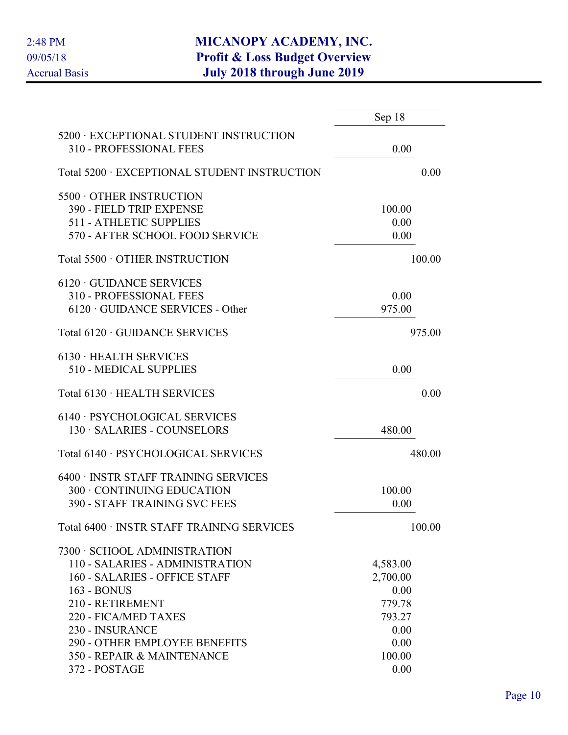# MICANOPY ACADEMY, INC.
## Profit & Loss Budget Overview
## July 2018 through June 2019

2:48 PM
09/05/18
Accrual Basis

| | Sep 18 |
|---|---|
| 5200 · EXCEPTIONAL STUDENT INSTRUCTION | |
| 310 - PROFESSIONAL FEES | 0.00 |
| Total 5200 · EXCEPTIONAL STUDENT INSTRUCTION | 0.00 |
| 5500 · OTHER INSTRUCTION | |
| 390 - FIELD TRIP EXPENSE | 100.00 |
| 511 - ATHLETIC SUPPLIES | 0.00 |
| 570 - AFTER SCHOOL FOOD SERVICE | 0.00 |
| Total 5500 · OTHER INSTRUCTION | 100.00 |
| 6120 · GUIDANCE SERVICES | |
| 310 - PROFESSIONAL FEES | 0.00 |
| 6120 · GUIDANCE SERVICES - Other | 975.00 |
| Total 6120 · GUIDANCE SERVICES | 975.00 |
| 6130 · HEALTH SERVICES | |
| 510 - MEDICAL SUPPLIES | 0.00 |
| Total 6130 · HEALTH SERVICES | 0.00 |
| 6140 · PSYCHOLOGICAL SERVICES | |
| 130 · SALARIES - COUNSELORS | 480.00 |
| Total 6140 · PSYCHOLOGICAL SERVICES | 480.00 |
| 6400 · INSTR STAFF TRAINING SERVICES | |
| 300 · CONTINUING EDUCATION | 100.00 |
| 390 - STAFF TRAINING SVC FEES | 0.00 |
| Total 6400 · INSTR STAFF TRAINING SERVICES | 100.00 |
| 7300 · SCHOOL ADMINISTRATION | |
| 110 - SALARIES - ADMINISTRATION | 4,583.00 |
| 160 - SALARIES - OFFICE STAFF | 2,700.00 |
| 163 - BONUS | 0.00 |
| 210 - RETIREMENT | 779.78 |
| 220 - FICA/MED TAXES | 793.27 |
| 230 - INSURANCE | 0.00 |
| 290 - OTHER EMPLOYEE BENEFITS | 0.00 |
| 350 - REPAIR & MAINTENANCE | 100.00 |
| 372 - POSTAGE | 0.00 |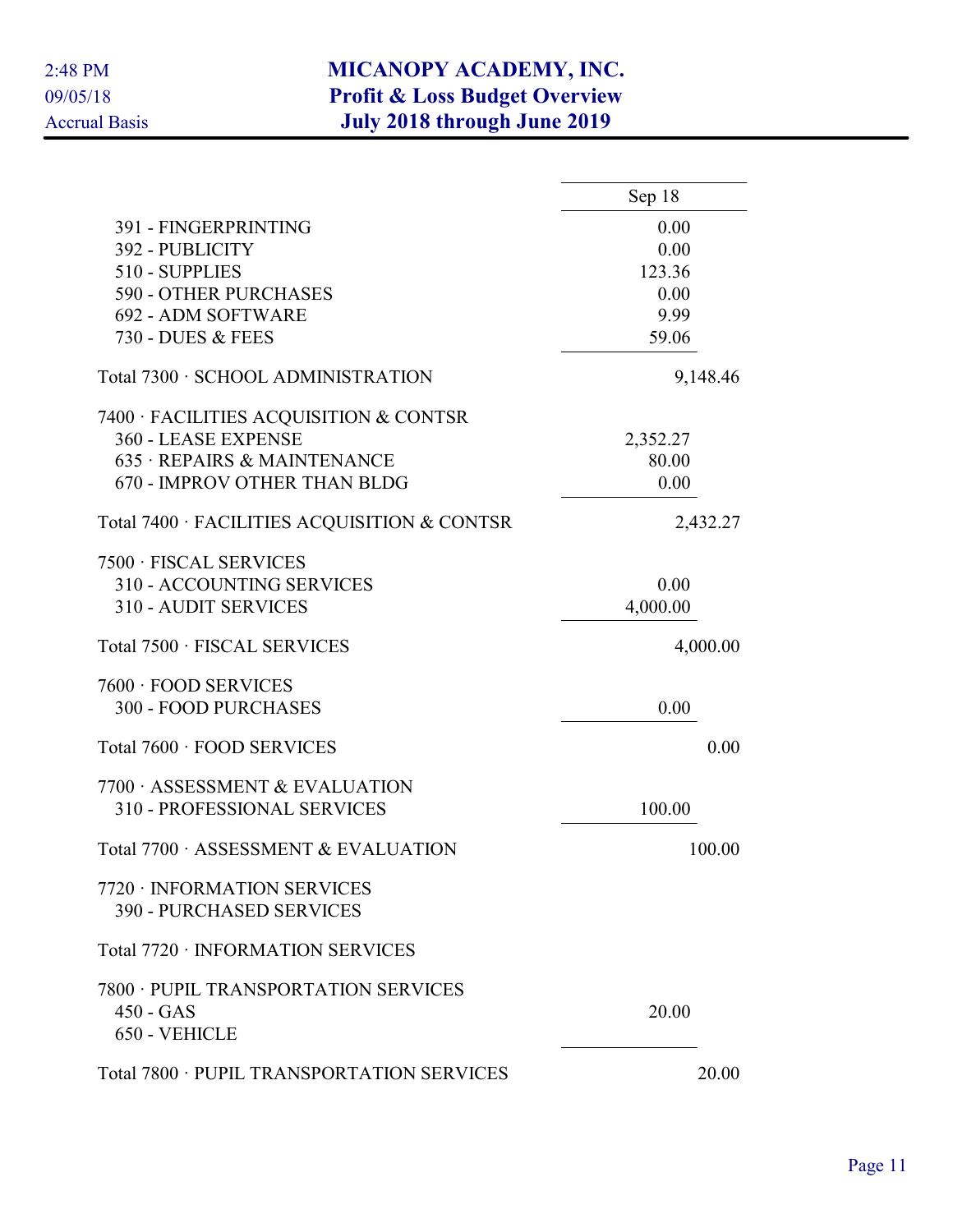# MICANOPY ACADEMY, INC.
## Profit & Loss Budget Overview
### July 2018 through June 2019

2:48 PM
09/05/18
Accrual Basis

| | Sep 18 | |
|---|---|---|
| 391 - FINGERPRINTING | 0.00 | |
| 392 - PUBLICITY | 0.00 | |
| 510 - SUPPLIES | 123.36 | |
| 590 - OTHER PURCHASES | 0.00 | |
| 692 - ADM SOFTWARE | 9.99 | |
| 730 - DUES & FEES | 59.06 | |
| Total 7300 · SCHOOL ADMINISTRATION | | 9,148.46 |
| 7400 · FACILITIES ACQUISITION & CONTSR | | |
| 360 - LEASE EXPENSE | 2,352.27 | |
| 635 · REPAIRS & MAINTENANCE | 80.00 | |
| 670 - IMPROV OTHER THAN BLDG | 0.00 | |
| Total 7400 · FACILITIES ACQUISITION & CONTSR | | 2,432.27 |
| 7500 · FISCAL SERVICES | | |
| 310 - ACCOUNTING SERVICES | 0.00 | |
| 310 - AUDIT SERVICES | 4,000.00 | |
| Total 7500 · FISCAL SERVICES | | 4,000.00 |
| 7600 · FOOD SERVICES | | |
| 300 - FOOD PURCHASES | 0.00 | |
| Total 7600 · FOOD SERVICES | | 0.00 |
| 7700 · ASSESSMENT & EVALUATION | | |
| 310 - PROFESSIONAL SERVICES | 100.00 | |
| Total 7700 · ASSESSMENT & EVALUATION | | 100.00 |
| 7720 · INFORMATION SERVICES | | |
| 390 - PURCHASED SERVICES | | |
| Total 7720 · INFORMATION SERVICES | | |
| 7800 · PUPIL TRANSPORTATION SERVICES | | |
| 450 - GAS | 20.00 | |
| 650 - VEHICLE | | |
| Total 7800 · PUPIL TRANSPORTATION SERVICES | | 20.00 |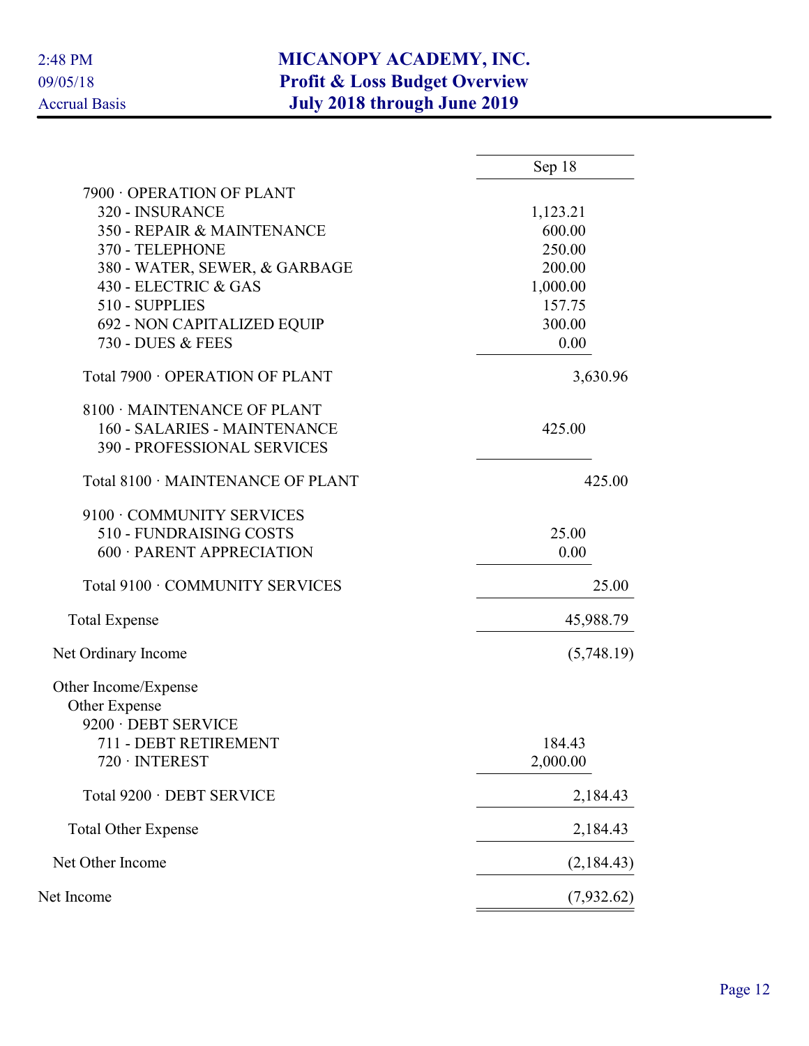2:48 PM
09/05/18
Accrual Basis

# MICANOPY ACADEMY, INC.
## Profit & Loss Budget Overview
## July 2018 through June 2019

| | Sep 18 |
|---|---|
| 7900 · OPERATION OF PLANT | |
| 320 - INSURANCE | 1,123.21 |
| 350 - REPAIR & MAINTENANCE | 600.00 |
| 370 - TELEPHONE | 250.00 |
| 380 - WATER, SEWER, & GARBAGE | 200.00 |
| 430 - ELECTRIC & GAS | 1,000.00 |
| 510 - SUPPLIES | 157.75 |
| 692 - NON CAPITALIZED EQUIP | 300.00 |
| 730 - DUES & FEES | 0.00 |
| Total 7900 · OPERATION OF PLANT | 3,630.96 |
| 8100 · MAINTENANCE OF PLANT | |
| 160 - SALARIES - MAINTENANCE | 425.00 |
| 390 - PROFESSIONAL SERVICES | |
| Total 8100 · MAINTENANCE OF PLANT | 425.00 |
| 9100 · COMMUNITY SERVICES | |
| 510 - FUNDRAISING COSTS | 25.00 |
| 600 · PARENT APPRECIATION | 0.00 |
| Total 9100 · COMMUNITY SERVICES | 25.00 |
| Total Expense | 45,988.79 |
| Net Ordinary Income | (5,748.19) |
| Other Income/Expense | |
| Other Expense | |
| 9200 · DEBT SERVICE | |
| 711 - DEBT RETIREMENT | 184.43 |
| 720 · INTEREST | 2,000.00 |
| Total 9200 · DEBT SERVICE | 2,184.43 |
| Total Other Expense | 2,184.43 |
| Net Other Income | (2,184.43) |
| Net Income | (7,932.62) |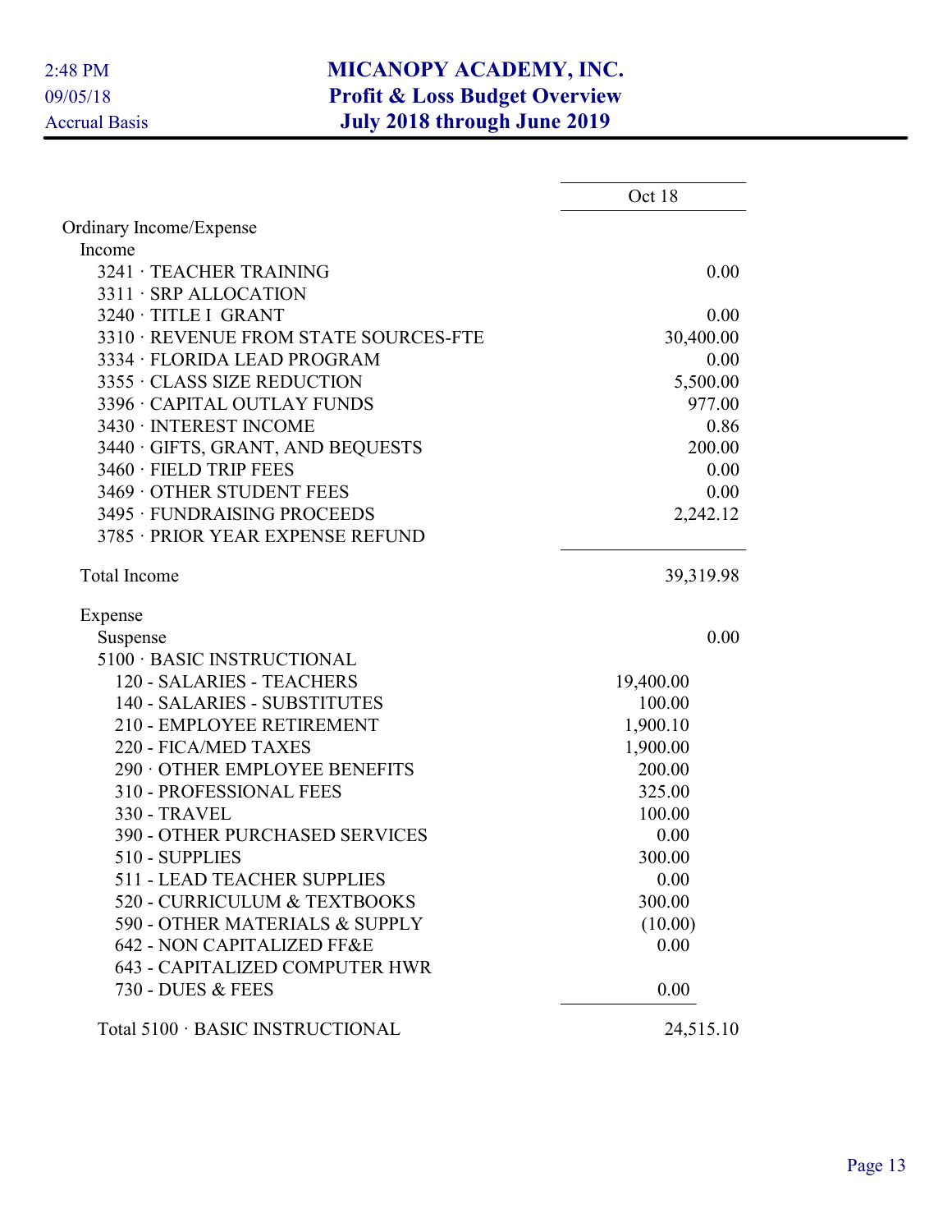# MICANOPY ACADEMY, INC.
## Profit & Loss Budget Overview
## July 2018 through June 2019

2:48 PM
09/05/18
Accrual Basis

| | Oct 18 |
|---|---|
| Ordinary Income/Expense | |
| Income | |
| 3241 · TEACHER TRAINING | 0.00 |
| 3311 · SRP ALLOCATION | |
| 3240 · TITLE I GRANT | 0.00 |
| 3310 · REVENUE FROM STATE SOURCES-FTE | 30,400.00 |
| 3334 · FLORIDA LEAD PROGRAM | 0.00 |
| 3355 · CLASS SIZE REDUCTION | 5,500.00 |
| 3396 · CAPITAL OUTLAY FUNDS | 977.00 |
| 3430 · INTEREST INCOME | 0.86 |
| 3440 · GIFTS, GRANT, AND BEQUESTS | 200.00 |
| 3460 · FIELD TRIP FEES | 0.00 |
| 3469 · OTHER STUDENT FEES | 0.00 |
| 3495 · FUNDRAISING PROCEEDS | 2,242.12 |
| 3785 · PRIOR YEAR EXPENSE REFUND | |
| Total Income | 39,319.98 |
| Expense | |
| Suspense | 0.00 |
| 5100 · BASIC INSTRUCTIONAL | |
| 120 - SALARIES - TEACHERS | 19,400.00 |
| 140 - SALARIES - SUBSTITUTES | 100.00 |
| 210 - EMPLOYEE RETIREMENT | 1,900.10 |
| 220 - FICA/MED TAXES | 1,900.00 |
| 290 · OTHER EMPLOYEE BENEFITS | 200.00 |
| 310 - PROFESSIONAL FEES | 325.00 |
| 330 - TRAVEL | 100.00 |
| 390 - OTHER PURCHASED SERVICES | 0.00 |
| 510 - SUPPLIES | 300.00 |
| 511 - LEAD TEACHER SUPPLIES | 0.00 |
| 520 - CURRICULUM & TEXTBOOKS | 300.00 |
| 590 - OTHER MATERIALS & SUPPLY | (10.00) |
| 642 - NON CAPITALIZED FF&E | 0.00 |
| 643 - CAPITALIZED COMPUTER HWR | |
| 730 - DUES & FEES | 0.00 |
| Total 5100 · BASIC INSTRUCTIONAL | 24,515.10 |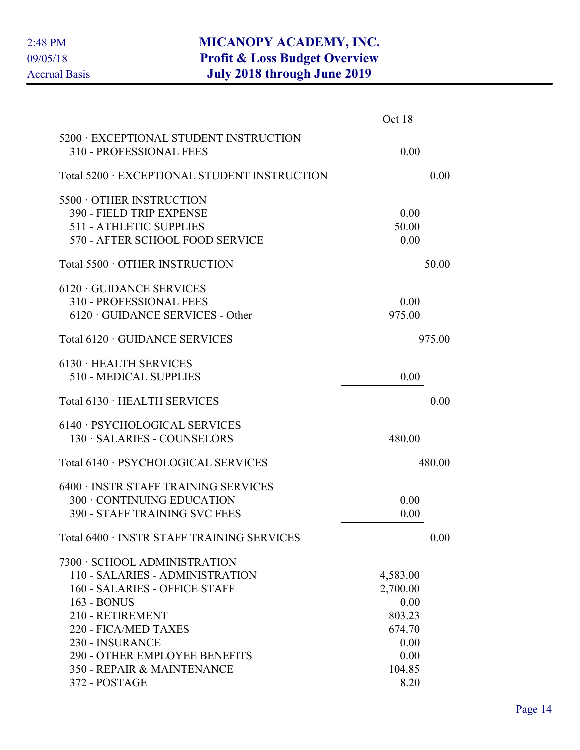# MICANOPY ACADEMY, INC.
## Profit & Loss Budget Overview
## July 2018 through June 2019

2:48 PM
09/05/18
Accrual Basis

| | Oct 18 | |
|---|---|---|
| 5200 · EXCEPTIONAL STUDENT INSTRUCTION | | |
| 310 - PROFESSIONAL FEES | 0.00 | |
| Total 5200 · EXCEPTIONAL STUDENT INSTRUCTION | | 0.00 |
| 5500 · OTHER INSTRUCTION | | |
| 390 - FIELD TRIP EXPENSE | 0.00 | |
| 511 - ATHLETIC SUPPLIES | 50.00 | |
| 570 - AFTER SCHOOL FOOD SERVICE | 0.00 | |
| Total 5500 · OTHER INSTRUCTION | | 50.00 |
| 6120 · GUIDANCE SERVICES | | |
| 310 - PROFESSIONAL FEES | 0.00 | |
| 6120 · GUIDANCE SERVICES - Other | 975.00 | |
| Total 6120 · GUIDANCE SERVICES | | 975.00 |
| 6130 · HEALTH SERVICES | | |
| 510 - MEDICAL SUPPLIES | 0.00 | |
| Total 6130 · HEALTH SERVICES | | 0.00 |
| 6140 · PSYCHOLOGICAL SERVICES | | |
| 130 · SALARIES - COUNSELORS | 480.00 | |
| Total 6140 · PSYCHOLOGICAL SERVICES | | 480.00 |
| 6400 · INSTR STAFF TRAINING SERVICES | | |
| 300 · CONTINUING EDUCATION | 0.00 | |
| 390 - STAFF TRAINING SVC FEES | 0.00 | |
| Total 6400 · INSTR STAFF TRAINING SERVICES | | 0.00 |
| 7300 · SCHOOL ADMINISTRATION | | |
| 110 - SALARIES - ADMINISTRATION | 4,583.00 | |
| 160 - SALARIES - OFFICE STAFF | 2,700.00 | |
| 163 - BONUS | 0.00 | |
| 210 - RETIREMENT | 803.23 | |
| 220 - FICA/MED TAXES | 674.70 | |
| 230 - INSURANCE | 0.00 | |
| 290 - OTHER EMPLOYEE BENEFITS | 0.00 | |
| 350 - REPAIR & MAINTENANCE | 104.85 | |
| 372 - POSTAGE | 8.20 | |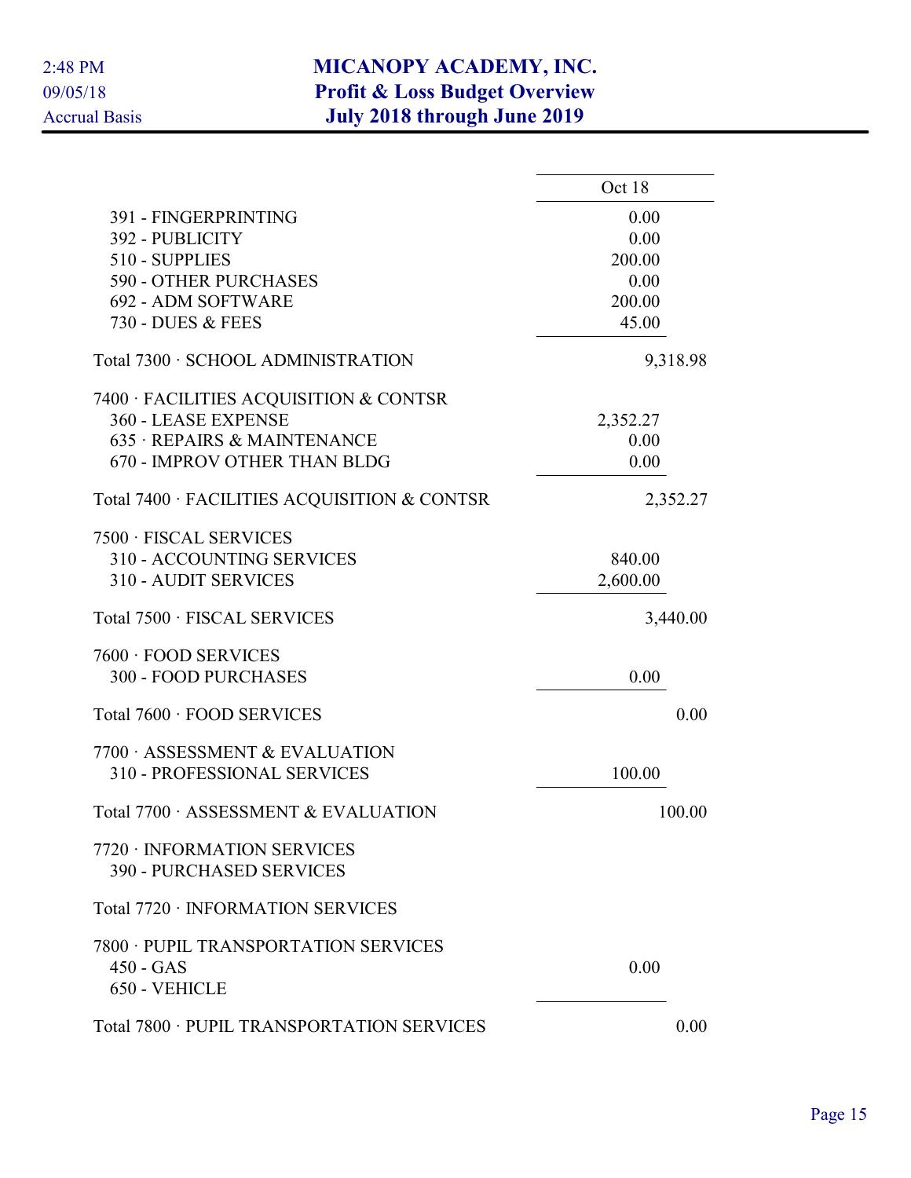# MICANOPY ACADEMY, INC.
## Profit & Loss Budget Overview
### July 2018 through June 2019

2:48 PM
09/05/18
Accrual Basis

| | Oct 18 |
|---|---|
| 391 - FINGERPRINTING | 0.00 |
| 392 - PUBLICITY | 0.00 |
| 510 - SUPPLIES | 200.00 |
| 590 - OTHER PURCHASES | 0.00 |
| 692 - ADM SOFTWARE | 200.00 |
| 730 - DUES & FEES | 45.00 |
| Total 7300 · SCHOOL ADMINISTRATION | 9,318.98 |
| 7400 · FACILITIES ACQUISITION & CONTSR | |
| 360 - LEASE EXPENSE | 2,352.27 |
| 635 · REPAIRS & MAINTENANCE | 0.00 |
| 670 - IMPROV OTHER THAN BLDG | 0.00 |
| Total 7400 · FACILITIES ACQUISITION & CONTSR | 2,352.27 |
| 7500 · FISCAL SERVICES | |
| 310 - ACCOUNTING SERVICES | 840.00 |
| 310 - AUDIT SERVICES | 2,600.00 |
| Total 7500 · FISCAL SERVICES | 3,440.00 |
| 7600 · FOOD SERVICES | |
| 300 - FOOD PURCHASES | 0.00 |
| Total 7600 · FOOD SERVICES | 0.00 |
| 7700 · ASSESSMENT & EVALUATION | |
| 310 - PROFESSIONAL SERVICES | 100.00 |
| Total 7700 · ASSESSMENT & EVALUATION | 100.00 |
| 7720 · INFORMATION SERVICES | |
| 390 - PURCHASED SERVICES | |
| Total 7720 · INFORMATION SERVICES | |
| 7800 · PUPIL TRANSPORTATION SERVICES | |
| 450 - GAS | 0.00 |
| 650 - VEHICLE | |
| Total 7800 · PUPIL TRANSPORTATION SERVICES | 0.00 |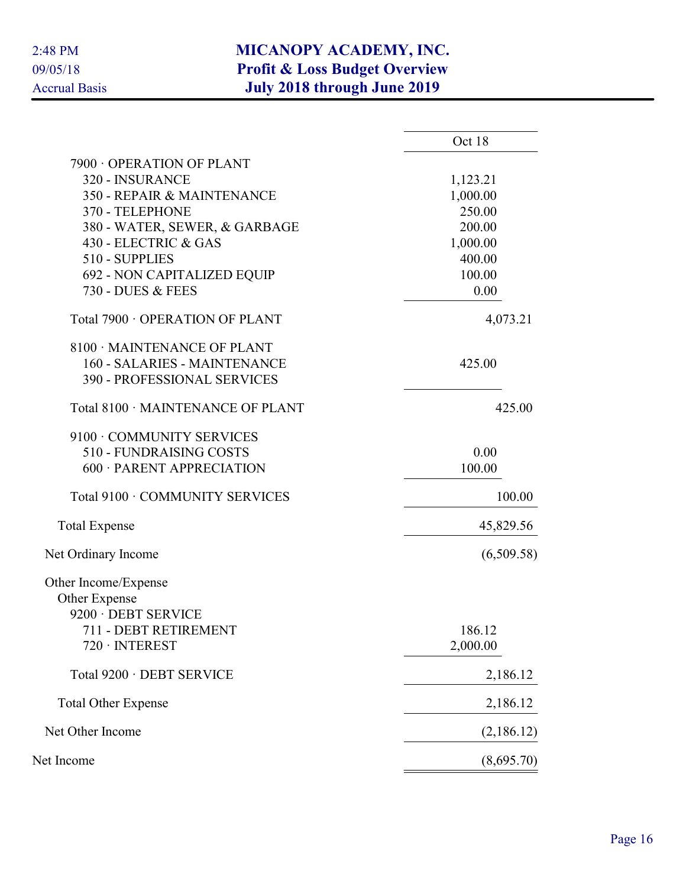# MICANOPY ACADEMY, INC.
## Profit & Loss Budget Overview
## July 2018 through June 2019

2:48 PM
09/05/18
Accrual Basis

| | Oct 18 |
|---|---|
| 7900 · OPERATION OF PLANT | |
| 320 - INSURANCE | 1,123.21 |
| 350 - REPAIR & MAINTENANCE | 1,000.00 |
| 370 - TELEPHONE | 250.00 |
| 380 - WATER, SEWER, & GARBAGE | 200.00 |
| 430 - ELECTRIC & GAS | 1,000.00 |
| 510 - SUPPLIES | 400.00 |
| 692 - NON CAPITALIZED EQUIP | 100.00 |
| 730 - DUES & FEES | 0.00 |
| Total 7900 · OPERATION OF PLANT | 4,073.21 |
| 8100 · MAINTENANCE OF PLANT | |
| 160 - SALARIES - MAINTENANCE | 425.00 |
| 390 - PROFESSIONAL SERVICES | |
| Total 8100 · MAINTENANCE OF PLANT | 425.00 |
| 9100 · COMMUNITY SERVICES | |
| 510 - FUNDRAISING COSTS | 0.00 |
| 600 · PARENT APPRECIATION | 100.00 |
| Total 9100 · COMMUNITY SERVICES | 100.00 |
| Total Expense | 45,829.56 |
| Net Ordinary Income | (6,509.58) |
| Other Income/Expense | |
| Other Expense | |
| 9200 · DEBT SERVICE | |
| 711 - DEBT RETIREMENT | 186.12 |
| 720 · INTEREST | 2,000.00 |
| Total 9200 · DEBT SERVICE | 2,186.12 |
| Total Other Expense | 2,186.12 |
| Net Other Income | (2,186.12) |
| Net Income | (8,695.70) |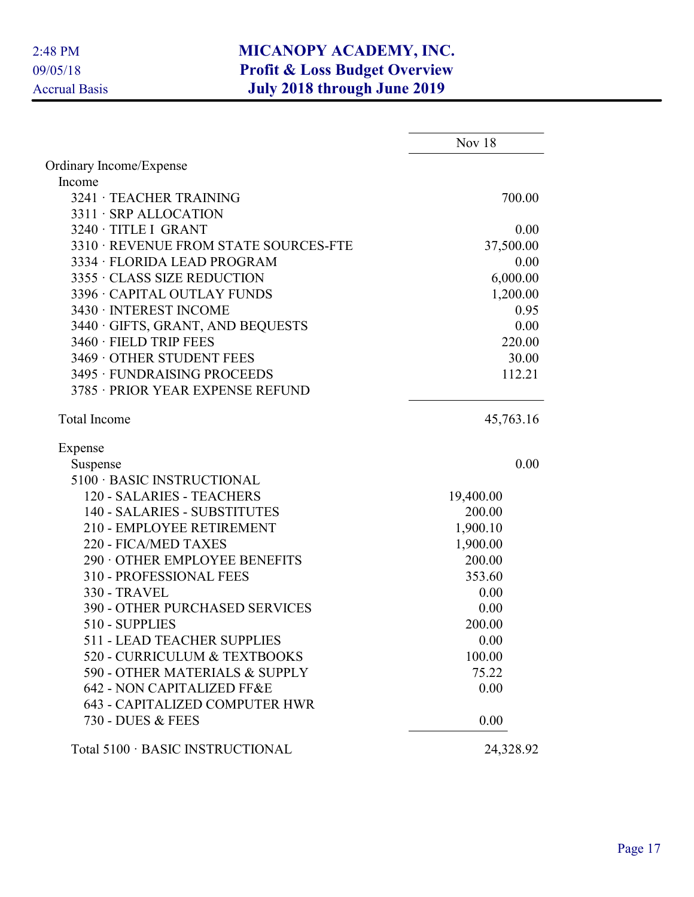# MICANOPY ACADEMY, INC.
## Profit & Loss Budget Overview
### July 2018 through June 2019

2:48 PM
09/05/18
Accrual Basis

| | Nov 18 |
|---|---|
| Ordinary Income/Expense | |
| Income | |
| 3241 · TEACHER TRAINING | 700.00 |
| 3311 · SRP ALLOCATION | |
| 3240 · TITLE I GRANT | 0.00 |
| 3310 · REVENUE FROM STATE SOURCES-FTE | 37,500.00 |
| 3334 · FLORIDA LEAD PROGRAM | 0.00 |
| 3355 · CLASS SIZE REDUCTION | 6,000.00 |
| 3396 · CAPITAL OUTLAY FUNDS | 1,200.00 |
| 3430 · INTEREST INCOME | 0.95 |
| 3440 · GIFTS, GRANT, AND BEQUESTS | 0.00 |
| 3460 · FIELD TRIP FEES | 220.00 |
| 3469 · OTHER STUDENT FEES | 30.00 |
| 3495 · FUNDRAISING PROCEEDS | 112.21 |
| 3785 · PRIOR YEAR EXPENSE REFUND | |
| Total Income | 45,763.16 |
| Expense | |
| Suspense | 0.00 |
| 5100 · BASIC INSTRUCTIONAL | |
| 120 - SALARIES - TEACHERS | 19,400.00 |
| 140 - SALARIES - SUBSTITUTES | 200.00 |
| 210 - EMPLOYEE RETIREMENT | 1,900.10 |
| 220 - FICA/MED TAXES | 1,900.00 |
| 290 · OTHER EMPLOYEE BENEFITS | 200.00 |
| 310 - PROFESSIONAL FEES | 353.60 |
| 330 - TRAVEL | 0.00 |
| 390 - OTHER PURCHASED SERVICES | 0.00 |
| 510 - SUPPLIES | 200.00 |
| 511 - LEAD TEACHER SUPPLIES | 0.00 |
| 520 - CURRICULUM & TEXTBOOKS | 100.00 |
| 590 - OTHER MATERIALS & SUPPLY | 75.22 |
| 642 - NON CAPITALIZED FF&E | 0.00 |
| 643 - CAPITALIZED COMPUTER HWR | |
| 730 - DUES & FEES | 0.00 |
| Total 5100 · BASIC INSTRUCTIONAL | 24,328.92 |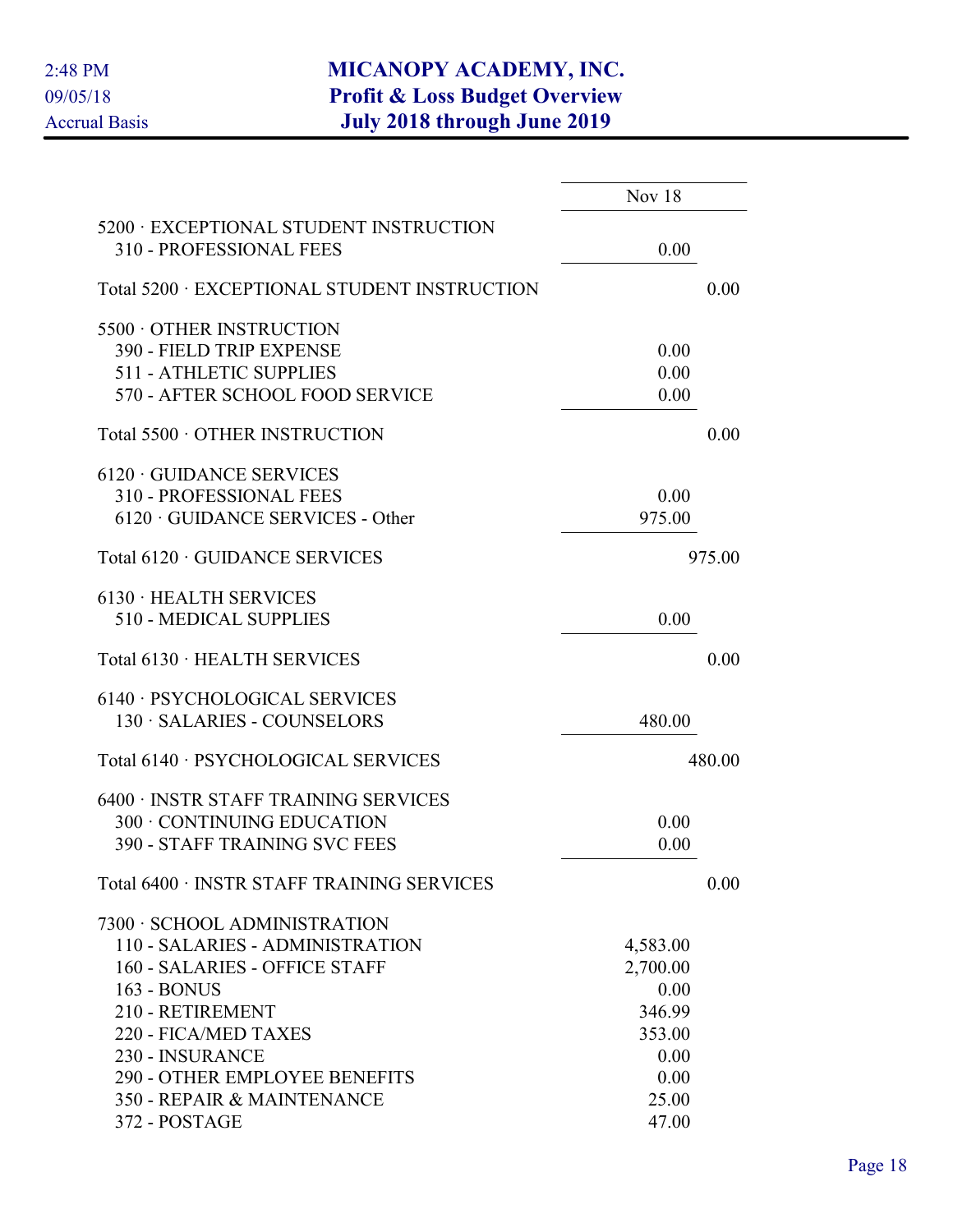# MICANOPY ACADEMY, INC.
## Profit & Loss Budget Overview
## July 2018 through June 2019

2:48 PM
09/05/18
Accrual Basis

| | Nov 18 | |
|---|---|---|
| 5200 · EXCEPTIONAL STUDENT INSTRUCTION | | |
| 310 - PROFESSIONAL FEES | 0.00 | |
| Total 5200 · EXCEPTIONAL STUDENT INSTRUCTION | | 0.00 |
| 5500 · OTHER INSTRUCTION | | |
| 390 - FIELD TRIP EXPENSE | 0.00 | |
| 511 - ATHLETIC SUPPLIES | 0.00 | |
| 570 - AFTER SCHOOL FOOD SERVICE | 0.00 | |
| Total 5500 · OTHER INSTRUCTION | | 0.00 |
| 6120 · GUIDANCE SERVICES | | |
| 310 - PROFESSIONAL FEES | 0.00 | |
| 6120 · GUIDANCE SERVICES - Other | 975.00 | |
| Total 6120 · GUIDANCE SERVICES | | 975.00 |
| 6130 · HEALTH SERVICES | | |
| 510 - MEDICAL SUPPLIES | 0.00 | |
| Total 6130 · HEALTH SERVICES | | 0.00 |
| 6140 · PSYCHOLOGICAL SERVICES | | |
| 130 · SALARIES - COUNSELORS | 480.00 | |
| Total 6140 · PSYCHOLOGICAL SERVICES | | 480.00 |
| 6400 · INSTR STAFF TRAINING SERVICES | | |
| 300 · CONTINUING EDUCATION | 0.00 | |
| 390 - STAFF TRAINING SVC FEES | 0.00 | |
| Total 6400 · INSTR STAFF TRAINING SERVICES | | 0.00 |
| 7300 · SCHOOL ADMINISTRATION | | |
| 110 - SALARIES - ADMINISTRATION | 4,583.00 | |
| 160 - SALARIES - OFFICE STAFF | 2,700.00 | |
| 163 - BONUS | 0.00 | |
| 210 - RETIREMENT | 346.99 | |
| 220 - FICA/MED TAXES | 353.00 | |
| 230 - INSURANCE | 0.00 | |
| 290 - OTHER EMPLOYEE BENEFITS | 0.00 | |
| 350 - REPAIR & MAINTENANCE | 25.00 | |
| 372 - POSTAGE | 47.00 | |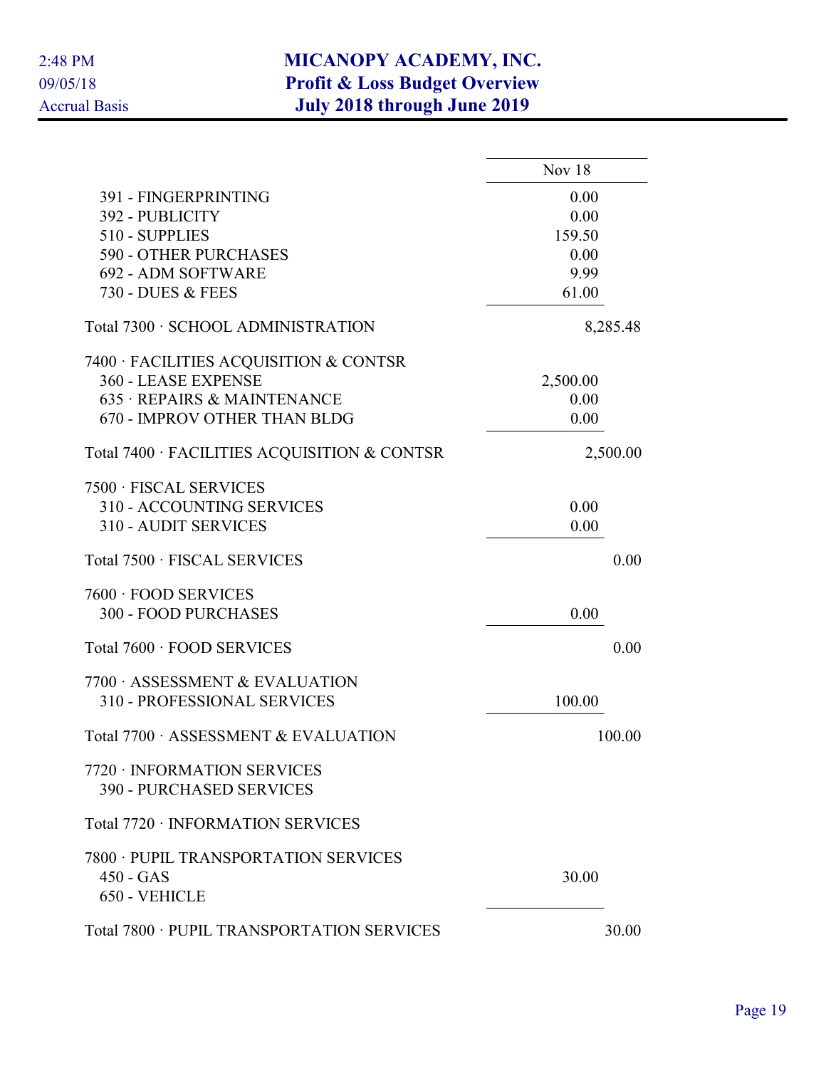# MICANOPY ACADEMY, INC.
## Profit & Loss Budget Overview
### July 2018 through June 2019

2:48 PM
09/05/18
Accrual Basis

| | Nov 18 | |
|---|---|---|
| 391 - FINGERPRINTING | 0.00 | |
| 392 - PUBLICITY | 0.00 | |
| 510 - SUPPLIES | 159.50 | |
| 590 - OTHER PURCHASES | 0.00 | |
| 692 - ADM SOFTWARE | 9.99 | |
| 730 - DUES & FEES | 61.00 | |
| Total 7300 · SCHOOL ADMINISTRATION | | 8,285.48 |
| 7400 · FACILITIES ACQUISITION & CONTSR | | |
| 360 - LEASE EXPENSE | 2,500.00 | |
| 635 · REPAIRS & MAINTENANCE | 0.00 | |
| 670 - IMPROV OTHER THAN BLDG | 0.00 | |
| Total 7400 · FACILITIES ACQUISITION & CONTSR | | 2,500.00 |
| 7500 · FISCAL SERVICES | | |
| 310 - ACCOUNTING SERVICES | 0.00 | |
| 310 - AUDIT SERVICES | 0.00 | |
| Total 7500 · FISCAL SERVICES | | 0.00 |
| 7600 · FOOD SERVICES | | |
| 300 - FOOD PURCHASES | 0.00 | |
| Total 7600 · FOOD SERVICES | | 0.00 |
| 7700 · ASSESSMENT & EVALUATION | | |
| 310 - PROFESSIONAL SERVICES | 100.00 | |
| Total 7700 · ASSESSMENT & EVALUATION | | 100.00 |
| 7720 · INFORMATION SERVICES | | |
| 390 - PURCHASED SERVICES | | |
| Total 7720 · INFORMATION SERVICES | | |
| 7800 · PUPIL TRANSPORTATION SERVICES | | |
| 450 - GAS | 30.00 | |
| 650 - VEHICLE | | |
| Total 7800 · PUPIL TRANSPORTATION SERVICES | | 30.00 |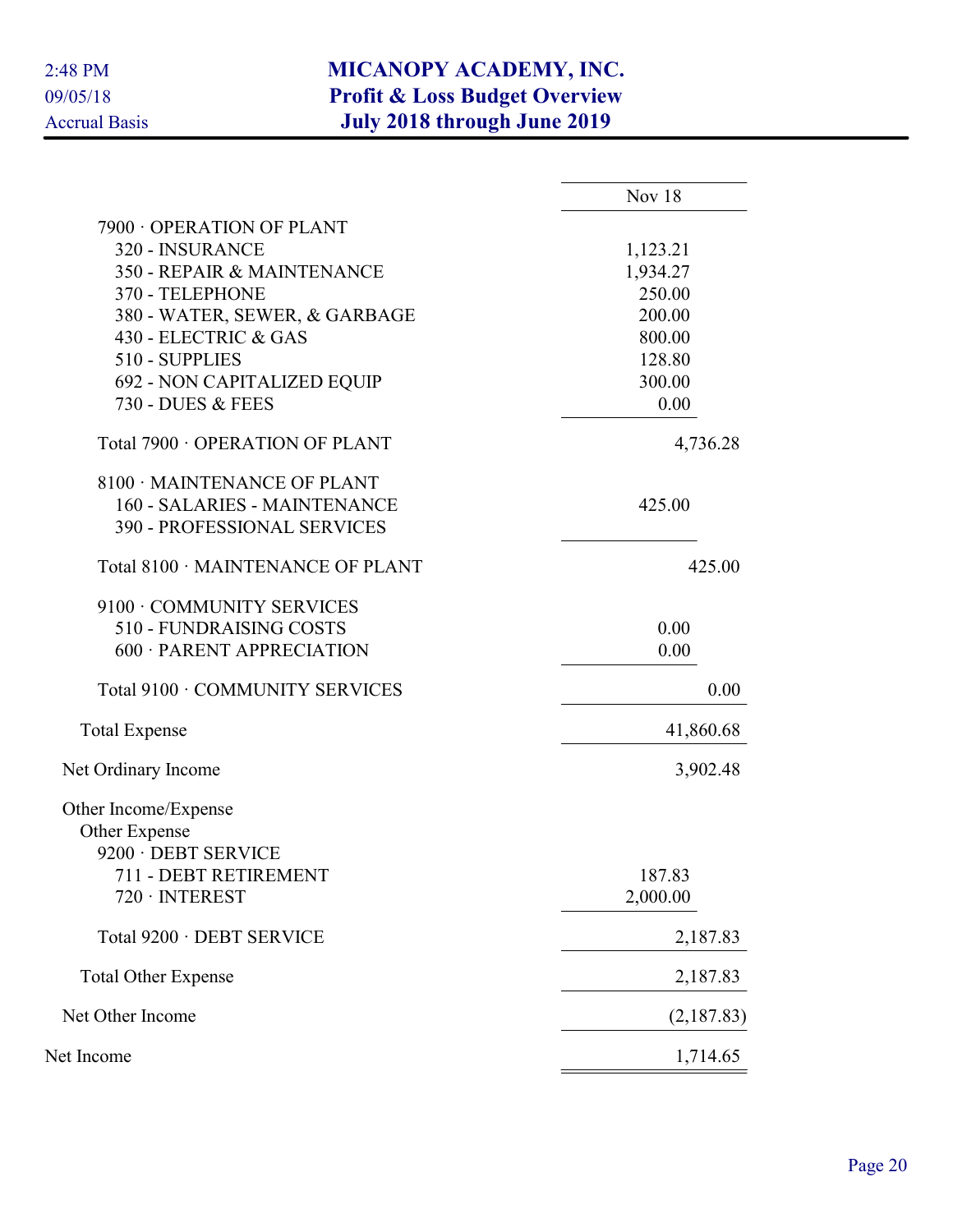# MICANOPY ACADEMY, INC.
## Profit & Loss Budget Overview
### July 2018 through June 2019

2:48 PM
09/05/18
Accrual Basis

| | Nov 18 |
|---|---|
| 7900 · OPERATION OF PLANT | |
| 320 - INSURANCE | 1,123.21 |
| 350 - REPAIR & MAINTENANCE | 1,934.27 |
| 370 - TELEPHONE | 250.00 |
| 380 - WATER, SEWER, & GARBAGE | 200.00 |
| 430 - ELECTRIC & GAS | 800.00 |
| 510 - SUPPLIES | 128.80 |
| 692 - NON CAPITALIZED EQUIP | 300.00 |
| 730 - DUES & FEES | 0.00 |
| Total 7900 · OPERATION OF PLANT | 4,736.28 |
| 8100 · MAINTENANCE OF PLANT | |
| 160 - SALARIES - MAINTENANCE | 425.00 |
| 390 - PROFESSIONAL SERVICES | |
| Total 8100 · MAINTENANCE OF PLANT | 425.00 |
| 9100 · COMMUNITY SERVICES | |
| 510 - FUNDRAISING COSTS | 0.00 |
| 600 · PARENT APPRECIATION | 0.00 |
| Total 9100 · COMMUNITY SERVICES | 0.00 |
| Total Expense | 41,860.68 |
| Net Ordinary Income | 3,902.48 |
| Other Income/Expense | |
| Other Expense | |
| 9200 · DEBT SERVICE | |
| 711 - DEBT RETIREMENT | 187.83 |
| 720 · INTEREST | 2,000.00 |
| Total 9200 · DEBT SERVICE | 2,187.83 |
| Total Other Expense | 2,187.83 |
| Net Other Income | (2,187.83) |
| Net Income | 1,714.65 |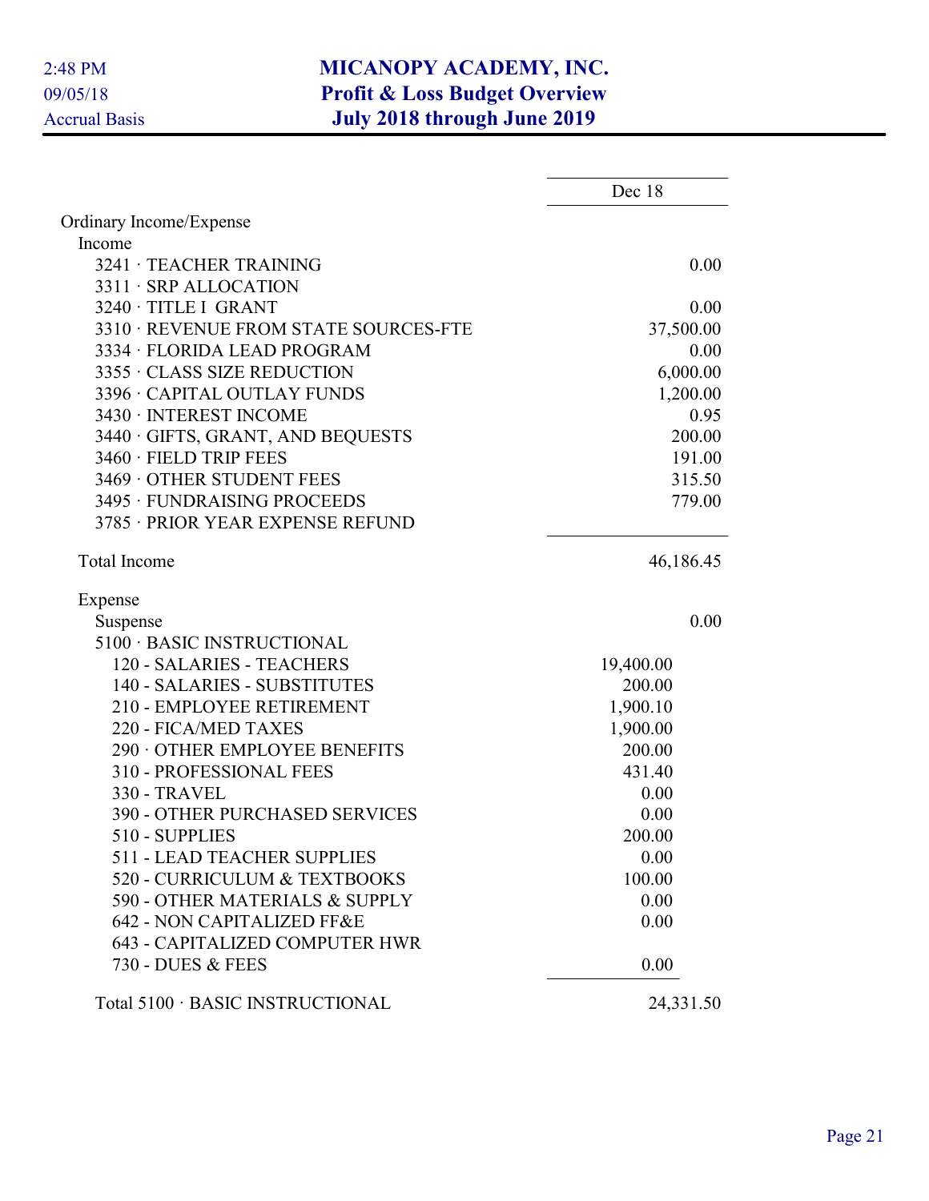# MICANOPY ACADEMY, INC.
## Profit & Loss Budget Overview
## July 2018 through June 2019

2:48 PM
09/05/18
Accrual Basis

| | Dec 18 |
|---|---|
| Ordinary Income/Expense | |
| Income | |
| 3241 · TEACHER TRAINING | 0.00 |
| 3311 · SRP ALLOCATION | |
| 3240 · TITLE I GRANT | 0.00 |
| 3310 · REVENUE FROM STATE SOURCES-FTE | 37,500.00 |
| 3334 · FLORIDA LEAD PROGRAM | 0.00 |
| 3355 · CLASS SIZE REDUCTION | 6,000.00 |
| 3396 · CAPITAL OUTLAY FUNDS | 1,200.00 |
| 3430 · INTEREST INCOME | 0.95 |
| 3440 · GIFTS, GRANT, AND BEQUESTS | 200.00 |
| 3460 · FIELD TRIP FEES | 191.00 |
| 3469 · OTHER STUDENT FEES | 315.50 |
| 3495 · FUNDRAISING PROCEEDS | 779.00 |
| 3785 · PRIOR YEAR EXPENSE REFUND | |
| Total Income | 46,186.45 |
| Expense | |
| Suspense | 0.00 |
| 5100 · BASIC INSTRUCTIONAL | |
| 120 - SALARIES - TEACHERS | 19,400.00 |
| 140 - SALARIES - SUBSTITUTES | 200.00 |
| 210 - EMPLOYEE RETIREMENT | 1,900.10 |
| 220 - FICA/MED TAXES | 1,900.00 |
| 290 · OTHER EMPLOYEE BENEFITS | 200.00 |
| 310 - PROFESSIONAL FEES | 431.40 |
| 330 - TRAVEL | 0.00 |
| 390 - OTHER PURCHASED SERVICES | 0.00 |
| 510 - SUPPLIES | 200.00 |
| 511 - LEAD TEACHER SUPPLIES | 0.00 |
| 520 - CURRICULUM & TEXTBOOKS | 100.00 |
| 590 - OTHER MATERIALS & SUPPLY | 0.00 |
| 642 - NON CAPITALIZED FF&E | 0.00 |
| 643 - CAPITALIZED COMPUTER HWR | |
| 730 - DUES & FEES | 0.00 |
| Total 5100 · BASIC INSTRUCTIONAL | 24,331.50 |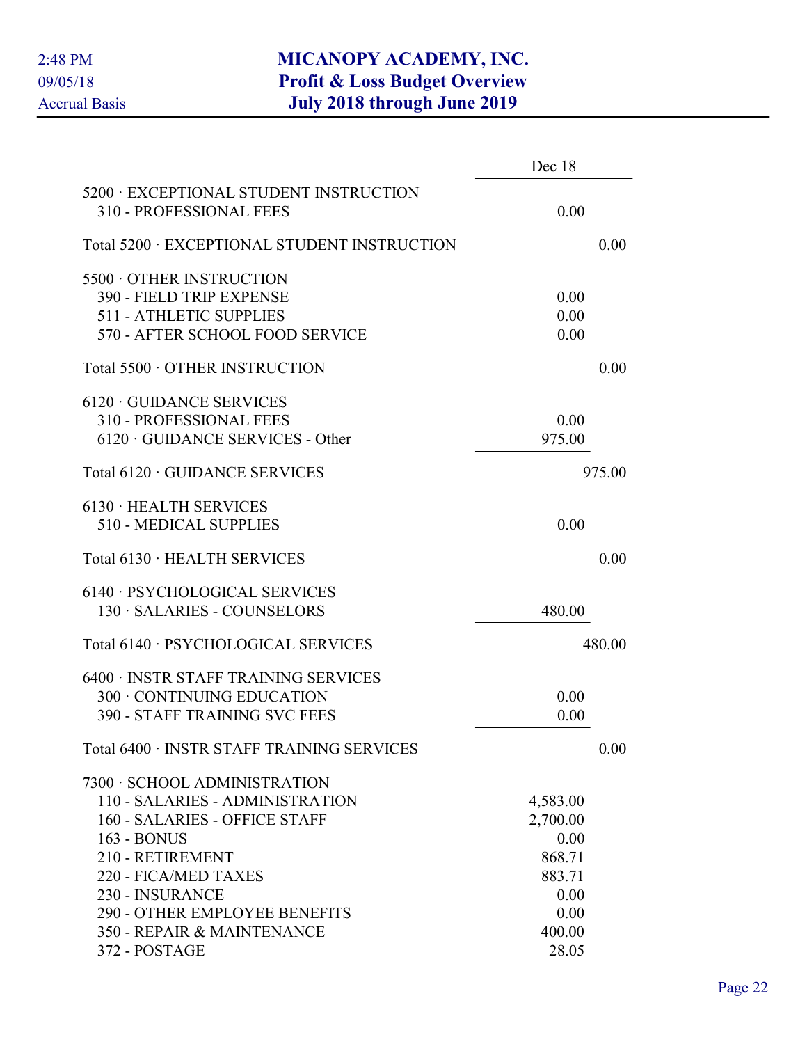# MICANOPY ACADEMY, INC.
## Profit & Loss Budget Overview
### July 2018 through June 2019

2:48 PM
09/05/18
Accrual Basis

| | Dec 18 |
|---|---|
| 5200 · EXCEPTIONAL STUDENT INSTRUCTION | |
| 310 - PROFESSIONAL FEES | 0.00 |
| Total 5200 · EXCEPTIONAL STUDENT INSTRUCTION | 0.00 |
| 5500 · OTHER INSTRUCTION | |
| 390 - FIELD TRIP EXPENSE | 0.00 |
| 511 - ATHLETIC SUPPLIES | 0.00 |
| 570 - AFTER SCHOOL FOOD SERVICE | 0.00 |
| Total 5500 · OTHER INSTRUCTION | 0.00 |
| 6120 · GUIDANCE SERVICES | |
| 310 - PROFESSIONAL FEES | 0.00 |
| 6120 · GUIDANCE SERVICES - Other | 975.00 |
| Total 6120 · GUIDANCE SERVICES | 975.00 |
| 6130 · HEALTH SERVICES | |
| 510 - MEDICAL SUPPLIES | 0.00 |
| Total 6130 · HEALTH SERVICES | 0.00 |
| 6140 · PSYCHOLOGICAL SERVICES | |
| 130 · SALARIES - COUNSELORS | 480.00 |
| Total 6140 · PSYCHOLOGICAL SERVICES | 480.00 |
| 6400 · INSTR STAFF TRAINING SERVICES | |
| 300 · CONTINUING EDUCATION | 0.00 |
| 390 - STAFF TRAINING SVC FEES | 0.00 |
| Total 6400 · INSTR STAFF TRAINING SERVICES | 0.00 |
| 7300 · SCHOOL ADMINISTRATION | |
| 110 - SALARIES - ADMINISTRATION | 4,583.00 |
| 160 - SALARIES - OFFICE STAFF | 2,700.00 |
| 163 - BONUS | 0.00 |
| 210 - RETIREMENT | 868.71 |
| 220 - FICA/MED TAXES | 883.71 |
| 230 - INSURANCE | 0.00 |
| 290 - OTHER EMPLOYEE BENEFITS | 0.00 |
| 350 - REPAIR & MAINTENANCE | 400.00 |
| 372 - POSTAGE | 28.05 |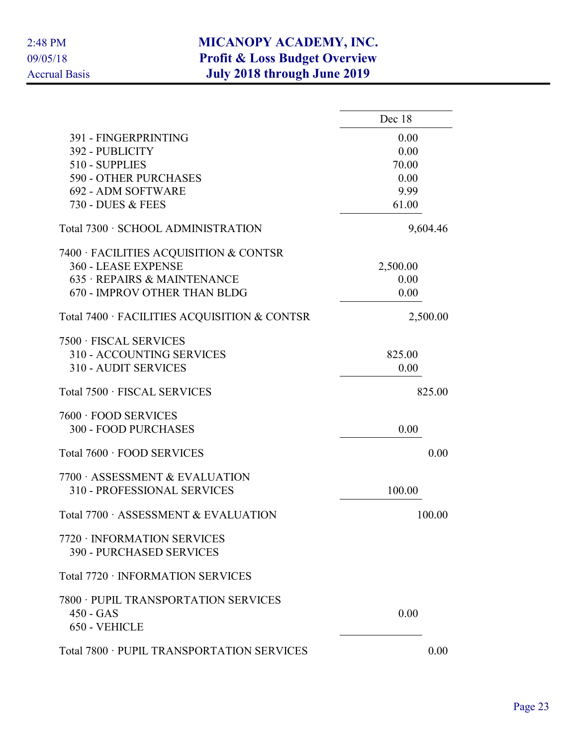# MICANOPY ACADEMY, INC.
## Profit & Loss Budget Overview
### July 2018 through June 2019

2:48 PM
09/05/18
Accrual Basis

| | Dec 18 |
|---|---|
| 391 - FINGERPRINTING | 0.00 |
| 392 - PUBLICITY | 0.00 |
| 510 - SUPPLIES | 70.00 |
| 590 - OTHER PURCHASES | 0.00 |
| 692 - ADM SOFTWARE | 9.99 |
| 730 - DUES & FEES | 61.00 |
| Total 7300 · SCHOOL ADMINISTRATION | 9,604.46 |
| 7400 · FACILITIES ACQUISITION & CONTSR | |
| 360 - LEASE EXPENSE | 2,500.00 |
| 635 · REPAIRS & MAINTENANCE | 0.00 |
| 670 - IMPROV OTHER THAN BLDG | 0.00 |
| Total 7400 · FACILITIES ACQUISITION & CONTSR | 2,500.00 |
| 7500 · FISCAL SERVICES | |
| 310 - ACCOUNTING SERVICES | 825.00 |
| 310 - AUDIT SERVICES | 0.00 |
| Total 7500 · FISCAL SERVICES | 825.00 |
| 7600 · FOOD SERVICES | |
| 300 - FOOD PURCHASES | 0.00 |
| Total 7600 · FOOD SERVICES | 0.00 |
| 7700 · ASSESSMENT & EVALUATION | |
| 310 - PROFESSIONAL SERVICES | 100.00 |
| Total 7700 · ASSESSMENT & EVALUATION | 100.00 |
| 7720 · INFORMATION SERVICES | |
| 390 - PURCHASED SERVICES | |
| Total 7720 · INFORMATION SERVICES | |
| 7800 · PUPIL TRANSPORTATION SERVICES | |
| 450 - GAS | 0.00 |
| 650 - VEHICLE | |
| Total 7800 · PUPIL TRANSPORTATION SERVICES | 0.00 |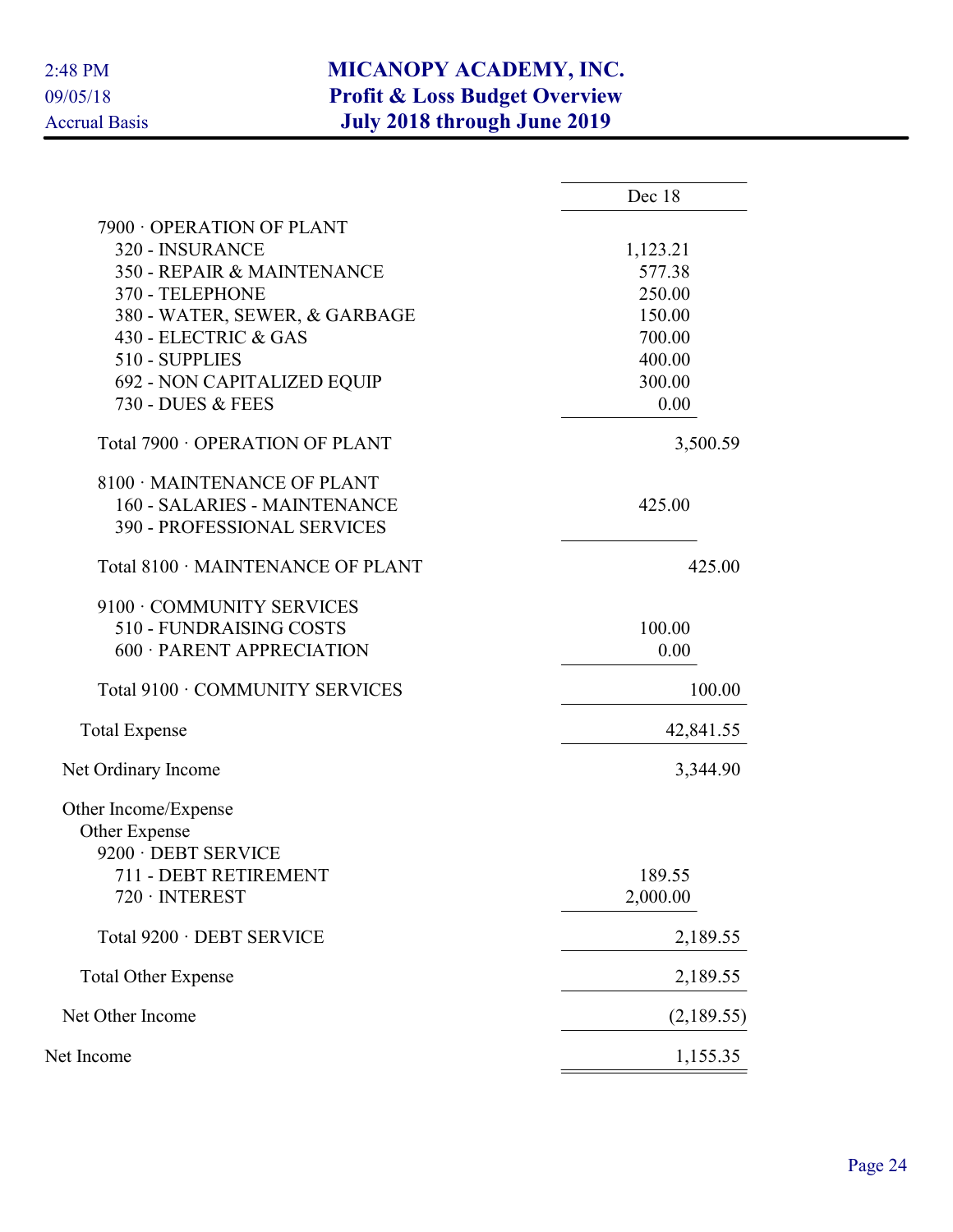# MICANOPY ACADEMY, INC.
## Profit & Loss Budget Overview
### July 2018 through June 2019

2:48 PM
09/05/18
Accrual Basis

| | Dec 18 |
|---|---|
| 7900 · OPERATION OF PLANT | |
| 320 - INSURANCE | 1,123.21 |
| 350 - REPAIR & MAINTENANCE | 577.38 |
| 370 - TELEPHONE | 250.00 |
| 380 - WATER, SEWER, & GARBAGE | 150.00 |
| 430 - ELECTRIC & GAS | 700.00 |
| 510 - SUPPLIES | 400.00 |
| 692 - NON CAPITALIZED EQUIP | 300.00 |
| 730 - DUES & FEES | 0.00 |
| Total 7900 · OPERATION OF PLANT | 3,500.59 |
| 8100 · MAINTENANCE OF PLANT | |
| 160 - SALARIES - MAINTENANCE | 425.00 |
| 390 - PROFESSIONAL SERVICES | |
| Total 8100 · MAINTENANCE OF PLANT | 425.00 |
| 9100 · COMMUNITY SERVICES | |
| 510 - FUNDRAISING COSTS | 100.00 |
| 600 · PARENT APPRECIATION | 0.00 |
| Total 9100 · COMMUNITY SERVICES | 100.00 |
| Total Expense | 42,841.55 |
| Net Ordinary Income | 3,344.90 |
| Other Income/Expense | |
| Other Expense | |
| 9200 · DEBT SERVICE | |
| 711 - DEBT RETIREMENT | 189.55 |
| 720 · INTEREST | 2,000.00 |
| Total 9200 · DEBT SERVICE | 2,189.55 |
| Total Other Expense | 2,189.55 |
| Net Other Income | (2,189.55) |
| Net Income | 1,155.35 |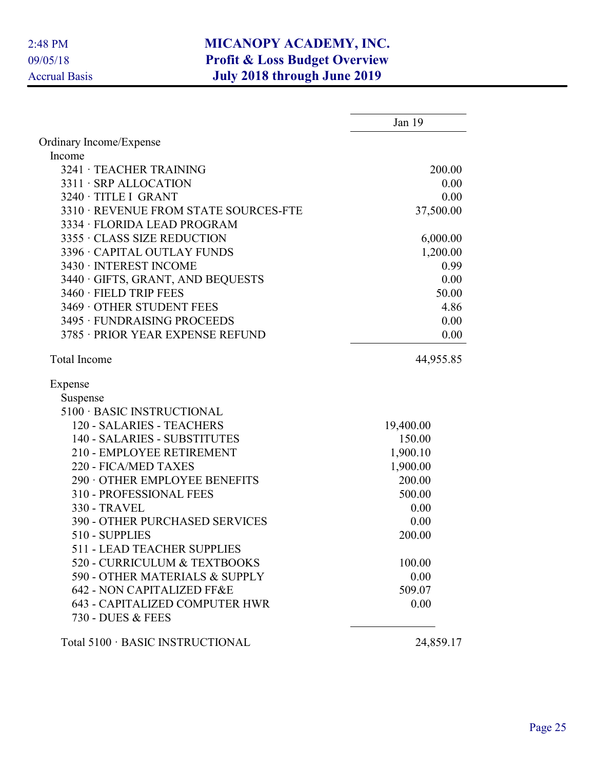# MICANOPY ACADEMY, INC.
## Profit & Loss Budget Overview
### July 2018 through June 2019

2:48 PM
09/05/18
Accrual Basis

| | Jan 19 |
|---|---|
| Ordinary Income/Expense | |
| Income | |
| 3241 · TEACHER TRAINING | 200.00 |
| 3311 · SRP ALLOCATION | 0.00 |
| 3240 · TITLE I GRANT | 0.00 |
| 3310 · REVENUE FROM STATE SOURCES-FTE | 37,500.00 |
| 3334 · FLORIDA LEAD PROGRAM | |
| 3355 · CLASS SIZE REDUCTION | 6,000.00 |
| 3396 · CAPITAL OUTLAY FUNDS | 1,200.00 |
| 3430 · INTEREST INCOME | 0.99 |
| 3440 · GIFTS, GRANT, AND BEQUESTS | 0.00 |
| 3460 · FIELD TRIP FEES | 50.00 |
| 3469 · OTHER STUDENT FEES | 4.86 |
| 3495 · FUNDRAISING PROCEEDS | 0.00 |
| 3785 · PRIOR YEAR EXPENSE REFUND | 0.00 |
| Total Income | 44,955.85 |
| Expense | |
| Suspense | |
| 5100 · BASIC INSTRUCTIONAL | |
| 120 - SALARIES - TEACHERS | 19,400.00 |
| 140 - SALARIES - SUBSTITUTES | 150.00 |
| 210 - EMPLOYEE RETIREMENT | 1,900.10 |
| 220 - FICA/MED TAXES | 1,900.00 |
| 290 · OTHER EMPLOYEE BENEFITS | 200.00 |
| 310 - PROFESSIONAL FEES | 500.00 |
| 330 - TRAVEL | 0.00 |
| 390 - OTHER PURCHASED SERVICES | 0.00 |
| 510 - SUPPLIES | 200.00 |
| 511 - LEAD TEACHER SUPPLIES | |
| 520 - CURRICULUM & TEXTBOOKS | 100.00 |
| 590 - OTHER MATERIALS & SUPPLY | 0.00 |
| 642 - NON CAPITALIZED FF&E | 509.07 |
| 643 - CAPITALIZED COMPUTER HWR | 0.00 |
| 730 - DUES & FEES | |
| Total 5100 · BASIC INSTRUCTIONAL | 24,859.17 |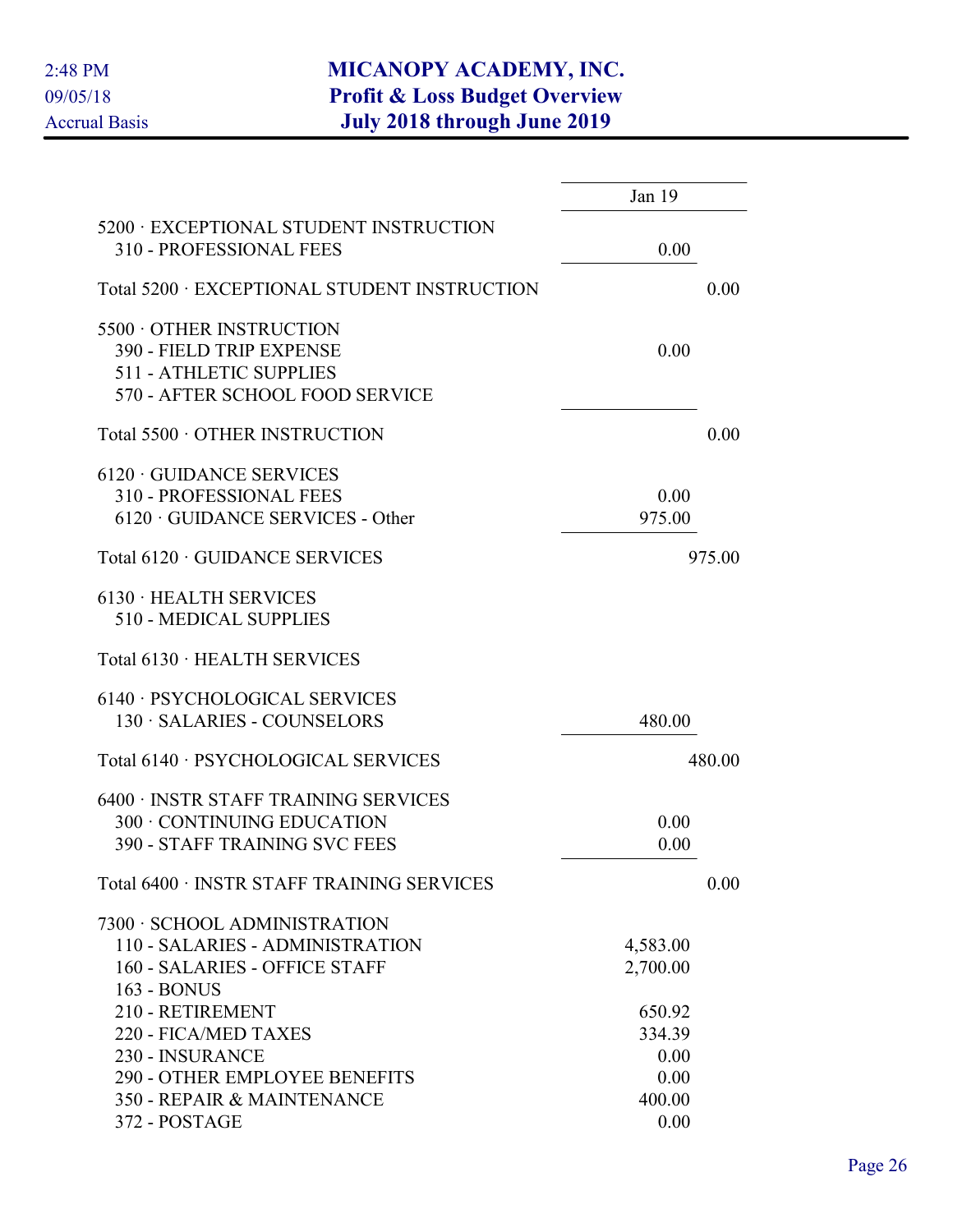# MICANOPY ACADEMY, INC.
## Profit & Loss Budget Overview
### July 2018 through June 2019

Accrual Basis

| | Jan 19 | |
|---|---|---|
| 5200 · EXCEPTIONAL STUDENT INSTRUCTION | | |
| 310 - PROFESSIONAL FEES | 0.00 | |
| Total 5200 · EXCEPTIONAL STUDENT INSTRUCTION | | 0.00 |
| 5500 · OTHER INSTRUCTION | | |
| 390 - FIELD TRIP EXPENSE | 0.00 | |
| 511 - ATHLETIC SUPPLIES | | |
| 570 - AFTER SCHOOL FOOD SERVICE | | |
| Total 5500 · OTHER INSTRUCTION | | 0.00 |
| 6120 · GUIDANCE SERVICES | | |
| 310 - PROFESSIONAL FEES | 0.00 | |
| 6120 · GUIDANCE SERVICES - Other | 975.00 | |
| Total 6120 · GUIDANCE SERVICES | | 975.00 |
| 6130 · HEALTH SERVICES | | |
| 510 - MEDICAL SUPPLIES | | |
| Total 6130 · HEALTH SERVICES | | |
| 6140 · PSYCHOLOGICAL SERVICES | | |
| 130 · SALARIES - COUNSELORS | 480.00 | |
| Total 6140 · PSYCHOLOGICAL SERVICES | | 480.00 |
| 6400 · INSTR STAFF TRAINING SERVICES | | |
| 300 · CONTINUING EDUCATION | 0.00 | |
| 390 - STAFF TRAINING SVC FEES | 0.00 | |
| Total 6400 · INSTR STAFF TRAINING SERVICES | | 0.00 |
| 7300 · SCHOOL ADMINISTRATION | | |
| 110 - SALARIES - ADMINISTRATION | 4,583.00 | |
| 160 - SALARIES - OFFICE STAFF | 2,700.00 | |
| 163 - BONUS | | |
| 210 - RETIREMENT | 650.92 | |
| 220 - FICA/MED TAXES | 334.39 | |
| 230 - INSURANCE | 0.00 | |
| 290 - OTHER EMPLOYEE BENEFITS | 0.00 | |
| 350 - REPAIR & MAINTENANCE | 400.00 | |
| 372 - POSTAGE | 0.00 | |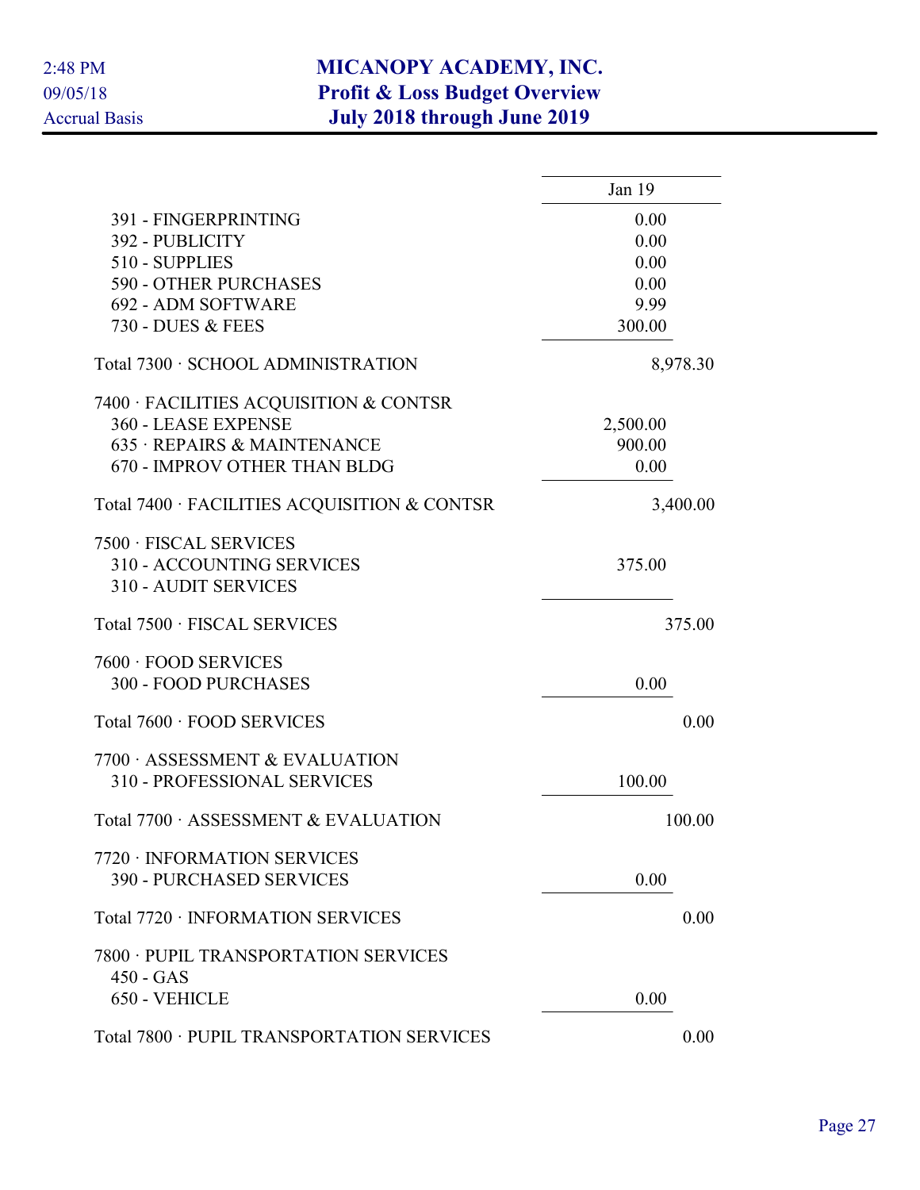# MICANOPY ACADEMY, INC.
## Profit & Loss Budget Overview
### July 2018 through June 2019

2:48 PM
09/05/18
Accrual Basis

| | Jan 19 |
|---|---|
| 391 - FINGERPRINTING | 0.00 |
| 392 - PUBLICITY | 0.00 |
| 510 - SUPPLIES | 0.00 |
| 590 - OTHER PURCHASES | 0.00 |
| 692 - ADM SOFTWARE | 9.99 |
| 730 - DUES & FEES | 300.00 |
| Total 7300 · SCHOOL ADMINISTRATION | 8,978.30 |
| 7400 · FACILITIES ACQUISITION & CONTSR | |
| 360 - LEASE EXPENSE | 2,500.00 |
| 635 · REPAIRS & MAINTENANCE | 900.00 |
| 670 - IMPROV OTHER THAN BLDG | 0.00 |
| Total 7400 · FACILITIES ACQUISITION & CONTSR | 3,400.00 |
| 7500 · FISCAL SERVICES | |
| 310 - ACCOUNTING SERVICES | 375.00 |
| 310 - AUDIT SERVICES | |
| Total 7500 · FISCAL SERVICES | 375.00 |
| 7600 · FOOD SERVICES | |
| 300 - FOOD PURCHASES | 0.00 |
| Total 7600 · FOOD SERVICES | 0.00 |
| 7700 · ASSESSMENT & EVALUATION | |
| 310 - PROFESSIONAL SERVICES | 100.00 |
| Total 7700 · ASSESSMENT & EVALUATION | 100.00 |
| 7720 · INFORMATION SERVICES | |
| 390 - PURCHASED SERVICES | 0.00 |
| Total 7720 · INFORMATION SERVICES | 0.00 |
| 7800 · PUPIL TRANSPORTATION SERVICES | |
| 450 - GAS | |
| 650 - VEHICLE | 0.00 |
| Total 7800 · PUPIL TRANSPORTATION SERVICES | 0.00 |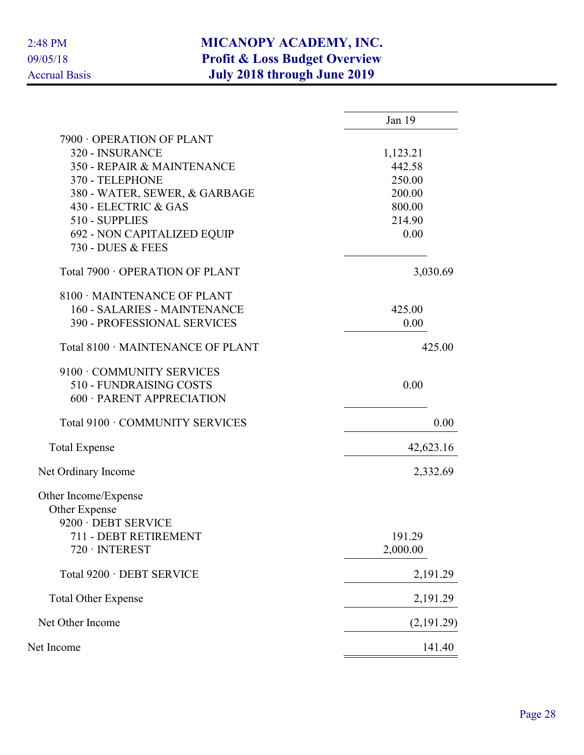**MICANOPY ACADEMY, INC.**
**Profit & Loss Budget Overview**
**July 2018 through June 2019**

2:48 PM
09/05/18
Accrual Basis

| | Jan 19 |
|---|---|
| 7900 · OPERATION OF PLANT | |
| 320 - INSURANCE | 1,123.21 |
| 350 - REPAIR & MAINTENANCE | 442.58 |
| 370 - TELEPHONE | 250.00 |
| 380 - WATER, SEWER, & GARBAGE | 200.00 |
| 430 - ELECTRIC & GAS | 800.00 |
| 510 - SUPPLIES | 214.90 |
| 692 - NON CAPITALIZED EQUIP | 0.00 |
| 730 - DUES & FEES | |
| Total 7900 · OPERATION OF PLANT | 3,030.69 |
| 8100 · MAINTENANCE OF PLANT | |
| 160 - SALARIES - MAINTENANCE | 425.00 |
| 390 - PROFESSIONAL SERVICES | 0.00 |
| Total 8100 · MAINTENANCE OF PLANT | 425.00 |
| 9100 · COMMUNITY SERVICES | |
| 510 - FUNDRAISING COSTS | 0.00 |
| 600 · PARENT APPRECIATION | |
| Total 9100 · COMMUNITY SERVICES | 0.00 |
| Total Expense | 42,623.16 |
| Net Ordinary Income | 2,332.69 |
| Other Income/Expense | |
| Other Expense | |
| 9200 · DEBT SERVICE | |
| 711 - DEBT RETIREMENT | 191.29 |
| 720 · INTEREST | 2,000.00 |
| Total 9200 · DEBT SERVICE | 2,191.29 |
| Total Other Expense | 2,191.29 |
| Net Other Income | (2,191.29) |
| Net Income | 141.40 |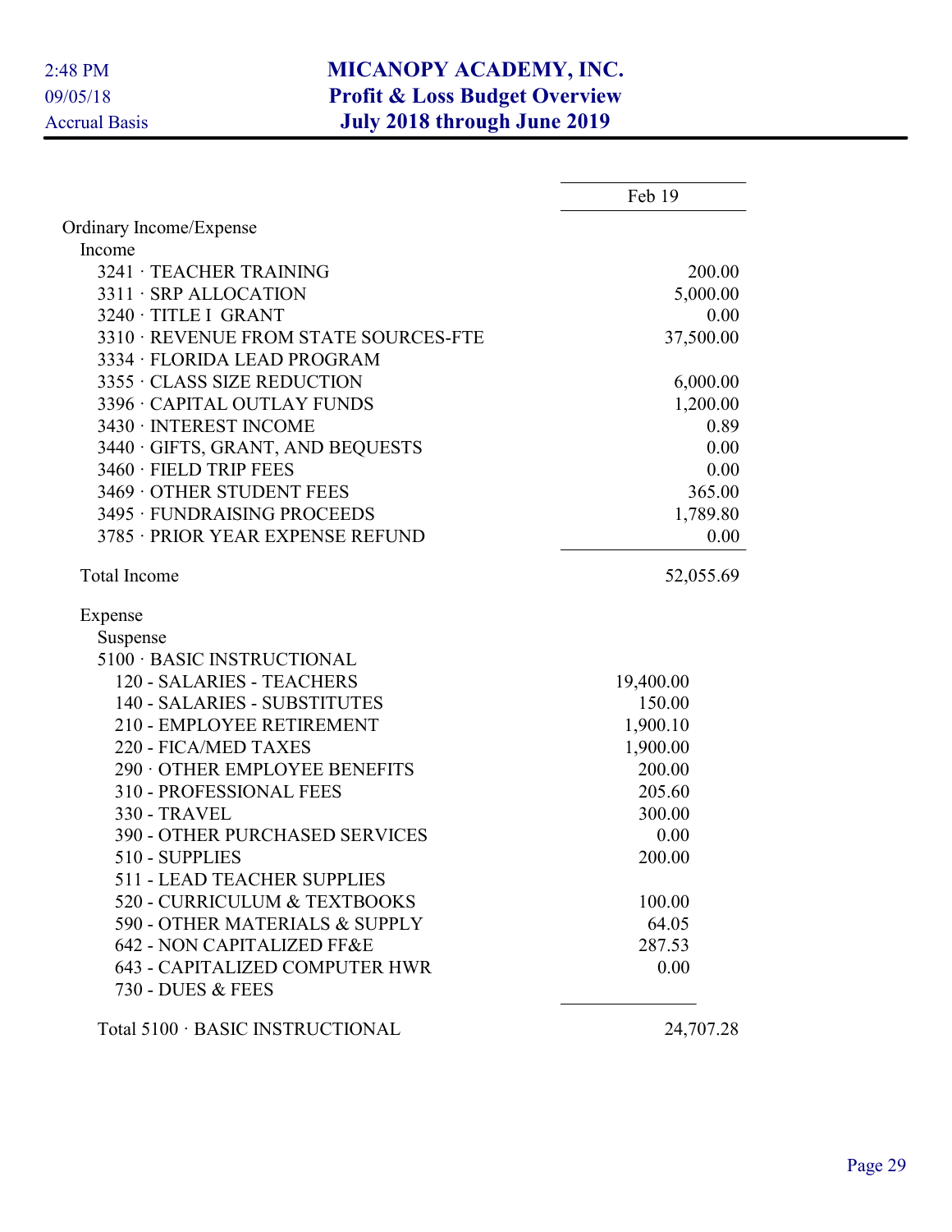# MICANOPY ACADEMY, INC.
## Profit & Loss Budget Overview
### July 2018 through June 2019

2:48 PM
09/05/18
Accrual Basis

| | Feb 19 |
|---|---|
| Ordinary Income/Expense | |
| Income | |
| 3241 · TEACHER TRAINING | 200.00 |
| 3311 · SRP ALLOCATION | 5,000.00 |
| 3240 · TITLE I GRANT | 0.00 |
| 3310 · REVENUE FROM STATE SOURCES-FTE | 37,500.00 |
| 3334 · FLORIDA LEAD PROGRAM | |
| 3355 · CLASS SIZE REDUCTION | 6,000.00 |
| 3396 · CAPITAL OUTLAY FUNDS | 1,200.00 |
| 3430 · INTEREST INCOME | 0.89 |
| 3440 · GIFTS, GRANT, AND BEQUESTS | 0.00 |
| 3460 · FIELD TRIP FEES | 0.00 |
| 3469 · OTHER STUDENT FEES | 365.00 |
| 3495 · FUNDRAISING PROCEEDS | 1,789.80 |
| 3785 · PRIOR YEAR EXPENSE REFUND | 0.00 |
| Total Income | 52,055.69 |
| Expense | |
| Suspense | |
| 5100 · BASIC INSTRUCTIONAL | |
| 120 - SALARIES - TEACHERS | 19,400.00 |
| 140 - SALARIES - SUBSTITUTES | 150.00 |
| 210 - EMPLOYEE RETIREMENT | 1,900.10 |
| 220 - FICA/MED TAXES | 1,900.00 |
| 290 · OTHER EMPLOYEE BENEFITS | 200.00 |
| 310 - PROFESSIONAL FEES | 205.60 |
| 330 - TRAVEL | 300.00 |
| 390 - OTHER PURCHASED SERVICES | 0.00 |
| 510 - SUPPLIES | 200.00 |
| 511 - LEAD TEACHER SUPPLIES | |
| 520 - CURRICULUM & TEXTBOOKS | 100.00 |
| 590 - OTHER MATERIALS & SUPPLY | 64.05 |
| 642 - NON CAPITALIZED FF&E | 287.53 |
| 643 - CAPITALIZED COMPUTER HWR | 0.00 |
| 730 - DUES & FEES | |
| Total 5100 · BASIC INSTRUCTIONAL | 24,707.28 |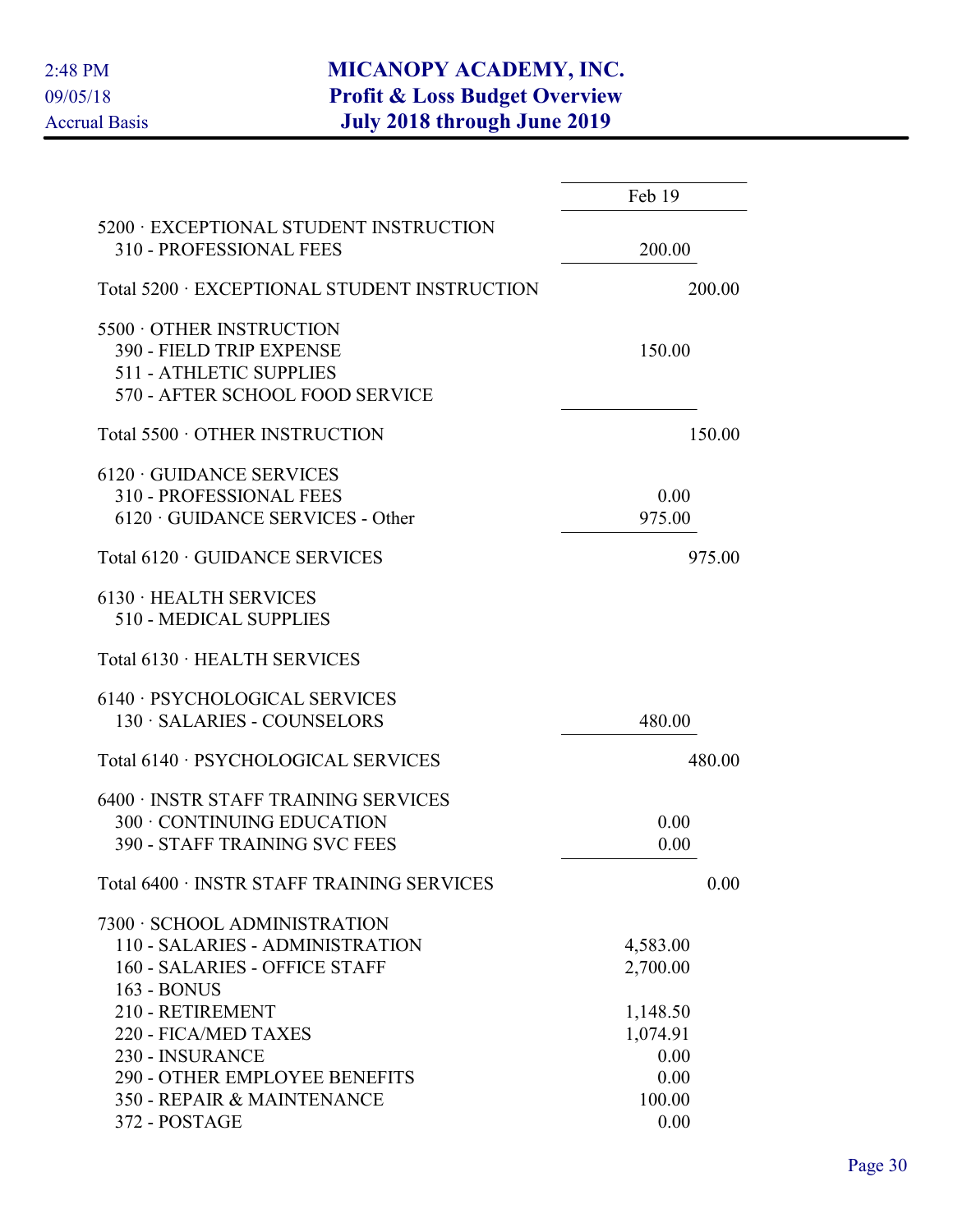# MICANOPY ACADEMY, INC.
## Profit & Loss Budget Overview
### July 2018 through June 2019

2:48 PM
09/05/18
Accrual Basis

| | Feb 19 |
|---|---|
| 5200 · EXCEPTIONAL STUDENT INSTRUCTION | |
| 310 - PROFESSIONAL FEES | 200.00 |
| Total 5200 · EXCEPTIONAL STUDENT INSTRUCTION | 200.00 |
| 5500 · OTHER INSTRUCTION | |
| 390 - FIELD TRIP EXPENSE | 150.00 |
| 511 - ATHLETIC SUPPLIES | |
| 570 - AFTER SCHOOL FOOD SERVICE | |
| Total 5500 · OTHER INSTRUCTION | 150.00 |
| 6120 · GUIDANCE SERVICES | |
| 310 - PROFESSIONAL FEES | 0.00 |
| 6120 · GUIDANCE SERVICES - Other | 975.00 |
| Total 6120 · GUIDANCE SERVICES | 975.00 |
| 6130 · HEALTH SERVICES | |
| 510 - MEDICAL SUPPLIES | |
| Total 6130 · HEALTH SERVICES | |
| 6140 · PSYCHOLOGICAL SERVICES | |
| 130 · SALARIES - COUNSELORS | 480.00 |
| Total 6140 · PSYCHOLOGICAL SERVICES | 480.00 |
| 6400 · INSTR STAFF TRAINING SERVICES | |
| 300 · CONTINUING EDUCATION | 0.00 |
| 390 - STAFF TRAINING SVC FEES | 0.00 |
| Total 6400 · INSTR STAFF TRAINING SERVICES | 0.00 |
| 7300 · SCHOOL ADMINISTRATION | |
| 110 - SALARIES - ADMINISTRATION | 4,583.00 |
| 160 - SALARIES - OFFICE STAFF | 2,700.00 |
| 163 - BONUS | |
| 210 - RETIREMENT | 1,148.50 |
| 220 - FICA/MED TAXES | 1,074.91 |
| 230 - INSURANCE | 0.00 |
| 290 - OTHER EMPLOYEE BENEFITS | 0.00 |
| 350 - REPAIR & MAINTENANCE | 100.00 |
| 372 - POSTAGE | 0.00 |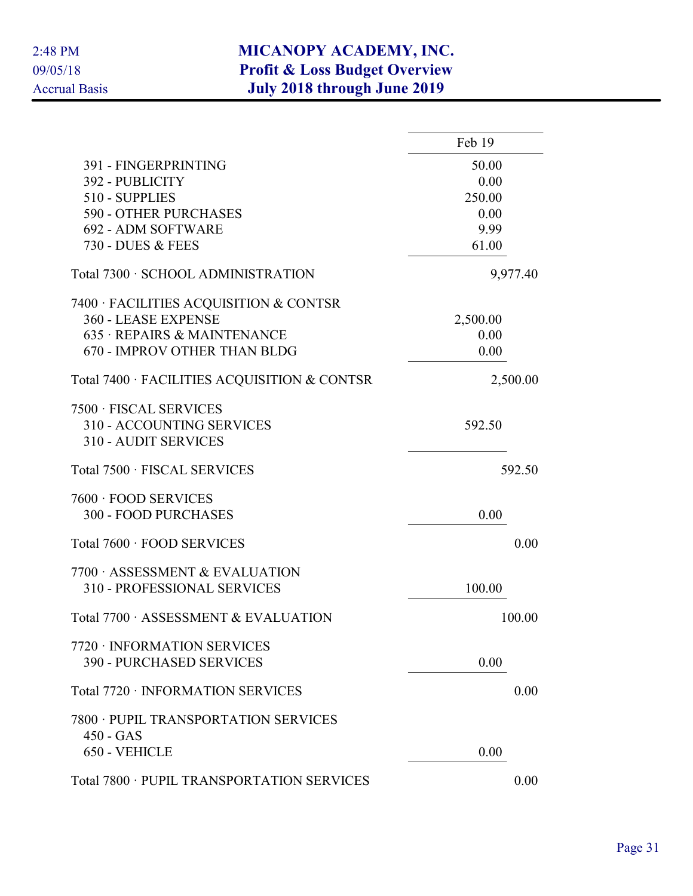# MICANOPY ACADEMY, INC.
## Profit & Loss Budget Overview
### July 2018 through June 2019

2:48 PM
09/05/18
Accrual Basis

| | Feb 19 | |
|---|---|---|
| 391 - FINGERPRINTING | 50.00 | |
| 392 - PUBLICITY | 0.00 | |
| 510 - SUPPLIES | 250.00 | |
| 590 - OTHER PURCHASES | 0.00 | |
| 692 - ADM SOFTWARE | 9.99 | |
| 730 - DUES & FEES | 61.00 | |
| Total 7300 · SCHOOL ADMINISTRATION | | 9,977.40 |
| 7400 · FACILITIES ACQUISITION & CONTSR | | |
| 360 - LEASE EXPENSE | 2,500.00 | |
| 635 · REPAIRS & MAINTENANCE | 0.00 | |
| 670 - IMPROV OTHER THAN BLDG | 0.00 | |
| Total 7400 · FACILITIES ACQUISITION & CONTSR | | 2,500.00 |
| 7500 · FISCAL SERVICES | | |
| 310 - ACCOUNTING SERVICES | 592.50 | |
| 310 - AUDIT SERVICES | | |
| Total 7500 · FISCAL SERVICES | | 592.50 |
| 7600 · FOOD SERVICES | | |
| 300 - FOOD PURCHASES | 0.00 | |
| Total 7600 · FOOD SERVICES | | 0.00 |
| 7700 · ASSESSMENT & EVALUATION | | |
| 310 - PROFESSIONAL SERVICES | 100.00 | |
| Total 7700 · ASSESSMENT & EVALUATION | | 100.00 |
| 7720 · INFORMATION SERVICES | | |
| 390 - PURCHASED SERVICES | 0.00 | |
| Total 7720 · INFORMATION SERVICES | | 0.00 |
| 7800 · PUPIL TRANSPORTATION SERVICES | | |
| 450 - GAS | | |
| 650 - VEHICLE | 0.00 | |
| Total 7800 · PUPIL TRANSPORTATION SERVICES | | 0.00 |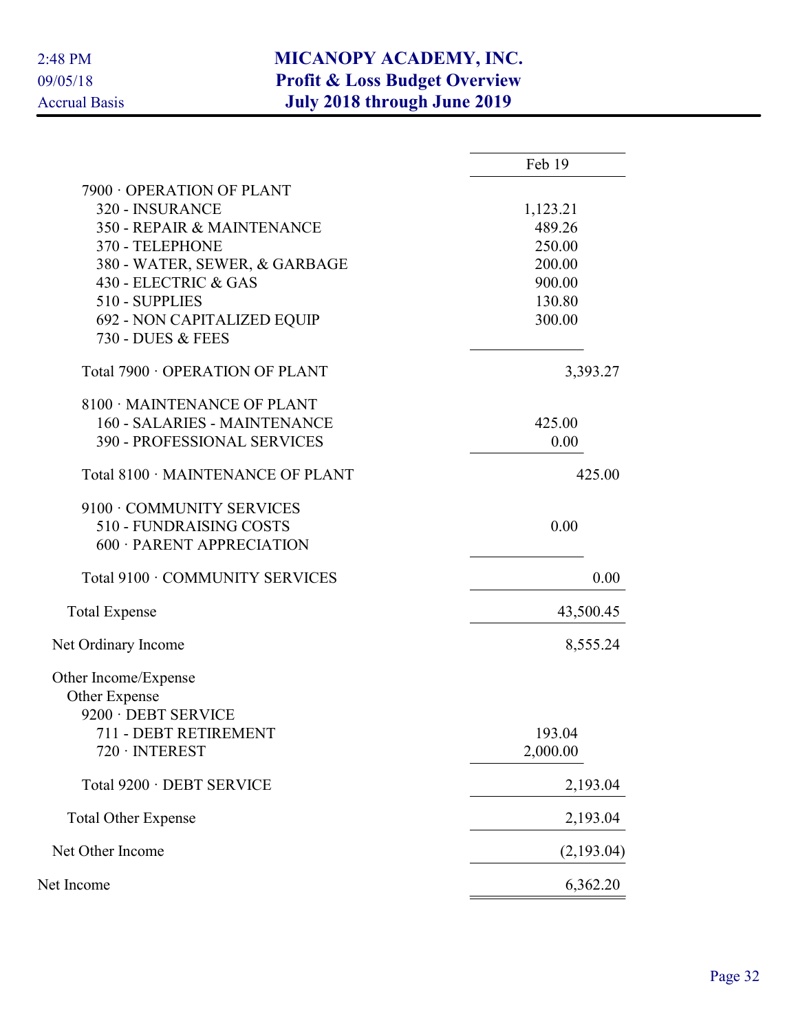# MICANOPY ACADEMY, INC.
## Profit & Loss Budget Overview
## July 2018 through June 2019

2:48 PM
09/05/18
Accrual Basis

| | Feb 19 |
|---|---|
| 7900 · OPERATION OF PLANT | |
| 320 - INSURANCE | 1,123.21 |
| 350 - REPAIR & MAINTENANCE | 489.26 |
| 370 - TELEPHONE | 250.00 |
| 380 - WATER, SEWER, & GARBAGE | 200.00 |
| 430 - ELECTRIC & GAS | 900.00 |
| 510 - SUPPLIES | 130.80 |
| 692 - NON CAPITALIZED EQUIP | 300.00 |
| 730 - DUES & FEES | |
| Total 7900 · OPERATION OF PLANT | 3,393.27 |
| 8100 · MAINTENANCE OF PLANT | |
| 160 - SALARIES - MAINTENANCE | 425.00 |
| 390 - PROFESSIONAL SERVICES | 0.00 |
| Total 8100 · MAINTENANCE OF PLANT | 425.00 |
| 9100 · COMMUNITY SERVICES | |
| 510 - FUNDRAISING COSTS | 0.00 |
| 600 · PARENT APPRECIATION | |
| Total 9100 · COMMUNITY SERVICES | 0.00 |
| Total Expense | 43,500.45 |
| Net Ordinary Income | 8,555.24 |
| Other Income/Expense | |
| Other Expense | |
| 9200 · DEBT SERVICE | |
| 711 - DEBT RETIREMENT | 193.04 |
| 720 · INTEREST | 2,000.00 |
| Total 9200 · DEBT SERVICE | 2,193.04 |
| Total Other Expense | 2,193.04 |
| Net Other Income | (2,193.04) |
| Net Income | 6,362.20 |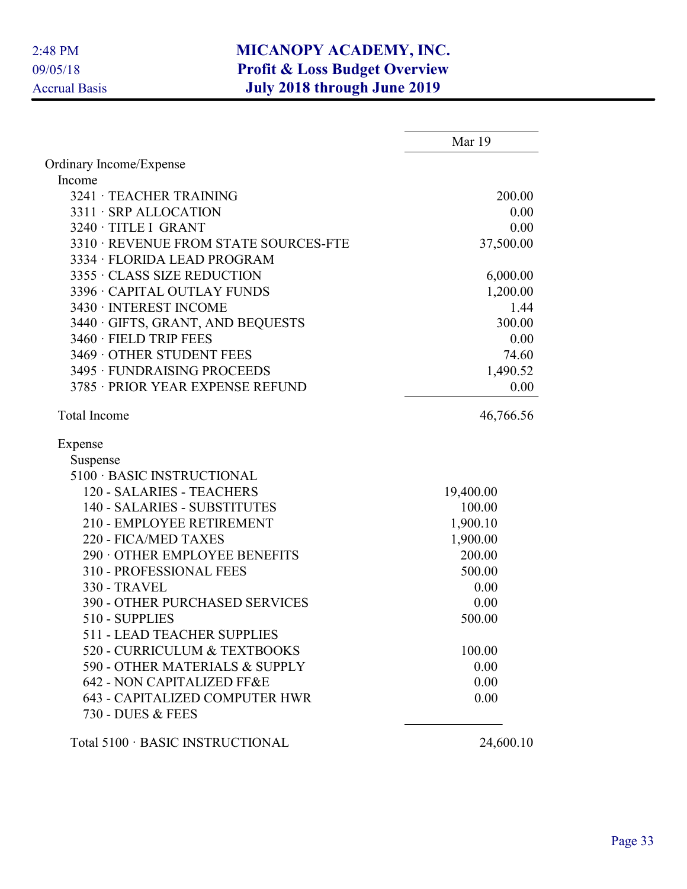# MICANOPY ACADEMY, INC.
## Profit & Loss Budget Overview
### July 2018 through June 2019

2:48 PM
09/05/18
Accrual Basis

| | Mar 19 |
|---|---|
| Ordinary Income/Expense | |
| Income | |
| 3241 · TEACHER TRAINING | 200.00 |
| 3311 · SRP ALLOCATION | 0.00 |
| 3240 · TITLE I GRANT | 0.00 |
| 3310 · REVENUE FROM STATE SOURCES-FTE | 37,500.00 |
| 3334 · FLORIDA LEAD PROGRAM | |
| 3355 · CLASS SIZE REDUCTION | 6,000.00 |
| 3396 · CAPITAL OUTLAY FUNDS | 1,200.00 |
| 3430 · INTEREST INCOME | 1.44 |
| 3440 · GIFTS, GRANT, AND BEQUESTS | 300.00 |
| 3460 · FIELD TRIP FEES | 0.00 |
| 3469 · OTHER STUDENT FEES | 74.60 |
| 3495 · FUNDRAISING PROCEEDS | 1,490.52 |
| 3785 · PRIOR YEAR EXPENSE REFUND | 0.00 |
| Total Income | 46,766.56 |
| Expense | |
| Suspense | |
| 5100 · BASIC INSTRUCTIONAL | |
| 120 - SALARIES - TEACHERS | 19,400.00 |
| 140 - SALARIES - SUBSTITUTES | 100.00 |
| 210 - EMPLOYEE RETIREMENT | 1,900.10 |
| 220 - FICA/MED TAXES | 1,900.00 |
| 290 · OTHER EMPLOYEE BENEFITS | 200.00 |
| 310 - PROFESSIONAL FEES | 500.00 |
| 330 - TRAVEL | 0.00 |
| 390 - OTHER PURCHASED SERVICES | 0.00 |
| 510 - SUPPLIES | 500.00 |
| 511 - LEAD TEACHER SUPPLIES | |
| 520 - CURRICULUM & TEXTBOOKS | 100.00 |
| 590 - OTHER MATERIALS & SUPPLY | 0.00 |
| 642 - NON CAPITALIZED FF&E | 0.00 |
| 643 - CAPITALIZED COMPUTER HWR | 0.00 |
| 730 - DUES & FEES | |
| Total 5100 · BASIC INSTRUCTIONAL | 24,600.10 |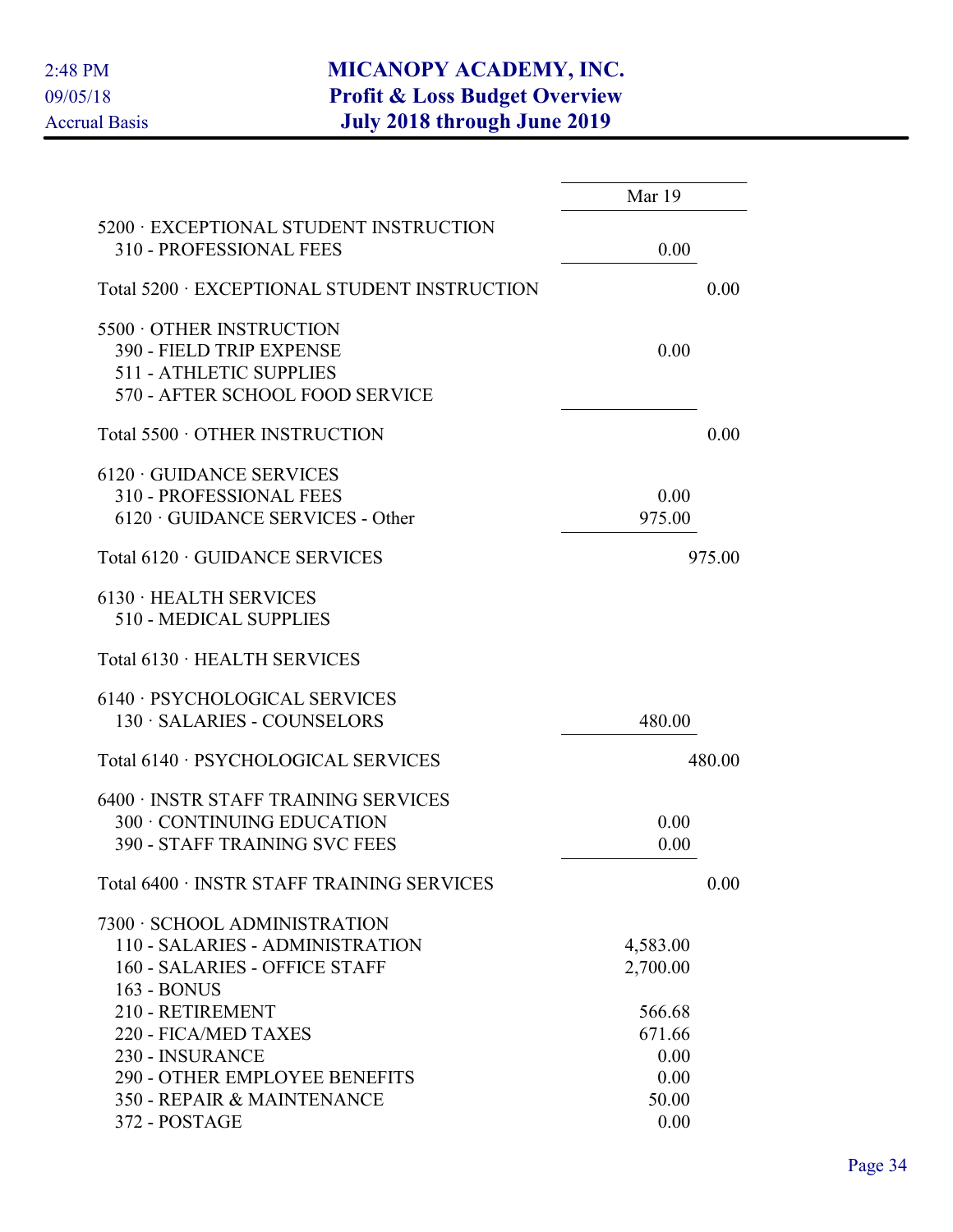# MICANOPY ACADEMY, INC.
## Profit & Loss Budget Overview
### July 2018 through June 2019

2:48 PM
09/05/18
Accrual Basis

| | Mar 19 |
|---|---|
| 5200 · EXCEPTIONAL STUDENT INSTRUCTION | |
| 310 - PROFESSIONAL FEES | 0.00 |
| Total 5200 · EXCEPTIONAL STUDENT INSTRUCTION | 0.00 |
| 5500 · OTHER INSTRUCTION | |
| 390 - FIELD TRIP EXPENSE | 0.00 |
| 511 - ATHLETIC SUPPLIES | |
| 570 - AFTER SCHOOL FOOD SERVICE | |
| Total 5500 · OTHER INSTRUCTION | 0.00 |
| 6120 · GUIDANCE SERVICES | |
| 310 - PROFESSIONAL FEES | 0.00 |
| 6120 · GUIDANCE SERVICES - Other | 975.00 |
| Total 6120 · GUIDANCE SERVICES | 975.00 |
| 6130 · HEALTH SERVICES | |
| 510 - MEDICAL SUPPLIES | |
| Total 6130 · HEALTH SERVICES | |
| 6140 · PSYCHOLOGICAL SERVICES | |
| 130 · SALARIES - COUNSELORS | 480.00 |
| Total 6140 · PSYCHOLOGICAL SERVICES | 480.00 |
| 6400 · INSTR STAFF TRAINING SERVICES | |
| 300 · CONTINUING EDUCATION | 0.00 |
| 390 - STAFF TRAINING SVC FEES | 0.00 |
| Total 6400 · INSTR STAFF TRAINING SERVICES | 0.00 |
| 7300 · SCHOOL ADMINISTRATION | |
| 110 - SALARIES - ADMINISTRATION | 4,583.00 |
| 160 - SALARIES - OFFICE STAFF | 2,700.00 |
| 163 - BONUS | |
| 210 - RETIREMENT | 566.68 |
| 220 - FICA/MED TAXES | 671.66 |
| 230 - INSURANCE | 0.00 |
| 290 - OTHER EMPLOYEE BENEFITS | 0.00 |
| 350 - REPAIR & MAINTENANCE | 50.00 |
| 372 - POSTAGE | 0.00 |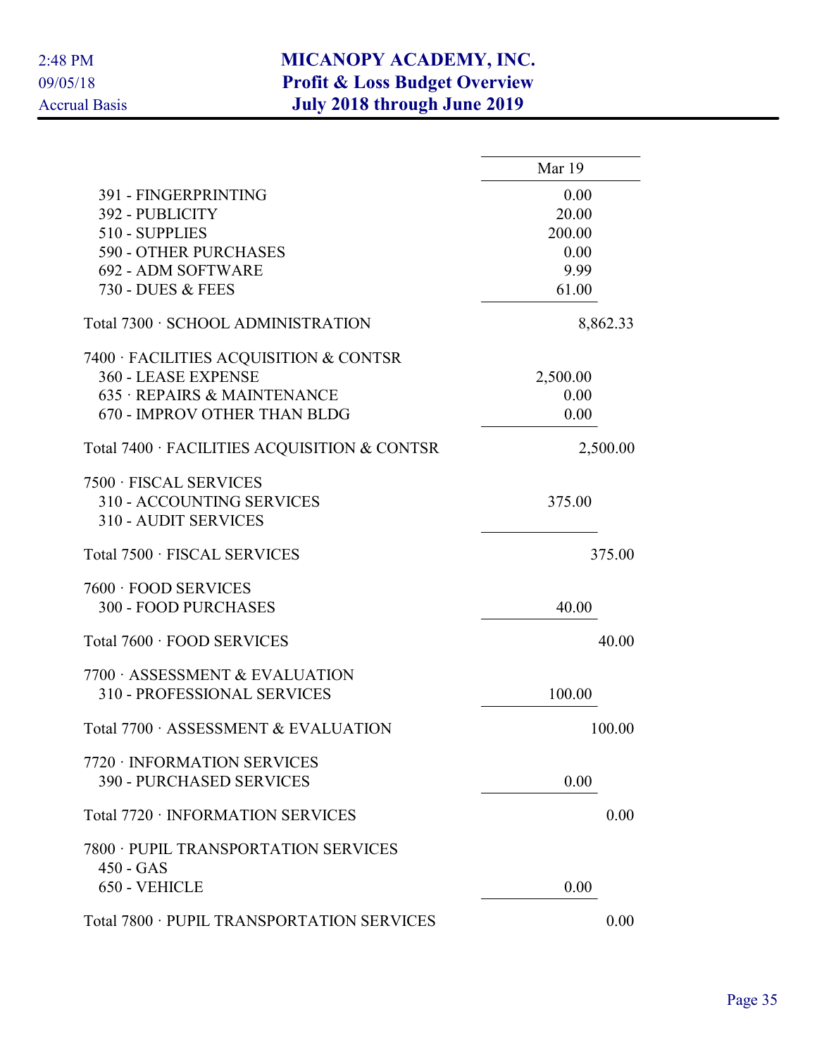# MICANOPY ACADEMY, INC.
## Profit & Loss Budget Overview
## July 2018 through June 2019

2:48 PM
09/05/18
Accrual Basis

| | Mar 19 |
|---|---|
| 391 - FINGERPRINTING | 0.00 |
| 392 - PUBLICITY | 20.00 |
| 510 - SUPPLIES | 200.00 |
| 590 - OTHER PURCHASES | 0.00 |
| 692 - ADM SOFTWARE | 9.99 |
| 730 - DUES & FEES | 61.00 |
| Total 7300 · SCHOOL ADMINISTRATION | 8,862.33 |
| 7400 · FACILITIES ACQUISITION & CONTSR | |
| 360 - LEASE EXPENSE | 2,500.00 |
| 635 · REPAIRS & MAINTENANCE | 0.00 |
| 670 - IMPROV OTHER THAN BLDG | 0.00 |
| Total 7400 · FACILITIES ACQUISITION & CONTSR | 2,500.00 |
| 7500 · FISCAL SERVICES | |
| 310 - ACCOUNTING SERVICES | 375.00 |
| 310 - AUDIT SERVICES | |
| Total 7500 · FISCAL SERVICES | 375.00 |
| 7600 · FOOD SERVICES | |
| 300 - FOOD PURCHASES | 40.00 |
| Total 7600 · FOOD SERVICES | 40.00 |
| 7700 · ASSESSMENT & EVALUATION | |
| 310 - PROFESSIONAL SERVICES | 100.00 |
| Total 7700 · ASSESSMENT & EVALUATION | 100.00 |
| 7720 · INFORMATION SERVICES | |
| 390 - PURCHASED SERVICES | 0.00 |
| Total 7720 · INFORMATION SERVICES | 0.00 |
| 7800 · PUPIL TRANSPORTATION SERVICES | |
| 450 - GAS | |
| 650 - VEHICLE | 0.00 |
| Total 7800 · PUPIL TRANSPORTATION SERVICES | 0.00 |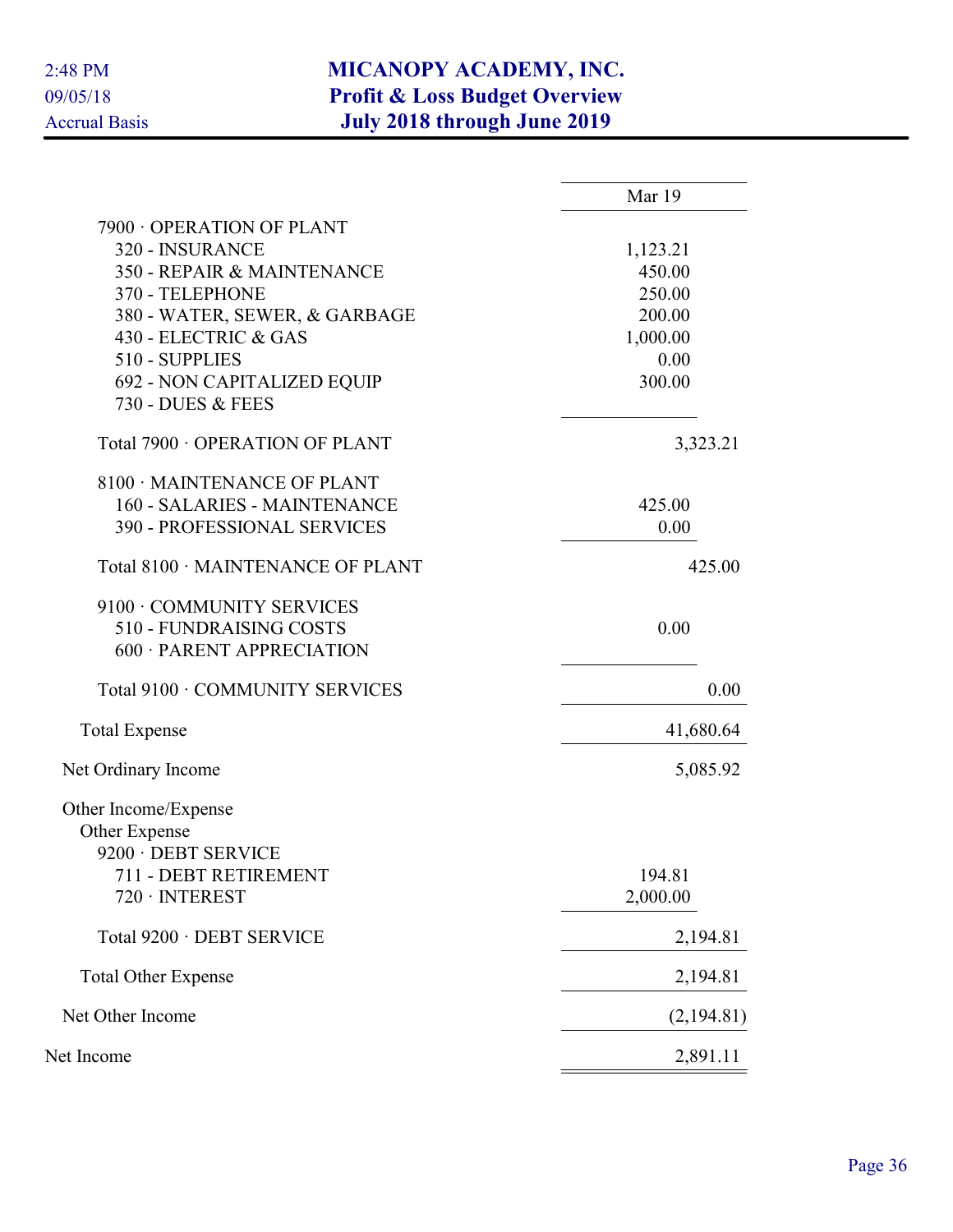# MICANOPY ACADEMY, INC.
## Profit & Loss Budget Overview
### July 2018 through June 2019

2:48 PM
09/05/18
Accrual Basis

| | Mar 19 |
|---|---|
| 7900 · OPERATION OF PLANT | |
| 320 - INSURANCE | 1,123.21 |
| 350 - REPAIR & MAINTENANCE | 450.00 |
| 370 - TELEPHONE | 250.00 |
| 380 - WATER, SEWER, & GARBAGE | 200.00 |
| 430 - ELECTRIC & GAS | 1,000.00 |
| 510 - SUPPLIES | 0.00 |
| 692 - NON CAPITALIZED EQUIP | 300.00 |
| 730 - DUES & FEES | |
| Total 7900 · OPERATION OF PLANT | 3,323.21 |
| 8100 · MAINTENANCE OF PLANT | |
| 160 - SALARIES - MAINTENANCE | 425.00 |
| 390 - PROFESSIONAL SERVICES | 0.00 |
| Total 8100 · MAINTENANCE OF PLANT | 425.00 |
| 9100 · COMMUNITY SERVICES | |
| 510 - FUNDRAISING COSTS | 0.00 |
| 600 · PARENT APPRECIATION | |
| Total 9100 · COMMUNITY SERVICES | 0.00 |
| Total Expense | 41,680.64 |
| Net Ordinary Income | 5,085.92 |
| Other Income/Expense | |
| Other Expense | |
| 9200 · DEBT SERVICE | |
| 711 - DEBT RETIREMENT | 194.81 |
| 720 · INTEREST | 2,000.00 |
| Total 9200 · DEBT SERVICE | 2,194.81 |
| Total Other Expense | 2,194.81 |
| Net Other Income | (2,194.81) |
| Net Income | 2,891.11 |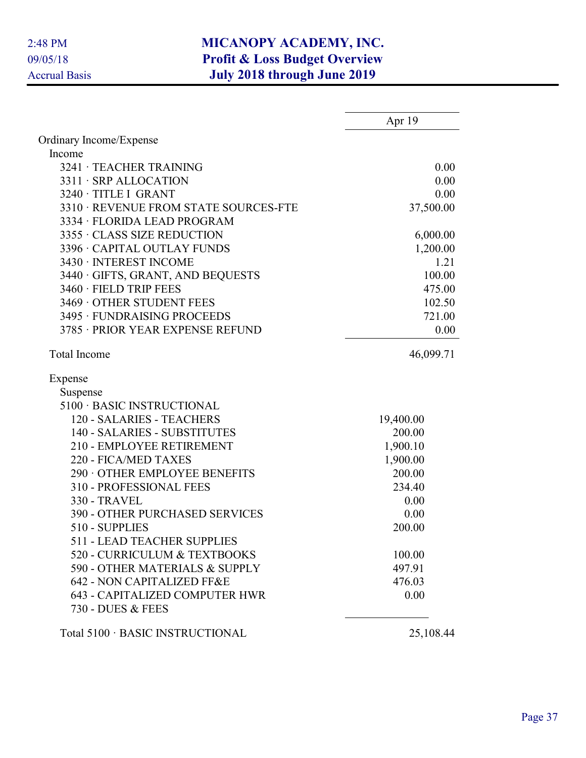# MICANOPY ACADEMY, INC.
## Profit & Loss Budget Overview
## July 2018 through June 2019

2:48 PM
09/05/18
Accrual Basis

| | Apr 19 |
|---|---|
| Ordinary Income/Expense | |
| Income | |
| 3241 · TEACHER TRAINING | 0.00 |
| 3311 · SRP ALLOCATION | 0.00 |
| 3240 · TITLE I GRANT | 0.00 |
| 3310 · REVENUE FROM STATE SOURCES-FTE | 37,500.00 |
| 3334 · FLORIDA LEAD PROGRAM | |
| 3355 · CLASS SIZE REDUCTION | 6,000.00 |
| 3396 · CAPITAL OUTLAY FUNDS | 1,200.00 |
| 3430 · INTEREST INCOME | 1.21 |
| 3440 · GIFTS, GRANT, AND BEQUESTS | 100.00 |
| 3460 · FIELD TRIP FEES | 475.00 |
| 3469 · OTHER STUDENT FEES | 102.50 |
| 3495 · FUNDRAISING PROCEEDS | 721.00 |
| 3785 · PRIOR YEAR EXPENSE REFUND | 0.00 |
| Total Income | 46,099.71 |
| Expense | |
| Suspense | |
| 5100 · BASIC INSTRUCTIONAL | |
| 120 - SALARIES - TEACHERS | 19,400.00 |
| 140 - SALARIES - SUBSTITUTES | 200.00 |
| 210 - EMPLOYEE RETIREMENT | 1,900.10 |
| 220 - FICA/MED TAXES | 1,900.00 |
| 290 · OTHER EMPLOYEE BENEFITS | 200.00 |
| 310 - PROFESSIONAL FEES | 234.40 |
| 330 - TRAVEL | 0.00 |
| 390 - OTHER PURCHASED SERVICES | 0.00 |
| 510 - SUPPLIES | 200.00 |
| 511 - LEAD TEACHER SUPPLIES | |
| 520 - CURRICULUM & TEXTBOOKS | 100.00 |
| 590 - OTHER MATERIALS & SUPPLY | 497.91 |
| 642 - NON CAPITALIZED FF&E | 476.03 |
| 643 - CAPITALIZED COMPUTER HWR | 0.00 |
| 730 - DUES & FEES | |
| Total 5100 · BASIC INSTRUCTIONAL | 25,108.44 |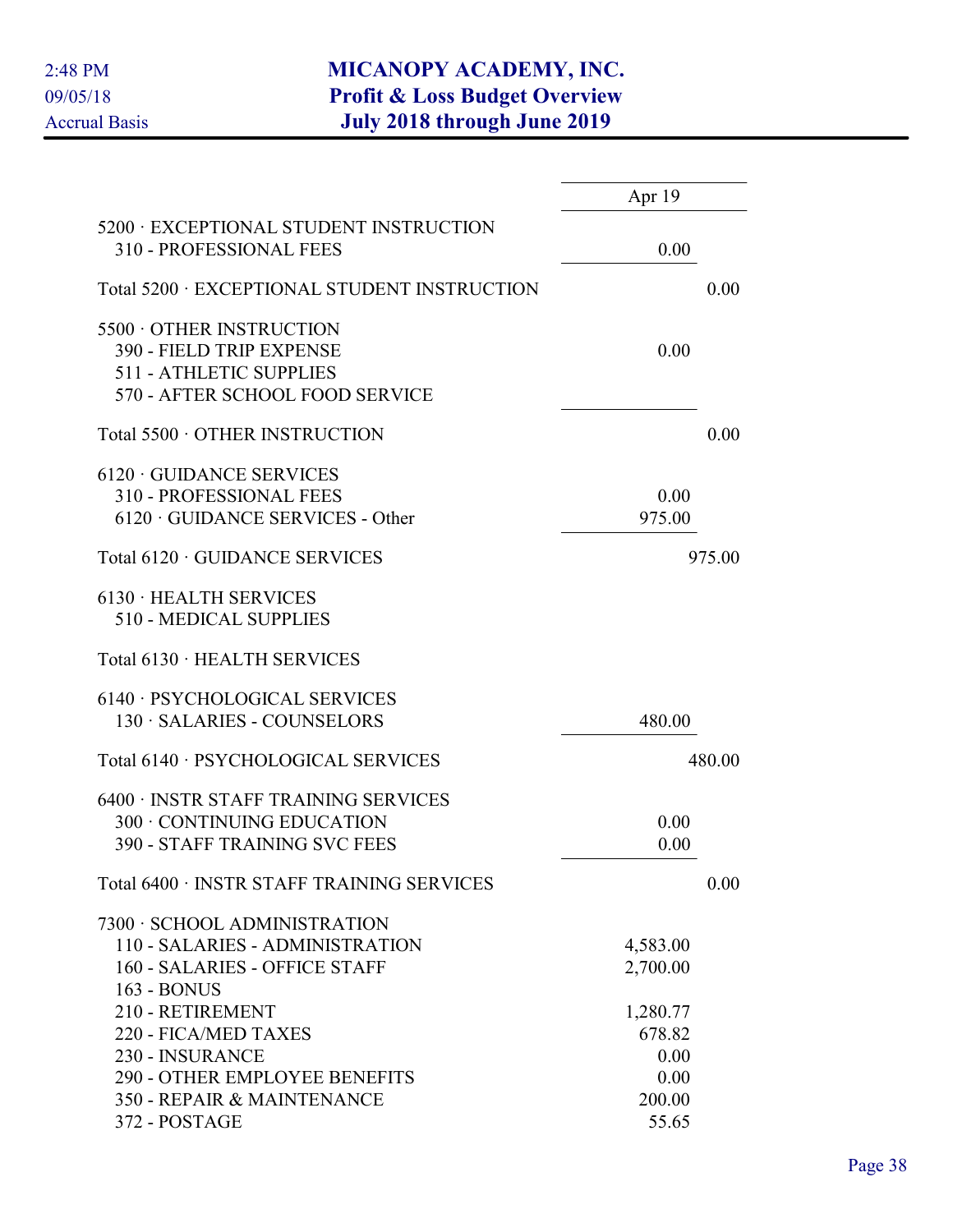# MICANOPY ACADEMY, INC.
## Profit & Loss Budget Overview
### July 2018 through June 2019

2:48 PM
09/05/18
Accrual Basis

| | Apr 19 | |
|---|---|---|
| 5200 · EXCEPTIONAL STUDENT INSTRUCTION | | |
| 310 - PROFESSIONAL FEES | 0.00 | |
| Total 5200 · EXCEPTIONAL STUDENT INSTRUCTION | | 0.00 |
| 5500 · OTHER INSTRUCTION | | |
| 390 - FIELD TRIP EXPENSE | 0.00 | |
| 511 - ATHLETIC SUPPLIES | | |
| 570 - AFTER SCHOOL FOOD SERVICE | | |
| Total 5500 · OTHER INSTRUCTION | | 0.00 |
| 6120 · GUIDANCE SERVICES | | |
| 310 - PROFESSIONAL FEES | 0.00 | |
| 6120 · GUIDANCE SERVICES - Other | 975.00 | |
| Total 6120 · GUIDANCE SERVICES | | 975.00 |
| 6130 · HEALTH SERVICES | | |
| 510 - MEDICAL SUPPLIES | | |
| Total 6130 · HEALTH SERVICES | | |
| 6140 · PSYCHOLOGICAL SERVICES | | |
| 130 · SALARIES - COUNSELORS | 480.00 | |
| Total 6140 · PSYCHOLOGICAL SERVICES | | 480.00 |
| 6400 · INSTR STAFF TRAINING SERVICES | | |
| 300 · CONTINUING EDUCATION | 0.00 | |
| 390 - STAFF TRAINING SVC FEES | 0.00 | |
| Total 6400 · INSTR STAFF TRAINING SERVICES | | 0.00 |
| 7300 · SCHOOL ADMINISTRATION | | |
| 110 - SALARIES - ADMINISTRATION | 4,583.00 | |
| 160 - SALARIES - OFFICE STAFF | 2,700.00 | |
| 163 - BONUS | | |
| 210 - RETIREMENT | 1,280.77 | |
| 220 - FICA/MED TAXES | 678.82 | |
| 230 - INSURANCE | 0.00 | |
| 290 - OTHER EMPLOYEE BENEFITS | 0.00 | |
| 350 - REPAIR & MAINTENANCE | 200.00 | |
| 372 - POSTAGE | 55.65 | |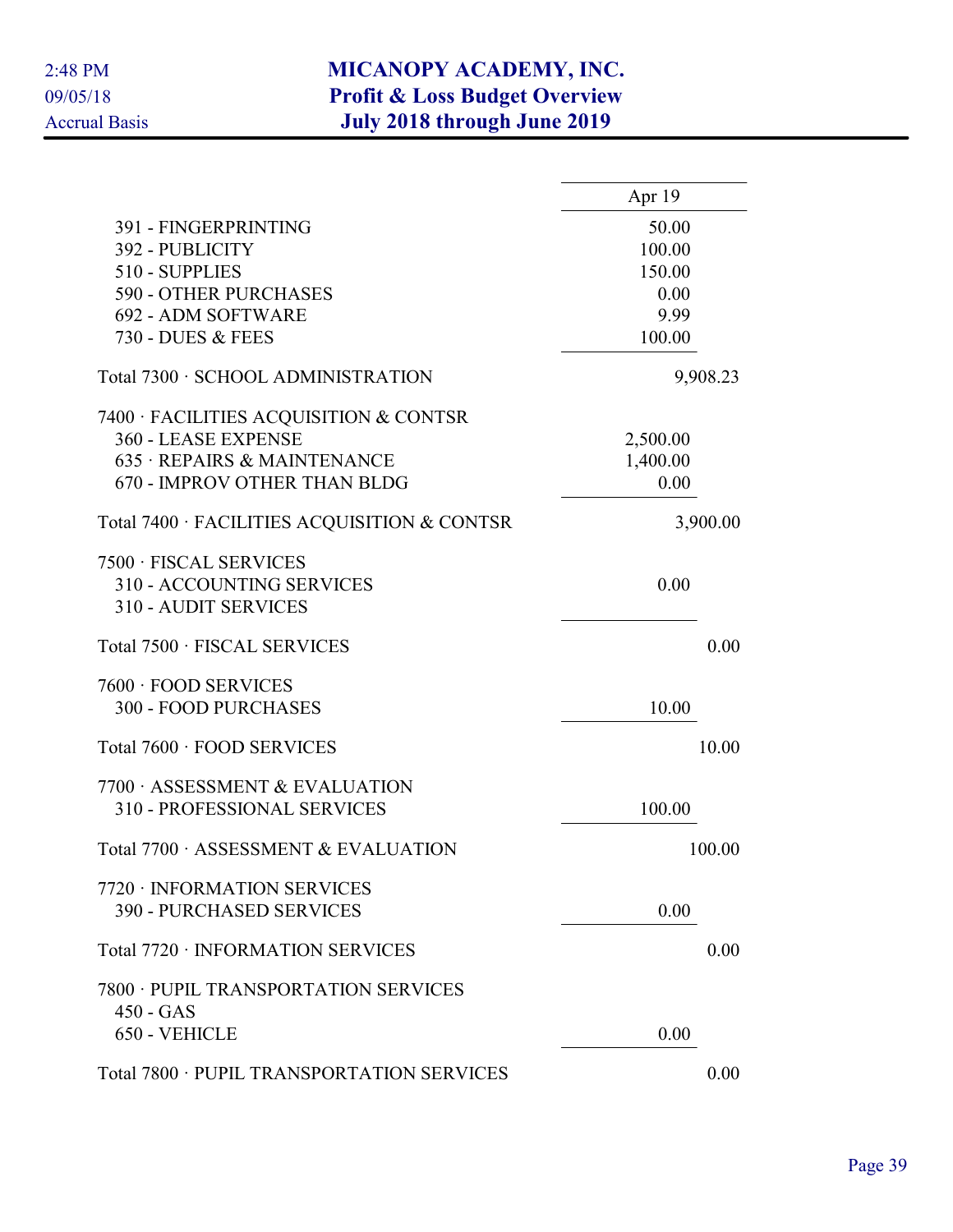# MICANOPY ACADEMY, INC.
## Profit & Loss Budget Overview
### July 2018 through June 2019

2:48 PM
09/05/18
Accrual Basis

| | Apr 19 |
|---|---|
| 391 - FINGERPRINTING | 50.00 |
| 392 - PUBLICITY | 100.00 |
| 510 - SUPPLIES | 150.00 |
| 590 - OTHER PURCHASES | 0.00 |
| 692 - ADM SOFTWARE | 9.99 |
| 730 - DUES & FEES | 100.00 |
| Total 7300 · SCHOOL ADMINISTRATION | 9,908.23 |
| 7400 · FACILITIES ACQUISITION & CONTSR | |
| 360 - LEASE EXPENSE | 2,500.00 |
| 635 · REPAIRS & MAINTENANCE | 1,400.00 |
| 670 - IMPROV OTHER THAN BLDG | 0.00 |
| Total 7400 · FACILITIES ACQUISITION & CONTSR | 3,900.00 |
| 7500 · FISCAL SERVICES | |
| 310 - ACCOUNTING SERVICES | 0.00 |
| 310 - AUDIT SERVICES | |
| Total 7500 · FISCAL SERVICES | 0.00 |
| 7600 · FOOD SERVICES | |
| 300 - FOOD PURCHASES | 10.00 |
| Total 7600 · FOOD SERVICES | 10.00 |
| 7700 · ASSESSMENT & EVALUATION | |
| 310 - PROFESSIONAL SERVICES | 100.00 |
| Total 7700 · ASSESSMENT & EVALUATION | 100.00 |
| 7720 · INFORMATION SERVICES | |
| 390 - PURCHASED SERVICES | 0.00 |
| Total 7720 · INFORMATION SERVICES | 0.00 |
| 7800 · PUPIL TRANSPORTATION SERVICES | |
| 450 - GAS | |
| 650 - VEHICLE | 0.00 |
| Total 7800 · PUPIL TRANSPORTATION SERVICES | 0.00 |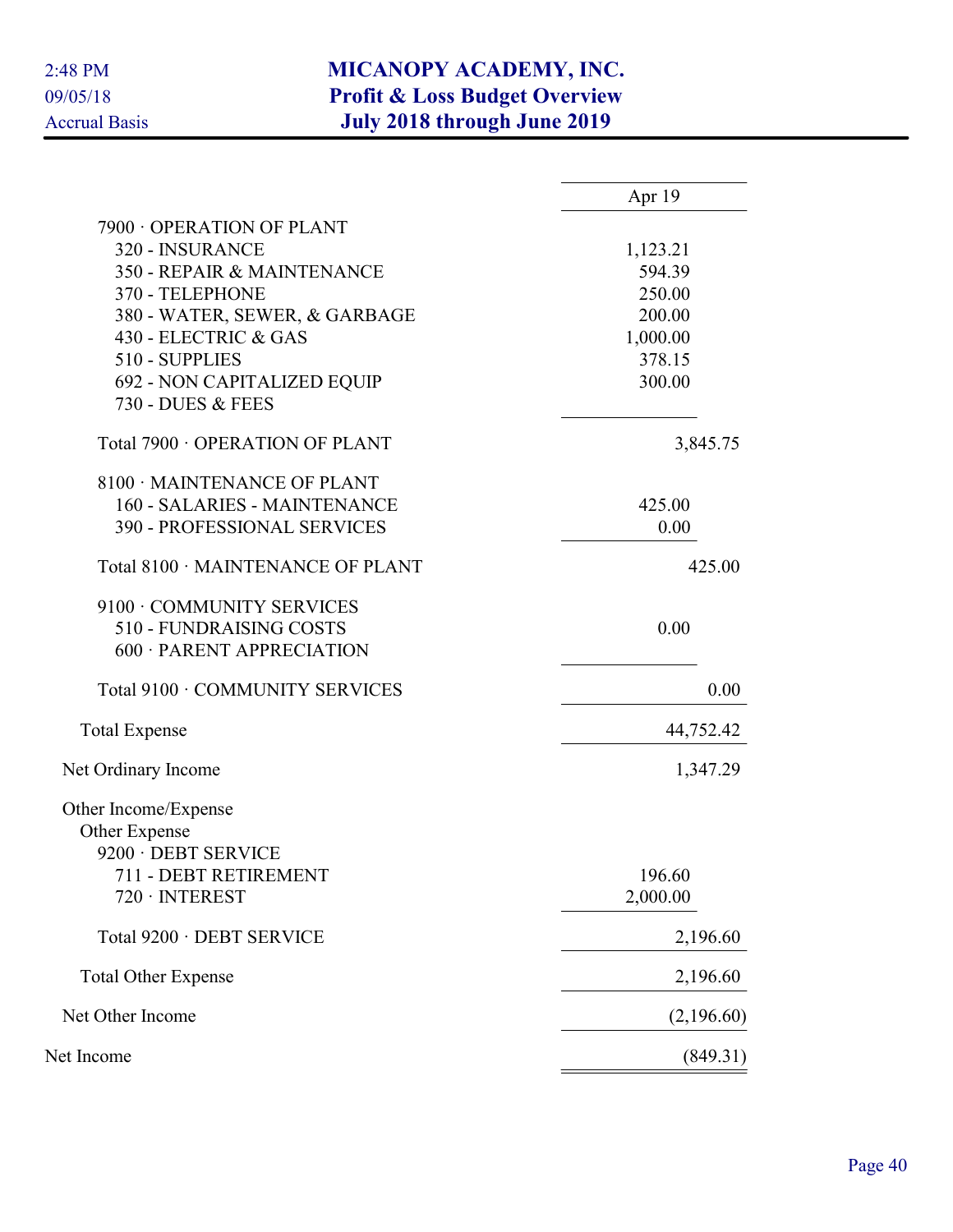# MICANOPY ACADEMY, INC.
## Profit & Loss Budget Overview
## July 2018 through June 2019

2:48 PM
09/05/18
Accrual Basis

| | Apr 19 |
|---|---|
| 7900 · OPERATION OF PLANT | |
| 320 - INSURANCE | 1,123.21 |
| 350 - REPAIR & MAINTENANCE | 594.39 |
| 370 - TELEPHONE | 250.00 |
| 380 - WATER, SEWER, & GARBAGE | 200.00 |
| 430 - ELECTRIC & GAS | 1,000.00 |
| 510 - SUPPLIES | 378.15 |
| 692 - NON CAPITALIZED EQUIP | 300.00 |
| 730 - DUES & FEES | |
| Total 7900 · OPERATION OF PLANT | 3,845.75 |
| 8100 · MAINTENANCE OF PLANT | |
| 160 - SALARIES - MAINTENANCE | 425.00 |
| 390 - PROFESSIONAL SERVICES | 0.00 |
| Total 8100 · MAINTENANCE OF PLANT | 425.00 |
| 9100 · COMMUNITY SERVICES | |
| 510 - FUNDRAISING COSTS | 0.00 |
| 600 · PARENT APPRECIATION | |
| Total 9100 · COMMUNITY SERVICES | 0.00 |
| Total Expense | 44,752.42 |
| Net Ordinary Income | 1,347.29 |
| Other Income/Expense | |
| Other Expense | |
| 9200 · DEBT SERVICE | |
| 711 - DEBT RETIREMENT | 196.60 |
| 720 · INTEREST | 2,000.00 |
| Total 9200 · DEBT SERVICE | 2,196.60 |
| Total Other Expense | 2,196.60 |
| Net Other Income | (2,196.60) |
| Net Income | (849.31) |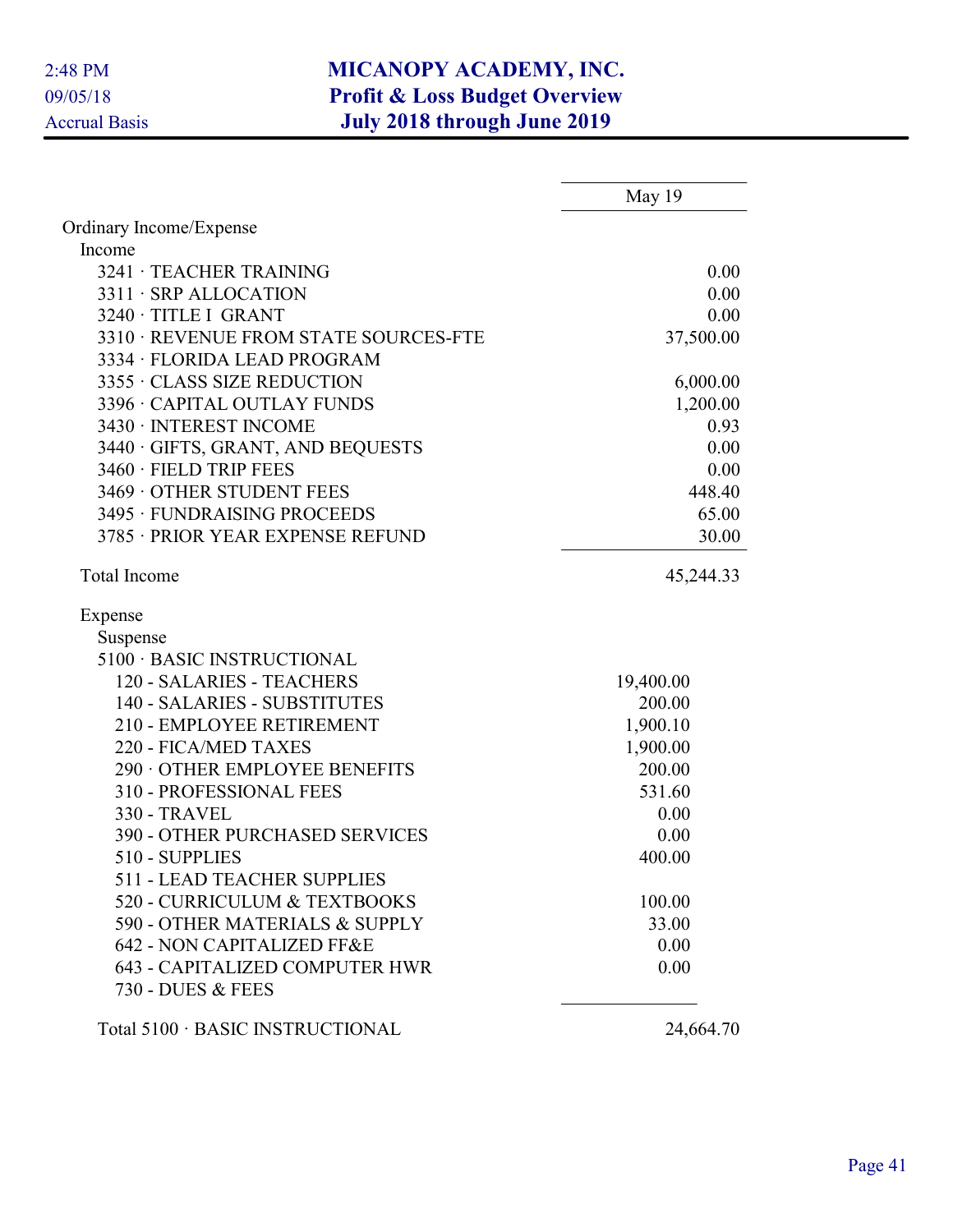# MICANOPY ACADEMY, INC.
## Profit & Loss Budget Overview
### July 2018 through June 2019

2:48 PM
09/05/18
Accrual Basis

| | May 19 |
|---|---|
| Ordinary Income/Expense | |
| Income | |
| 3241 · TEACHER TRAINING | 0.00 |
| 3311 · SRP ALLOCATION | 0.00 |
| 3240 · TITLE I GRANT | 0.00 |
| 3310 · REVENUE FROM STATE SOURCES-FTE | 37,500.00 |
| 3334 · FLORIDA LEAD PROGRAM | |
| 3355 · CLASS SIZE REDUCTION | 6,000.00 |
| 3396 · CAPITAL OUTLAY FUNDS | 1,200.00 |
| 3430 · INTEREST INCOME | 0.93 |
| 3440 · GIFTS, GRANT, AND BEQUESTS | 0.00 |
| 3460 · FIELD TRIP FEES | 0.00 |
| 3469 · OTHER STUDENT FEES | 448.40 |
| 3495 · FUNDRAISING PROCEEDS | 65.00 |
| 3785 · PRIOR YEAR EXPENSE REFUND | 30.00 |
| Total Income | 45,244.33 |
| Expense | |
| Suspense | |
| 5100 · BASIC INSTRUCTIONAL | |
| 120 - SALARIES - TEACHERS | 19,400.00 |
| 140 - SALARIES - SUBSTITUTES | 200.00 |
| 210 - EMPLOYEE RETIREMENT | 1,900.10 |
| 220 - FICA/MED TAXES | 1,900.00 |
| 290 · OTHER EMPLOYEE BENEFITS | 200.00 |
| 310 - PROFESSIONAL FEES | 531.60 |
| 330 - TRAVEL | 0.00 |
| 390 - OTHER PURCHASED SERVICES | 0.00 |
| 510 - SUPPLIES | 400.00 |
| 511 - LEAD TEACHER SUPPLIES | |
| 520 - CURRICULUM & TEXTBOOKS | 100.00 |
| 590 - OTHER MATERIALS & SUPPLY | 33.00 |
| 642 - NON CAPITALIZED FF&E | 0.00 |
| 643 - CAPITALIZED COMPUTER HWR | 0.00 |
| 730 - DUES & FEES | |
| Total 5100 · BASIC INSTRUCTIONAL | 24,664.70 |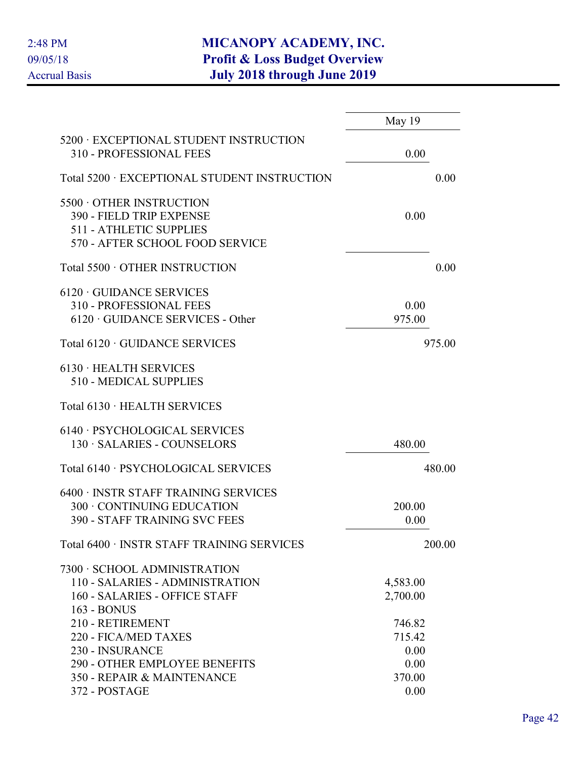# MICANOPY ACADEMY, INC.
## Profit & Loss Budget Overview
### July 2018 through June 2019

2:48 PM
09/05/18
Accrual Basis

| | May 19 | |
|---|---|---|
| 5200 · EXCEPTIONAL STUDENT INSTRUCTION | | |
| 310 - PROFESSIONAL FEES | 0.00 | |
| Total 5200 · EXCEPTIONAL STUDENT INSTRUCTION | | 0.00 |
| 5500 · OTHER INSTRUCTION | | |
| 390 - FIELD TRIP EXPENSE | 0.00 | |
| 511 - ATHLETIC SUPPLIES | | |
| 570 - AFTER SCHOOL FOOD SERVICE | | |
| Total 5500 · OTHER INSTRUCTION | | 0.00 |
| 6120 · GUIDANCE SERVICES | | |
| 310 - PROFESSIONAL FEES | 0.00 | |
| 6120 · GUIDANCE SERVICES - Other | 975.00 | |
| Total 6120 · GUIDANCE SERVICES | | 975.00 |
| 6130 · HEALTH SERVICES | | |
| 510 - MEDICAL SUPPLIES | | |
| Total 6130 · HEALTH SERVICES | | |
| 6140 · PSYCHOLOGICAL SERVICES | | |
| 130 · SALARIES - COUNSELORS | 480.00 | |
| Total 6140 · PSYCHOLOGICAL SERVICES | | 480.00 |
| 6400 · INSTR STAFF TRAINING SERVICES | | |
| 300 · CONTINUING EDUCATION | 200.00 | |
| 390 - STAFF TRAINING SVC FEES | 0.00 | |
| Total 6400 · INSTR STAFF TRAINING SERVICES | | 200.00 |
| 7300 · SCHOOL ADMINISTRATION | | |
| 110 - SALARIES - ADMINISTRATION | 4,583.00 | |
| 160 - SALARIES - OFFICE STAFF | 2,700.00 | |
| 163 - BONUS | | |
| 210 - RETIREMENT | 746.82 | |
| 220 - FICA/MED TAXES | 715.42 | |
| 230 - INSURANCE | 0.00 | |
| 290 - OTHER EMPLOYEE BENEFITS | 0.00 | |
| 350 - REPAIR & MAINTENANCE | 370.00 | |
| 372 - POSTAGE | 0.00 | |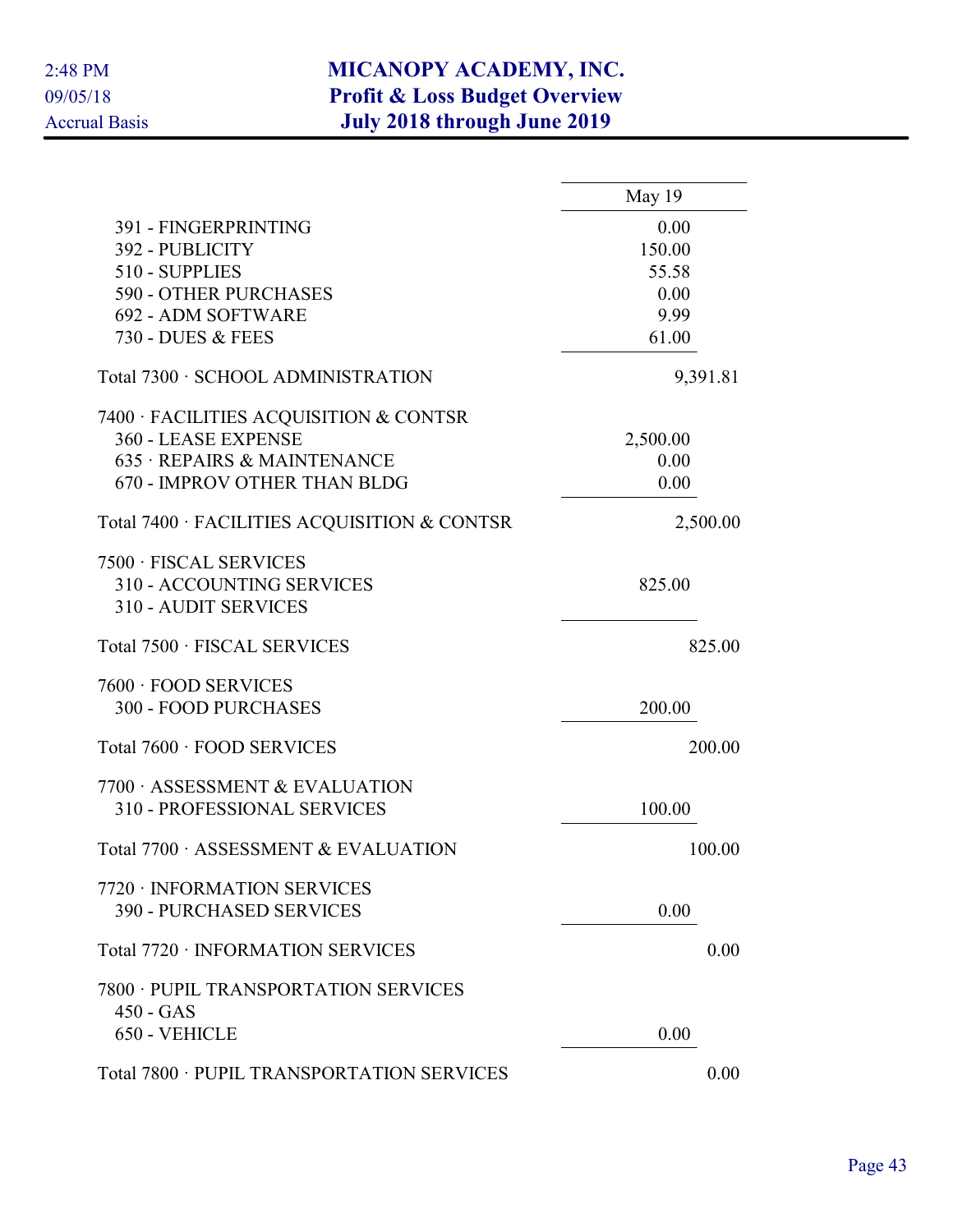# MICANOPY ACADEMY, INC.
## Profit & Loss Budget Overview
## July 2018 through June 2019

2:48 PM
09/05/18
Accrual Basis

| | May 19 | |
|---|---|---|
| 391 - FINGERPRINTING | 0.00 | |
| 392 - PUBLICITY | 150.00 | |
| 510 - SUPPLIES | 55.58 | |
| 590 - OTHER PURCHASES | 0.00 | |
| 692 - ADM SOFTWARE | 9.99 | |
| 730 - DUES & FEES | 61.00 | |
| Total 7300 · SCHOOL ADMINISTRATION | | 9,391.81 |
| 7400 · FACILITIES ACQUISITION & CONTSR | | |
| 360 - LEASE EXPENSE | 2,500.00 | |
| 635 · REPAIRS & MAINTENANCE | 0.00 | |
| 670 - IMPROV OTHER THAN BLDG | 0.00 | |
| Total 7400 · FACILITIES ACQUISITION & CONTSR | | 2,500.00 |
| 7500 · FISCAL SERVICES | | |
| 310 - ACCOUNTING SERVICES | 825.00 | |
| 310 - AUDIT SERVICES | | |
| Total 7500 · FISCAL SERVICES | | 825.00 |
| 7600 · FOOD SERVICES | | |
| 300 - FOOD PURCHASES | 200.00 | |
| Total 7600 · FOOD SERVICES | | 200.00 |
| 7700 · ASSESSMENT & EVALUATION | | |
| 310 - PROFESSIONAL SERVICES | 100.00 | |
| Total 7700 · ASSESSMENT & EVALUATION | | 100.00 |
| 7720 · INFORMATION SERVICES | | |
| 390 - PURCHASED SERVICES | 0.00 | |
| Total 7720 · INFORMATION SERVICES | | 0.00 |
| 7800 · PUPIL TRANSPORTATION SERVICES | | |
| 450 - GAS | | |
| 650 - VEHICLE | 0.00 | |
| Total 7800 · PUPIL TRANSPORTATION SERVICES | | 0.00 |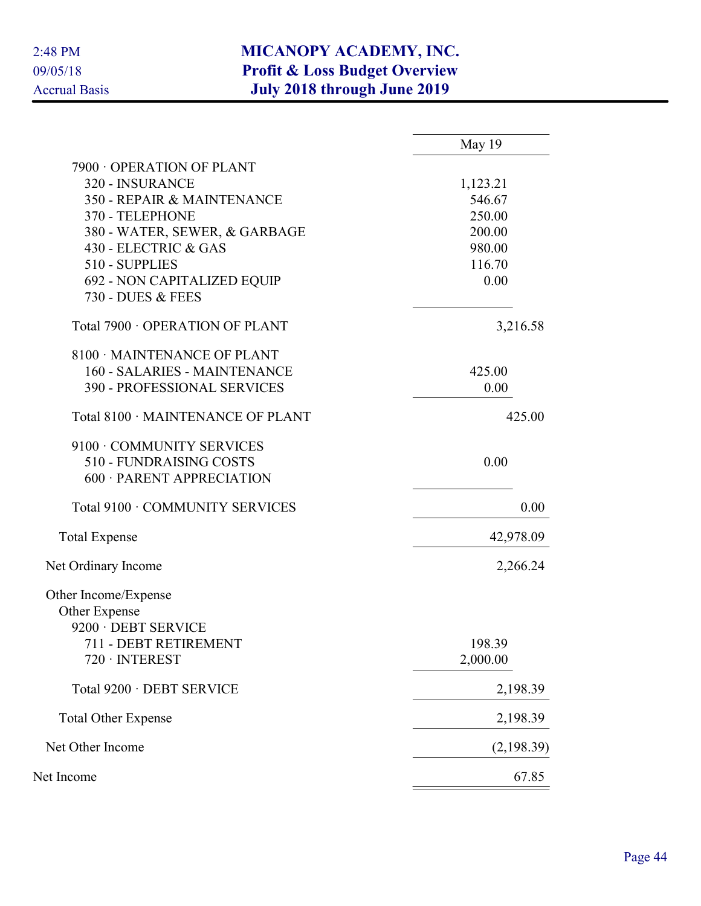# MICANOPY ACADEMY, INC.
## Profit & Loss Budget Overview
### July 2018 through June 2019

2:48 PM
09/05/18
Accrual Basis

| | May 19 |
|---|---|
| 7900 · OPERATION OF PLANT | |
| 320 - INSURANCE | 1,123.21 |
| 350 - REPAIR & MAINTENANCE | 546.67 |
| 370 - TELEPHONE | 250.00 |
| 380 - WATER, SEWER, & GARBAGE | 200.00 |
| 430 - ELECTRIC & GAS | 980.00 |
| 510 - SUPPLIES | 116.70 |
| 692 - NON CAPITALIZED EQUIP | 0.00 |
| 730 - DUES & FEES | |
| Total 7900 · OPERATION OF PLANT | 3,216.58 |
| 8100 · MAINTENANCE OF PLANT | |
| 160 - SALARIES - MAINTENANCE | 425.00 |
| 390 - PROFESSIONAL SERVICES | 0.00 |
| Total 8100 · MAINTENANCE OF PLANT | 425.00 |
| 9100 · COMMUNITY SERVICES | |
| 510 - FUNDRAISING COSTS | 0.00 |
| 600 · PARENT APPRECIATION | |
| Total 9100 · COMMUNITY SERVICES | 0.00 |
| Total Expense | 42,978.09 |
| Net Ordinary Income | 2,266.24 |
| Other Income/Expense | |
| Other Expense | |
| 9200 · DEBT SERVICE | |
| 711 - DEBT RETIREMENT | 198.39 |
| 720 · INTEREST | 2,000.00 |
| Total 9200 · DEBT SERVICE | 2,198.39 |
| Total Other Expense | 2,198.39 |
| Net Other Income | (2,198.39) |
| Net Income | 67.85 |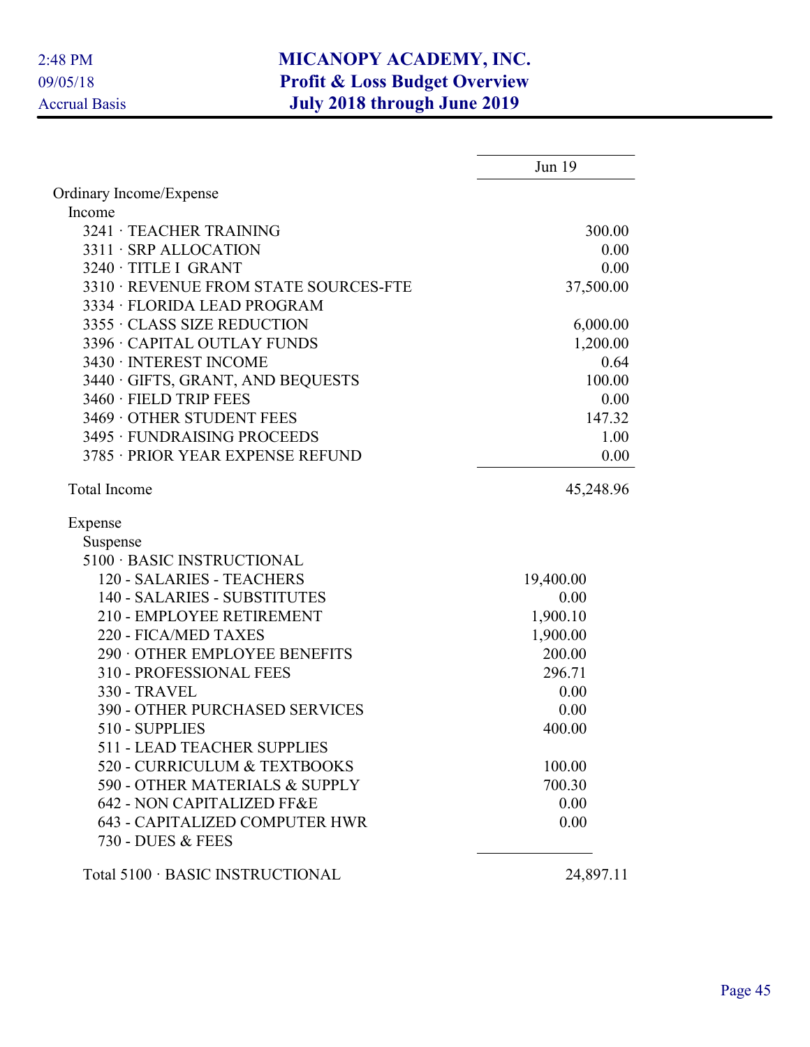2:48 PM
09/05/18
Accrual Basis

# MICANOPY ACADEMY, INC.
## Profit & Loss Budget Overview
### July 2018 through June 2019

| | Jun 19 |
|---|---|
| Ordinary Income/Expense | |
| Income | |
| 3241 · TEACHER TRAINING | 300.00 |
| 3311 · SRP ALLOCATION | 0.00 |
| 3240 · TITLE I GRANT | 0.00 |
| 3310 · REVENUE FROM STATE SOURCES-FTE | 37,500.00 |
| 3334 · FLORIDA LEAD PROGRAM | |
| 3355 · CLASS SIZE REDUCTION | 6,000.00 |
| 3396 · CAPITAL OUTLAY FUNDS | 1,200.00 |
| 3430 · INTEREST INCOME | 0.64 |
| 3440 · GIFTS, GRANT, AND BEQUESTS | 100.00 |
| 3460 · FIELD TRIP FEES | 0.00 |
| 3469 · OTHER STUDENT FEES | 147.32 |
| 3495 · FUNDRAISING PROCEEDS | 1.00 |
| 3785 · PRIOR YEAR EXPENSE REFUND | 0.00 |
| Total Income | 45,248.96 |
| Expense | |
| Suspense | |
| 5100 · BASIC INSTRUCTIONAL | |
| 120 - SALARIES - TEACHERS | 19,400.00 |
| 140 - SALARIES - SUBSTITUTES | 0.00 |
| 210 - EMPLOYEE RETIREMENT | 1,900.10 |
| 220 - FICA/MED TAXES | 1,900.00 |
| 290 · OTHER EMPLOYEE BENEFITS | 200.00 |
| 310 - PROFESSIONAL FEES | 296.71 |
| 330 - TRAVEL | 0.00 |
| 390 - OTHER PURCHASED SERVICES | 0.00 |
| 510 - SUPPLIES | 400.00 |
| 511 - LEAD TEACHER SUPPLIES | |
| 520 - CURRICULUM & TEXTBOOKS | 100.00 |
| 590 - OTHER MATERIALS & SUPPLY | 700.30 |
| 642 - NON CAPITALIZED FF&E | 0.00 |
| 643 - CAPITALIZED COMPUTER HWR | 0.00 |
| 730 - DUES & FEES | |
| Total 5100 · BASIC INSTRUCTIONAL | 24,897.11 |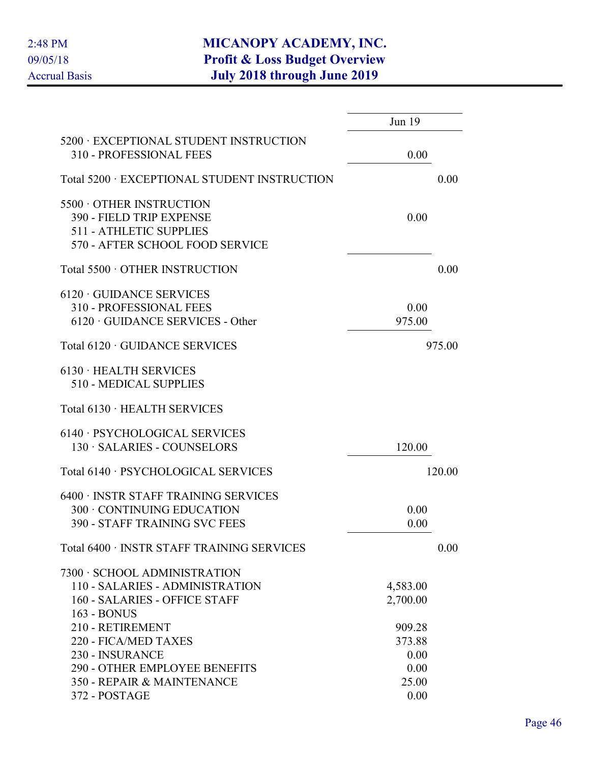# MICANOPY ACADEMY, INC.
## Profit & Loss Budget Overview
## July 2018 through June 2019

2:48 PM
09/05/18
Accrual Basis

| | Jun 19 | |
|---|---|---|
| 5200 · EXCEPTIONAL STUDENT INSTRUCTION | | |
| 310 - PROFESSIONAL FEES | 0.00 | |
| Total 5200 · EXCEPTIONAL STUDENT INSTRUCTION | | 0.00 |
| 5500 · OTHER INSTRUCTION | | |
| 390 - FIELD TRIP EXPENSE | 0.00 | |
| 511 - ATHLETIC SUPPLIES | | |
| 570 - AFTER SCHOOL FOOD SERVICE | | |
| Total 5500 · OTHER INSTRUCTION | | 0.00 |
| 6120 · GUIDANCE SERVICES | | |
| 310 - PROFESSIONAL FEES | 0.00 | |
| 6120 · GUIDANCE SERVICES - Other | 975.00 | |
| Total 6120 · GUIDANCE SERVICES | | 975.00 |
| 6130 · HEALTH SERVICES | | |
| 510 - MEDICAL SUPPLIES | | |
| Total 6130 · HEALTH SERVICES | | |
| 6140 · PSYCHOLOGICAL SERVICES | | |
| 130 · SALARIES - COUNSELORS | 120.00 | |
| Total 6140 · PSYCHOLOGICAL SERVICES | | 120.00 |
| 6400 · INSTR STAFF TRAINING SERVICES | | |
| 300 · CONTINUING EDUCATION | 0.00 | |
| 390 - STAFF TRAINING SVC FEES | 0.00 | |
| Total 6400 · INSTR STAFF TRAINING SERVICES | | 0.00 |
| 7300 · SCHOOL ADMINISTRATION | | |
| 110 - SALARIES - ADMINISTRATION | 4,583.00 | |
| 160 - SALARIES - OFFICE STAFF | 2,700.00 | |
| 163 - BONUS | | |
| 210 - RETIREMENT | 909.28 | |
| 220 - FICA/MED TAXES | 373.88 | |
| 230 - INSURANCE | 0.00 | |
| 290 - OTHER EMPLOYEE BENEFITS | 0.00 | |
| 350 - REPAIR & MAINTENANCE | 25.00 | |
| 372 - POSTAGE | 0.00 | |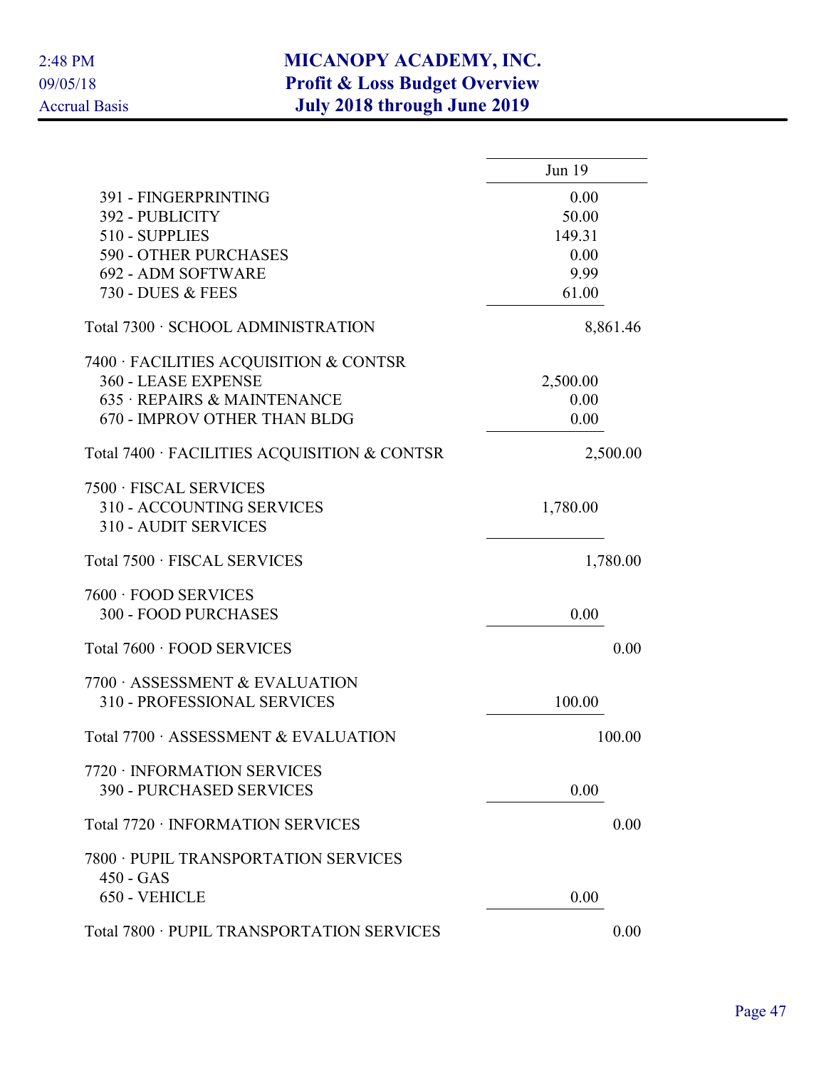# MICANOPY ACADEMY, INC.
## Profit & Loss Budget Overview
## July 2018 through June 2019

2:48 PM
09/05/18
Accrual Basis

| | Jun 19 | |
|---|---|---|
| 391 - FINGERPRINTING | 0.00 | |
| 392 - PUBLICITY | 50.00 | |
| 510 - SUPPLIES | 149.31 | |
| 590 - OTHER PURCHASES | 0.00 | |
| 692 - ADM SOFTWARE | 9.99 | |
| 730 - DUES & FEES | 61.00 | |
| Total 7300 · SCHOOL ADMINISTRATION | | 8,861.46 |
| 7400 · FACILITIES ACQUISITION & CONTSR | | |
| 360 - LEASE EXPENSE | 2,500.00 | |
| 635 · REPAIRS & MAINTENANCE | 0.00 | |
| 670 - IMPROV OTHER THAN BLDG | 0.00 | |
| Total 7400 · FACILITIES ACQUISITION & CONTSR | | 2,500.00 |
| 7500 · FISCAL SERVICES | | |
| 310 - ACCOUNTING SERVICES | 1,780.00 | |
| 310 - AUDIT SERVICES | | |
| Total 7500 · FISCAL SERVICES | | 1,780.00 |
| 7600 · FOOD SERVICES | | |
| 300 - FOOD PURCHASES | 0.00 | |
| Total 7600 · FOOD SERVICES | | 0.00 |
| 7700 · ASSESSMENT & EVALUATION | | |
| 310 - PROFESSIONAL SERVICES | 100.00 | |
| Total 7700 · ASSESSMENT & EVALUATION | | 100.00 |
| 7720 · INFORMATION SERVICES | | |
| 390 - PURCHASED SERVICES | 0.00 | |
| Total 7720 · INFORMATION SERVICES | | 0.00 |
| 7800 · PUPIL TRANSPORTATION SERVICES | | |
| 450 - GAS | | |
| 650 - VEHICLE | 0.00 | |
| Total 7800 · PUPIL TRANSPORTATION SERVICES | | 0.00 |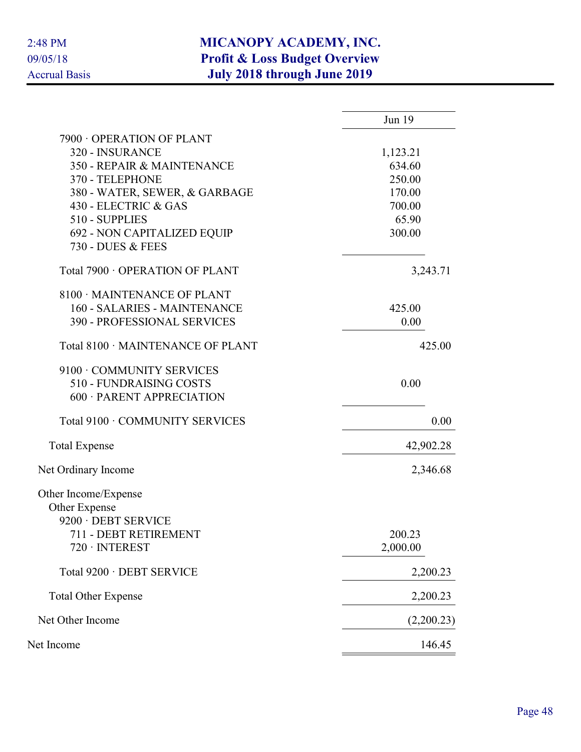# MICANOPY ACADEMY, INC.
## Profit & Loss Budget Overview
## July 2018 through June 2019

2:48 PM
09/05/18
Accrual Basis

| | Jun 19 |
|---|---|
| 7900 · OPERATION OF PLANT | |
| 320 - INSURANCE | 1,123.21 |
| 350 - REPAIR & MAINTENANCE | 634.60 |
| 370 - TELEPHONE | 250.00 |
| 380 - WATER, SEWER, & GARBAGE | 170.00 |
| 430 - ELECTRIC & GAS | 700.00 |
| 510 - SUPPLIES | 65.90 |
| 692 - NON CAPITALIZED EQUIP | 300.00 |
| 730 - DUES & FEES | |
| Total 7900 · OPERATION OF PLANT | 3,243.71 |
| 8100 · MAINTENANCE OF PLANT | |
| 160 - SALARIES - MAINTENANCE | 425.00 |
| 390 - PROFESSIONAL SERVICES | 0.00 |
| Total 8100 · MAINTENANCE OF PLANT | 425.00 |
| 9100 · COMMUNITY SERVICES | |
| 510 - FUNDRAISING COSTS | 0.00 |
| 600 · PARENT APPRECIATION | |
| Total 9100 · COMMUNITY SERVICES | 0.00 |
| Total Expense | 42,902.28 |
| Net Ordinary Income | 2,346.68 |
| Other Income/Expense | |
| Other Expense | |
| 9200 · DEBT SERVICE | |
| 711 - DEBT RETIREMENT | 200.23 |
| 720 · INTEREST | 2,000.00 |
| Total 9200 · DEBT SERVICE | 2,200.23 |
| Total Other Expense | 2,200.23 |
| Net Other Income | (2,200.23) |
| Net Income | 146.45 |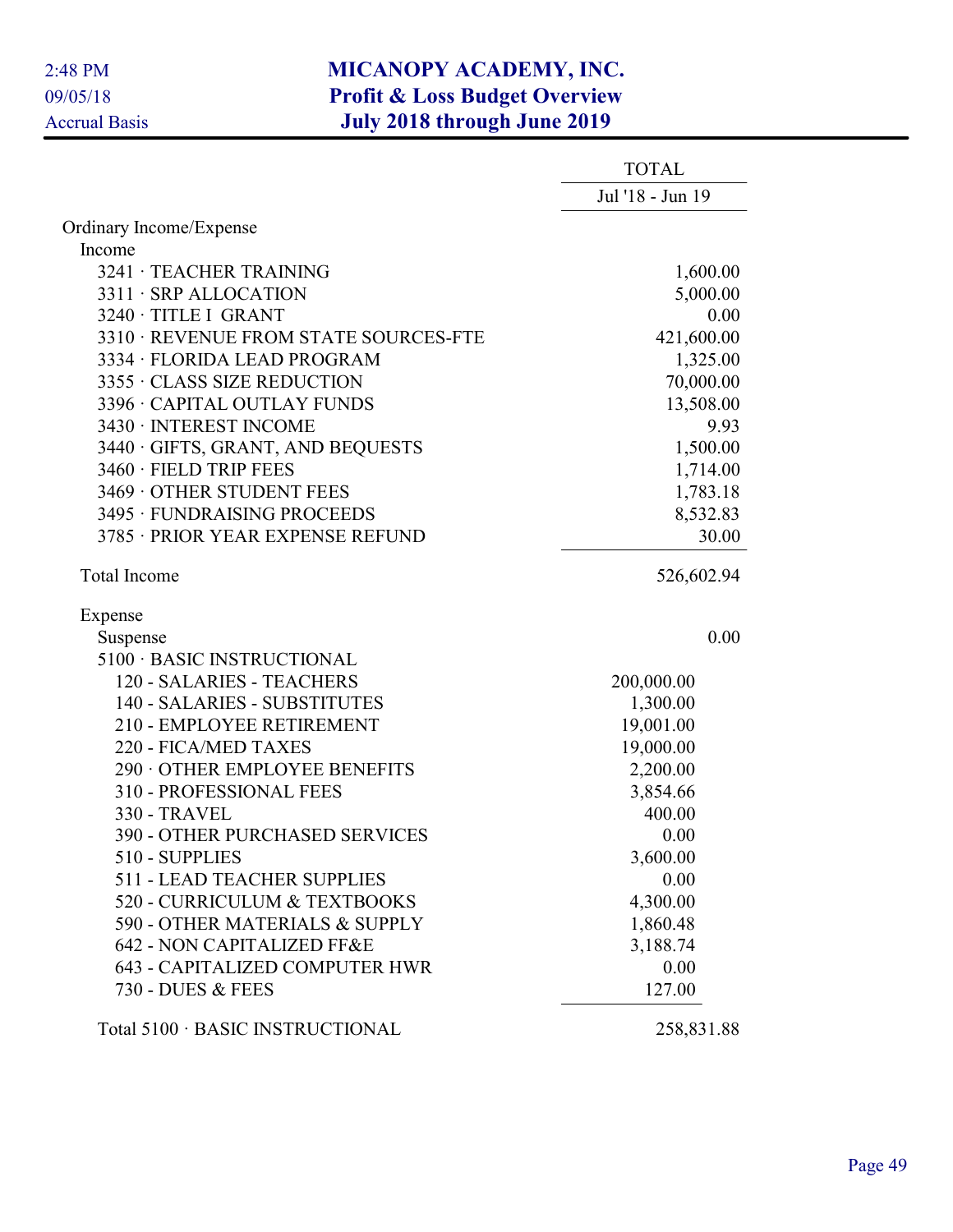2:48 PM
09/05/18
Accrual Basis

# MICANOPY ACADEMY, INC.
## Profit & Loss Budget Overview
## July 2018 through June 2019

| | | TOTAL |
|---|---|---|
| | | Jul '18 - Jun 19 |
| Ordinary Income/Expense | | |
| Income | | |
| 3241 · TEACHER TRAINING | | 1,600.00 |
| 3311 · SRP ALLOCATION | | 5,000.00 |
| 3240 · TITLE I GRANT | | 0.00 |
| 3310 · REVENUE FROM STATE SOURCES-FTE | | 421,600.00 |
| 3334 · FLORIDA LEAD PROGRAM | | 1,325.00 |
| 3355 · CLASS SIZE REDUCTION | | 70,000.00 |
| 3396 · CAPITAL OUTLAY FUNDS | | 13,508.00 |
| 3430 · INTEREST INCOME | | 9.93 |
| 3440 · GIFTS, GRANT, AND BEQUESTS | | 1,500.00 |
| 3460 · FIELD TRIP FEES | | 1,714.00 |
| 3469 · OTHER STUDENT FEES | | 1,783.18 |
| 3495 · FUNDRAISING PROCEEDS | | 8,532.83 |
| 3785 · PRIOR YEAR EXPENSE REFUND | | 30.00 |
| Total Income | | 526,602.94 |
| Expense | | |
| Suspense | | 0.00 |
| 5100 · BASIC INSTRUCTIONAL | | |
| 120 - SALARIES - TEACHERS | 200,000.00 | |
| 140 - SALARIES - SUBSTITUTES | 1,300.00 | |
| 210 - EMPLOYEE RETIREMENT | 19,001.00 | |
| 220 - FICA/MED TAXES | 19,000.00 | |
| 290 · OTHER EMPLOYEE BENEFITS | 2,200.00 | |
| 310 - PROFESSIONAL FEES | 3,854.66 | |
| 330 - TRAVEL | 400.00 | |
| 390 - OTHER PURCHASED SERVICES | 0.00 | |
| 510 - SUPPLIES | 3,600.00 | |
| 511 - LEAD TEACHER SUPPLIES | 0.00 | |
| 520 - CURRICULUM & TEXTBOOKS | 4,300.00 | |
| 590 - OTHER MATERIALS & SUPPLY | 1,860.48 | |
| 642 - NON CAPITALIZED FF&E | 3,188.74 | |
| 643 - CAPITALIZED COMPUTER HWR | 0.00 | |
| 730 - DUES & FEES | 127.00 | |
| Total 5100 · BASIC INSTRUCTIONAL | | 258,831.88 |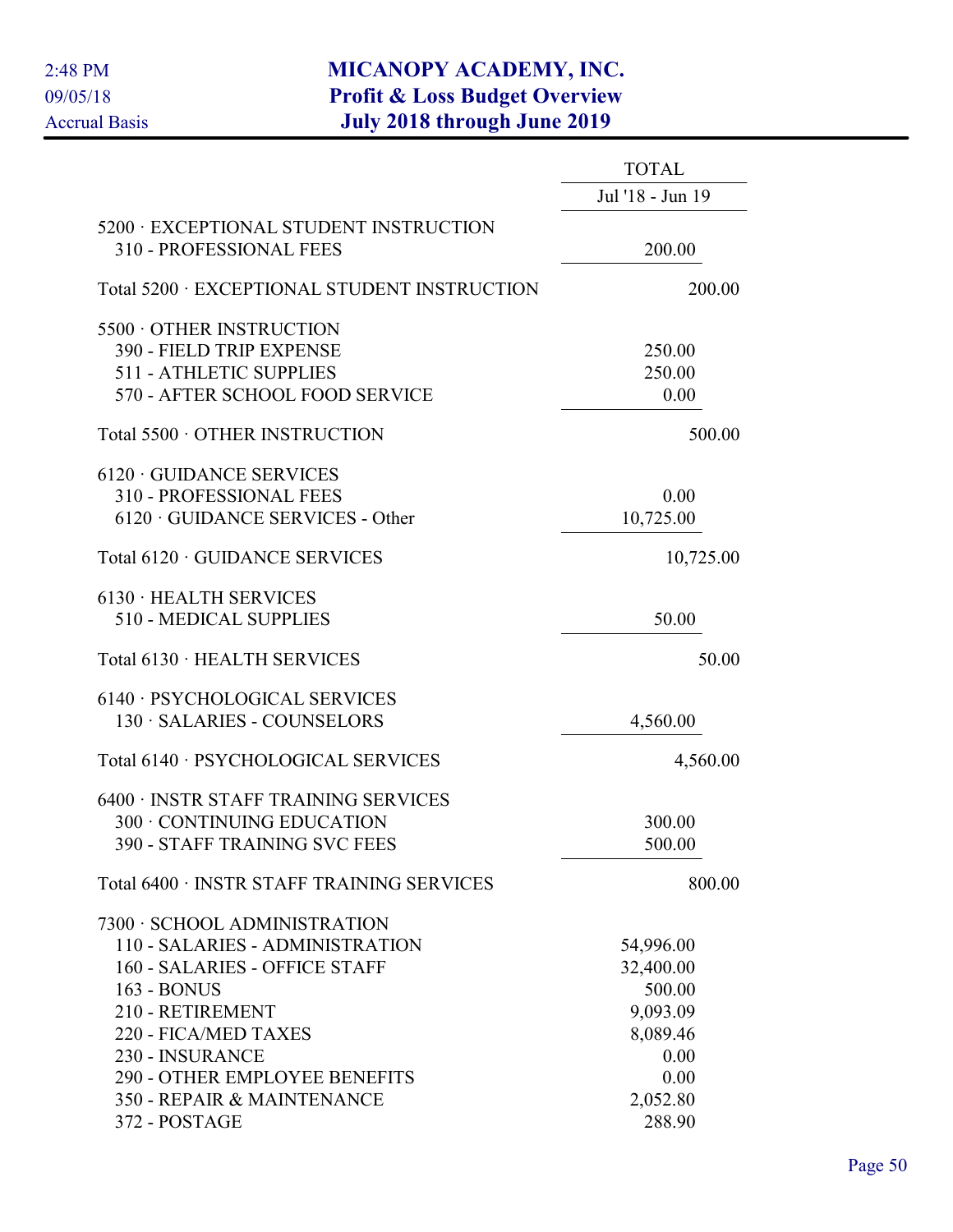# MICANOPY ACADEMY, INC.
## Profit & Loss Budget Overview
### July 2018 through June 2019

2:48 PM
09/05/18
Accrual Basis

| | TOTAL |
|---|---|
| | Jul '18 - Jun 19 |
| 5200 · EXCEPTIONAL STUDENT INSTRUCTION | |
| 310 - PROFESSIONAL FEES | 200.00 |
| Total 5200 · EXCEPTIONAL STUDENT INSTRUCTION | 200.00 |
| 5500 · OTHER INSTRUCTION | |
| 390 - FIELD TRIP EXPENSE | 250.00 |
| 511 - ATHLETIC SUPPLIES | 250.00 |
| 570 - AFTER SCHOOL FOOD SERVICE | 0.00 |
| Total 5500 · OTHER INSTRUCTION | 500.00 |
| 6120 · GUIDANCE SERVICES | |
| 310 - PROFESSIONAL FEES | 0.00 |
| 6120 · GUIDANCE SERVICES - Other | 10,725.00 |
| Total 6120 · GUIDANCE SERVICES | 10,725.00 |
| 6130 · HEALTH SERVICES | |
| 510 - MEDICAL SUPPLIES | 50.00 |
| Total 6130 · HEALTH SERVICES | 50.00 |
| 6140 · PSYCHOLOGICAL SERVICES | |
| 130 · SALARIES - COUNSELORS | 4,560.00 |
| Total 6140 · PSYCHOLOGICAL SERVICES | 4,560.00 |
| 6400 · INSTR STAFF TRAINING SERVICES | |
| 300 · CONTINUING EDUCATION | 300.00 |
| 390 - STAFF TRAINING SVC FEES | 500.00 |
| Total 6400 · INSTR STAFF TRAINING SERVICES | 800.00 |
| 7300 · SCHOOL ADMINISTRATION | |
| 110 - SALARIES - ADMINISTRATION | 54,996.00 |
| 160 - SALARIES - OFFICE STAFF | 32,400.00 |
| 163 - BONUS | 500.00 |
| 210 - RETIREMENT | 9,093.09 |
| 220 - FICA/MED TAXES | 8,089.46 |
| 230 - INSURANCE | 0.00 |
| 290 - OTHER EMPLOYEE BENEFITS | 0.00 |
| 350 - REPAIR & MAINTENANCE | 2,052.80 |
| 372 - POSTAGE | 288.90 |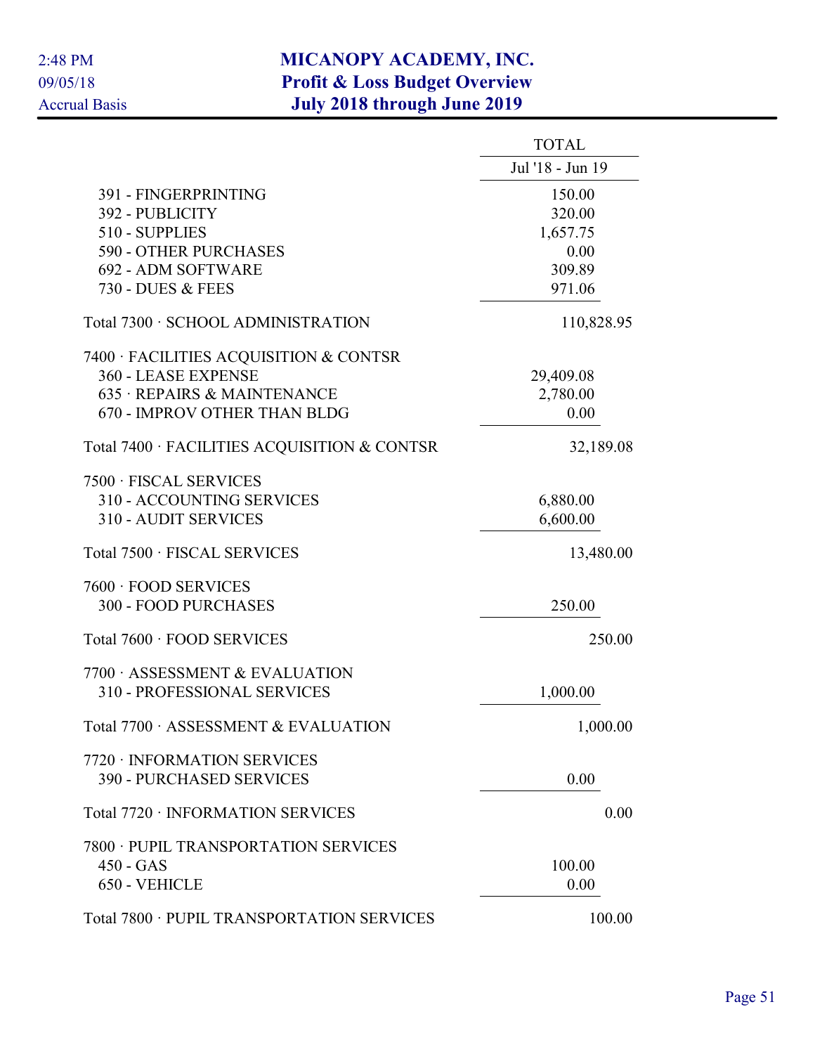# MICANOPY ACADEMY, INC.
## Profit & Loss Budget Overview
### July 2018 through June 2019

2:48 PM
09/05/18
Accrual Basis

| | TOTAL |
|---|---|
| | Jul '18 - Jun 19 |
| 391 - FINGERPRINTING | 150.00 |
| 392 - PUBLICITY | 320.00 |
| 510 - SUPPLIES | 1,657.75 |
| 590 - OTHER PURCHASES | 0.00 |
| 692 - ADM SOFTWARE | 309.89 |
| 730 - DUES & FEES | 971.06 |
| Total 7300 · SCHOOL ADMINISTRATION | 110,828.95 |
| 7400 · FACILITIES ACQUISITION & CONTSR | |
| 360 - LEASE EXPENSE | 29,409.08 |
| 635 · REPAIRS & MAINTENANCE | 2,780.00 |
| 670 - IMPROV OTHER THAN BLDG | 0.00 |
| Total 7400 · FACILITIES ACQUISITION & CONTSR | 32,189.08 |
| 7500 · FISCAL SERVICES | |
| 310 - ACCOUNTING SERVICES | 6,880.00 |
| 310 - AUDIT SERVICES | 6,600.00 |
| Total 7500 · FISCAL SERVICES | 13,480.00 |
| 7600 · FOOD SERVICES | |
| 300 - FOOD PURCHASES | 250.00 |
| Total 7600 · FOOD SERVICES | 250.00 |
| 7700 · ASSESSMENT & EVALUATION | |
| 310 - PROFESSIONAL SERVICES | 1,000.00 |
| Total 7700 · ASSESSMENT & EVALUATION | 1,000.00 |
| 7720 · INFORMATION SERVICES | |
| 390 - PURCHASED SERVICES | 0.00 |
| Total 7720 · INFORMATION SERVICES | 0.00 |
| 7800 · PUPIL TRANSPORTATION SERVICES | |
| 450 - GAS | 100.00 |
| 650 - VEHICLE | 0.00 |
| Total 7800 · PUPIL TRANSPORTATION SERVICES | 100.00 |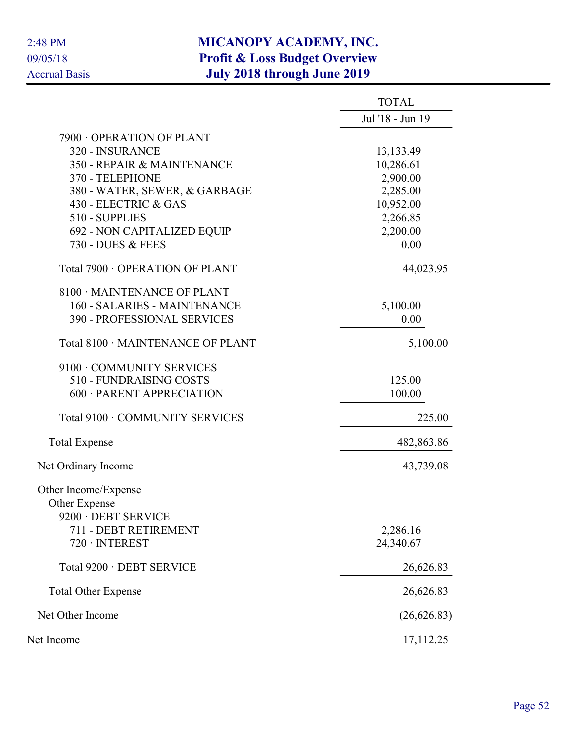# MICANOPY ACADEMY, INC.
## Profit & Loss Budget Overview
## July 2018 through June 2019

2:48 PM
09/05/18
Accrual Basis

| | TOTAL |
|---|---|
| | Jul '18 - Jun 19 |
| 7900 · OPERATION OF PLANT | |
| 320 - INSURANCE | 13,133.49 |
| 350 - REPAIR & MAINTENANCE | 10,286.61 |
| 370 - TELEPHONE | 2,900.00 |
| 380 - WATER, SEWER, & GARBAGE | 2,285.00 |
| 430 - ELECTRIC & GAS | 10,952.00 |
| 510 - SUPPLIES | 2,266.85 |
| 692 - NON CAPITALIZED EQUIP | 2,200.00 |
| 730 - DUES & FEES | 0.00 |
| Total 7900 · OPERATION OF PLANT | 44,023.95 |
| 8100 · MAINTENANCE OF PLANT | |
| 160 - SALARIES - MAINTENANCE | 5,100.00 |
| 390 - PROFESSIONAL SERVICES | 0.00 |
| Total 8100 · MAINTENANCE OF PLANT | 5,100.00 |
| 9100 · COMMUNITY SERVICES | |
| 510 - FUNDRAISING COSTS | 125.00 |
| 600 · PARENT APPRECIATION | 100.00 |
| Total 9100 · COMMUNITY SERVICES | 225.00 |
| Total Expense | 482,863.86 |
| Net Ordinary Income | 43,739.08 |
| Other Income/Expense | |
| Other Expense | |
| 9200 · DEBT SERVICE | |
| 711 - DEBT RETIREMENT | 2,286.16 |
| 720 · INTEREST | 24,340.67 |
| Total 9200 · DEBT SERVICE | 26,626.83 |
| Total Other Expense | 26,626.83 |
| Net Other Income | (26,626.83) |
| Net Income | 17,112.25 |